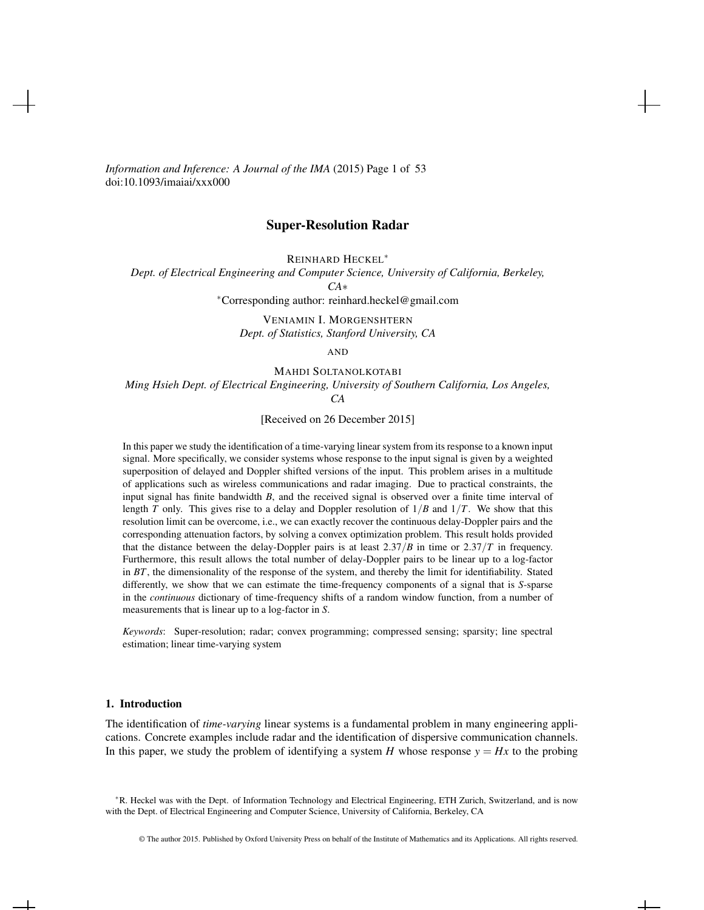# Super-Resolution Radar

REINHARD HECKEL*

*Dept. of Electrical Engineering and Computer Science, University of California, Berkeley, CA∗*

*Corresponding author: reinhard.heckel@gmail.com

VENIAMIN I. MORGENSHTERN

*Dept. of Statistics, Stanford University, CA*

AND

MAHDI SOLTANOLKOTABI

*Ming Hsieh Dept. of Electrical Engineering, University of Southern California, Los Angeles, CA*

[Received on 26 December 2015]

In this paper we study the identification of a time-varying linear system from its response to a known input signal. More specifically, we consider systems whose response to the input signal is given by a weighted superposition of delayed and Doppler shifted versions of the input. This problem arises in a multitude of applications such as wireless communications and radar imaging. Due to practical constraints, the input signal has finite bandwidth $B$, and the received signal is observed over a finite time interval of length $T$ only. This gives rise to a delay and Doppler resolution of $1/B$ and $1/T$. We show that this resolution limit can be overcome, i.e., we can exactly recover the continuous delay-Doppler pairs and the corresponding attenuation factors, by solving a convex optimization problem. This result holds provided that the distance between the delay-Doppler pairs is at least $2.37/B$ in time or $2.37/T$ in frequency. Furthermore, this result allows the total number of delay-Doppler pairs to be linear up to a log-factor in $BT$, the dimensionality of the response of the system, and thereby the limit for identifiability. Stated differently, we show that we can estimate the time-frequency components of a signal that is $S$-sparse in the *continuous* dictionary of time-frequency shifts of a random window function, from a number of measurements that is linear up to a log-factor in $S$.

*Keywords*: Super-resolution; radar; convex programming; compressed sensing; sparsity; line spectral estimation; linear time-varying system

## 1. Introduction

The identification of *time-varying* linear systems is a fundamental problem in many engineering applications. Concrete examples include radar and the identification of dispersive communication channels. In this paper, we study the problem of identifying a system $H$ whose response $y = Hx$ to the probing

*R. Heckel was with the Dept. of Information Technology and Electrical Engineering, ETH Zurich, Switzerland, and is now with the Dept. of Electrical Engineering and Computer Science, University of California, Berkeley, CA

© The author 2015. Published by Oxford University Press on behalf of the Institute of Mathematics and its Applications. All rights reserved.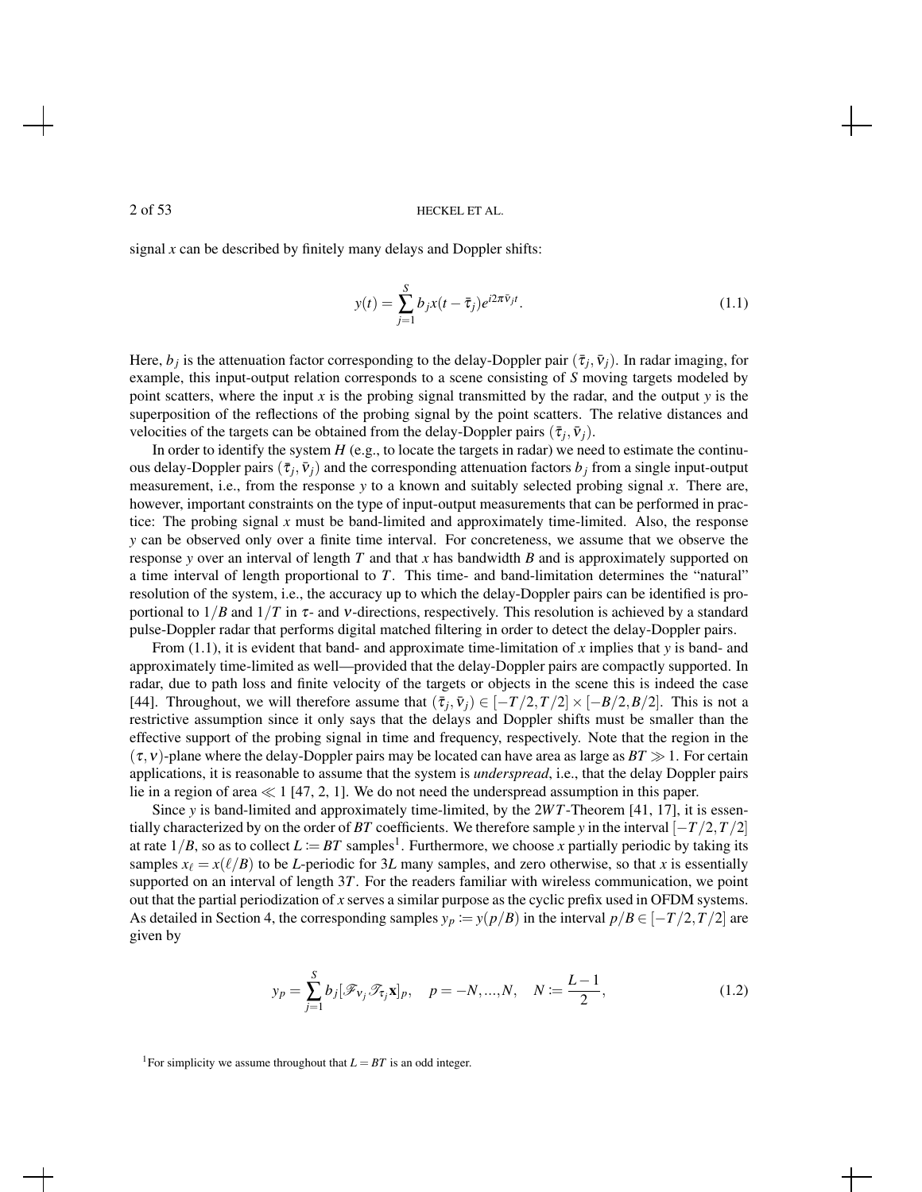signal $x$ can be described by finitely many delays and Doppler shifts:

$$y(t) = \sum_{j=1}^{S} b_j x(t - \bar{\tau}_j) e^{i2\pi \bar{\nu}_j t}. \tag{1.1}$$

Here, $b_j$ is the attenuation factor corresponding to the delay-Doppler pair $(\bar{\tau}_j, \bar{\nu}_j)$. In radar imaging, for example, this input-output relation corresponds to a scene consisting of $S$ moving targets modeled by point scatters, where the input $x$ is the probing signal transmitted by the radar, and the output $y$ is the superposition of the reflections of the probing signal by the point scatters. The relative distances and velocities of the targets can be obtained from the delay-Doppler pairs $(\bar{\tau}_j, \bar{\nu}_j)$.

In order to identify the system $H$ (e.g., to locate the targets in radar) we need to estimate the continuous delay-Doppler pairs $(\bar{\tau}_j, \bar{\nu}_j)$ and the corresponding attenuation factors $b_j$ from a single input-output measurement, i.e., from the response $y$ to a known and suitably selected probing signal $x$. There are, however, important constraints on the type of input-output measurements that can be performed in practice: The probing signal $x$ must be band-limited and approximately time-limited. Also, the response $y$ can be observed only over a finite time interval. For concreteness, we assume that we observe the response $y$ over an interval of length $T$ and that $x$ has bandwidth $B$ and is approximately supported on a time interval of length proportional to $T$. This time- and band-limitation determines the "natural" resolution of the system, i.e., the accuracy up to which the delay-Doppler pairs can be identified is proportional to $1/B$ and $1/T$ in $\tau$- and $\nu$-directions, respectively. This resolution is achieved by a standard pulse-Doppler radar that performs digital matched filtering in order to detect the delay-Doppler pairs.

From (1.1), it is evident that band- and approximate time-limitation of $x$ implies that $y$ is band- and approximately time-limited as well—provided that the delay-Doppler pairs are compactly supported. In radar, due to path loss and finite velocity of the targets or objects in the scene this is indeed the case [44]. Throughout, we will therefore assume that $(\bar{\tau}_j, \bar{\nu}_j) \in [-T/2, T/2] \times [-B/2, B/2]$. This is not a restrictive assumption since it only says that the delays and Doppler shifts must be smaller than the effective support of the probing signal in time and frequency, respectively. Note that the region in the $(\tau, \nu)$-plane where the delay-Doppler pairs may be located can have area as large as $BT \gg 1$. For certain applications, it is reasonable to assume that the system is *underspread*, i.e., that the delay Doppler pairs lie in a region of area $\ll 1$ [47, 2, 1]. We do not need the underspread assumption in this paper.

Since $y$ is band-limited and approximately time-limited, by the $2WT$-Theorem [41, 17], it is essentially characterized by on the order of $BT$ coefficients. We therefore sample $y$ in the interval $[-T/2, T/2]$ at rate $1/B$, so as to collect $L := BT$ samples[1]. Furthermore, we choose $x$ partially periodic by taking its samples $x_\ell = x(\ell/B)$ to be $L$-periodic for $3L$ many samples, and zero otherwise, so that $x$ is essentially supported on an interval of length $3T$. For the readers familiar with wireless communication, we point out that the partial periodization of $x$ serves a similar purpose as the cyclic prefix used in OFDM systems. As detailed in Section 4, the corresponding samples $y_p := y(p/B)$ in the interval $p/B \in [-T/2, T/2]$ are given by

$$y_p = \sum_{j=1}^{S} b_j [\mathscr{F}_{\nu_j} \mathscr{T}_{\tau_j} \mathbf{x}]_p, \quad p = -N, ..., N, \quad N := \frac{L-1}{2}, \tag{1.2}$$

[1] For simplicity we assume throughout that $L = BT$ is an odd integer.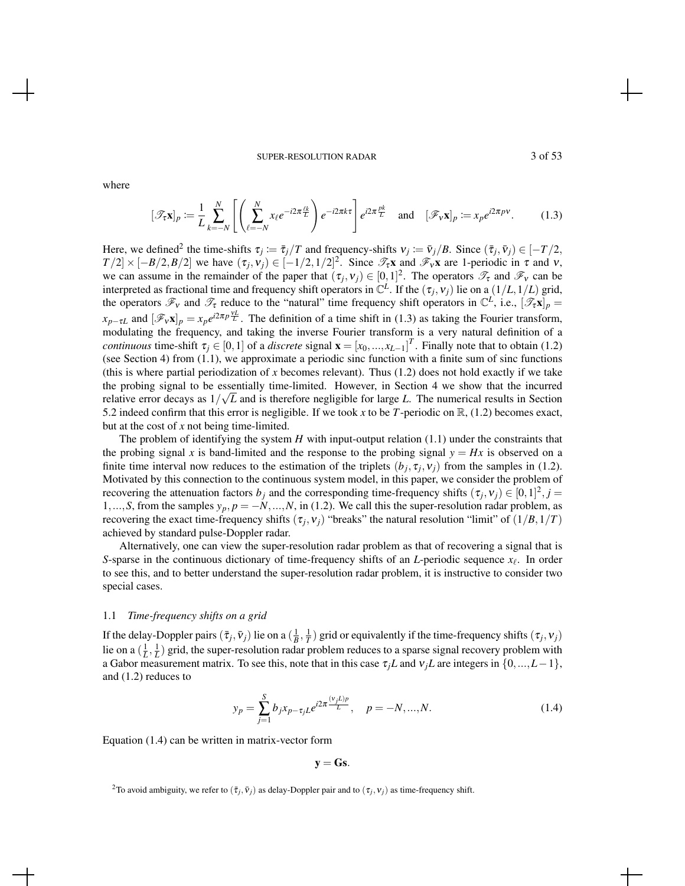where

$$[\mathscr{T}_\tau \mathbf{x}]_p := \frac{1}{L} \sum_{k=-N}^{N} \left[ \left( \sum_{\ell=-N}^{N} x_\ell e^{-i2\pi \frac{\ell k}{L}} \right) e^{-i2\pi k \tau} \right] e^{i2\pi \frac{pk}{L}} \quad \text{and} \quad [\mathscr{F}_\nu \mathbf{x}]_p := x_p e^{i2\pi p \nu}. \tag{1.3}$$

Here, we defined[2] the time-shifts $\tau_j := \bar{\tau}_j / T$ and frequency-shifts $\nu_j := \bar{\nu}_j / B$. Since $(\bar{\tau}_j, \bar{\nu}_j) \in [-T/2, T/2] \times [-B/2, B/2]$ we have $(\tau_j, \nu_j) \in [-1/2, 1/2]^2$. Since $\mathscr{T}_\tau \mathbf{x}$ and $\mathscr{F}_\nu \mathbf{x}$ are 1-periodic in $\tau$ and $\nu$, we can assume in the remainder of the paper that $(\tau_j, \nu_j) \in [0,1]^2$. The operators $\mathscr{T}_\tau$ and $\mathscr{F}_\nu$ can be interpreted as fractional time and frequency shift operators in $\mathbb{C}^L$. If the $(\tau_j, \nu_j)$ lie on a $(1/L, 1/L)$ grid, the operators $\mathscr{F}_\nu$ and $\mathscr{T}_\tau$ reduce to the "natural" time frequency shift operators in $\mathbb{C}^L$, i.e., $[\mathscr{T}_\tau \mathbf{x}]_p = x_{p - \tau L}$ and $[\mathscr{F}_\nu \mathbf{x}]_p = x_p e^{i2\pi p \frac{\nu L}{L}}$. The definition of a time shift in (1.3) as taking the Fourier transform, modulating the frequency, and taking the inverse Fourier transform is a very natural definition of a *continuous* time-shift $\tau_j \in [0,1]$ of a *discrete* signal $\mathbf{x} = [x_0, ..., x_{L-1}]^T$. Finally note that to obtain (1.2) (see Section 4) from (1.1), we approximate a periodic sinc function with a finite sum of sinc functions (this is where partial periodization of $x$ becomes relevant). Thus (1.2) does not hold exactly if we take the probing signal to be essentially time-limited. However, in Section 4 we show that the incurred relative error decays as $1/\sqrt{L}$ and is therefore negligible for large $L$. The numerical results in Section 5.2 indeed confirm that this error is negligible. If we took $x$ to be $T$-periodic on $\mathbb{R}$, (1.2) becomes exact, but at the cost of $x$ not being time-limited.

The problem of identifying the system $H$ with input-output relation (1.1) under the constraints that the probing signal $x$ is band-limited and the response to the probing signal $y = Hx$ is observed on a finite time interval now reduces to the estimation of the triplets $(b_j, \tau_j, \nu_j)$ from the samples in (1.2). Motivated by this connection to the continuous system model, in this paper, we consider the problem of recovering the attenuation factors $b_j$ and the corresponding time-frequency shifts $(\tau_j, \nu_j) \in [0,1]^2, j = 1, ..., S$, from the samples $y_p, p = -N, ..., N$, in (1.2). We call this the super-resolution radar problem, as recovering the exact time-frequency shifts $(\tau_j, \nu_j)$ "breaks" the natural resolution "limit" of $(1/B, 1/T)$ achieved by standard pulse-Doppler radar.

Alternatively, one can view the super-resolution radar problem as that of recovering a signal that is $S$-sparse in the continuous dictionary of time-frequency shifts of an $L$-periodic sequence $x_\ell$. In order to see this, and to better understand the super-resolution radar problem, it is instructive to consider two special cases.

### 1.1 *Time-frequency shifts on a grid*

If the delay-Doppler pairs $(\bar{\tau}_j, \bar{\nu}_j)$ lie on a $(\frac{1}{B}, \frac{1}{T})$ grid or equivalently if the time-frequency shifts $(\tau_j, \nu_j)$ lie on a $(\frac{1}{L}, \frac{1}{L})$ grid, the super-resolution radar problem reduces to a sparse signal recovery problem with a Gabor measurement matrix. To see this, note that in this case $\tau_j L$ and $\nu_j L$ are integers in $\{0, ..., L-1\}$, and (1.2) reduces to

$$y_p = \sum_{j=1}^{S} b_j x_{p - \tau_j L} e^{i2\pi \frac{(\nu_j L) p}{L}}, \quad p = -N, ..., N. \tag{1.4}$$

Equation (1.4) can be written in matrix-vector form

$$\mathbf{y} = \mathbf{G}\mathbf{s}.$$

[2] To avoid ambiguity, we refer to $(\bar{\tau}_j, \bar{\nu}_j)$ as delay-Doppler pair and to $(\tau_j, \nu_j)$ as time-frequency shift.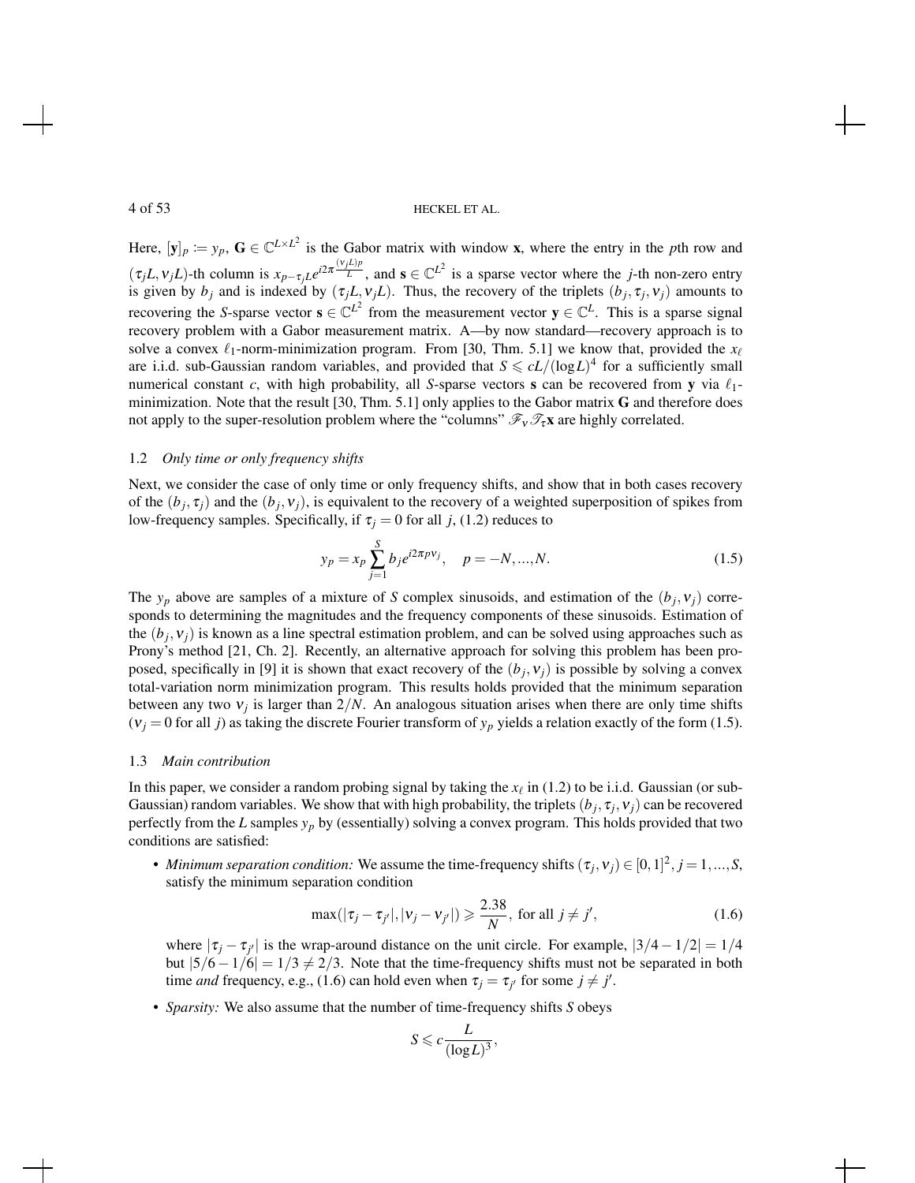Here, $[\mathbf{y}]_p := y_p$, $\mathbf{G} \in \mathbb{C}^{L \times L^2}$ is the Gabor matrix with window $\mathbf{x}$, where the entry in the $p$th row and $(\tau_j L, \nu_j L)$-th column is $x_{p-\tau_j L} e^{i2\pi \frac{(\nu_j L)p}{L}}$, and $\mathbf{s} \in \mathbb{C}^{L^2}$ is a sparse vector where the $j$-th non-zero entry is given by $b_j$ and is indexed by $(\tau_j L, \nu_j L)$. Thus, the recovery of the triplets $(b_j, \tau_j, \nu_j)$ amounts to recovering the $S$-sparse vector $\mathbf{s} \in \mathbb{C}^{L^2}$ from the measurement vector $\mathbf{y} \in \mathbb{C}^L$. This is a sparse signal recovery problem with a Gabor measurement matrix. A—by now standard—recovery approach is to solve a convex $\ell_1$-norm-minimization program. From [30, Thm. 5.1] we know that, provided the $x_\ell$ are i.i.d. sub-Gaussian random variables, and provided that $S \leqslant cL/(\log L)^4$ for a sufficiently small numerical constant $c$, with high probability, all $S$-sparse vectors $\mathbf{s}$ can be recovered from $\mathbf{y}$ via $\ell_1$-minimization. Note that the result [30, Thm. 5.1] only applies to the Gabor matrix $\mathbf{G}$ and therefore does not apply to the super-resolution problem where the "columns" $\mathscr{F}_\nu \mathscr{T}_\tau \mathbf{x}$ are highly correlated.

### 1.2 *Only time or only frequency shifts*

Next, we consider the case of only time or only frequency shifts, and show that in both cases recovery of the $(b_j, \tau_j)$ and the $(b_j, \nu_j)$, is equivalent to the recovery of a weighted superposition of spikes from low-frequency samples. Specifically, if $\tau_j = 0$ for all $j$, (1.2) reduces to

$$y_p = x_p \sum_{j=1}^{S} b_j e^{i2\pi p \nu_j}, \quad p = -N, ..., N. \tag{1.5}$$

The $y_p$ above are samples of a mixture of $S$ complex sinusoids, and estimation of the $(b_j, \nu_j)$ corresponds to determining the magnitudes and the frequency components of these sinusoids. Estimation of the $(b_j, \nu_j)$ is known as a line spectral estimation problem, and can be solved using approaches such as Prony's method [21, Ch. 2]. Recently, an alternative approach for solving this problem has been proposed, specifically in [9] it is shown that exact recovery of the $(b_j, \nu_j)$ is possible by solving a convex total-variation norm minimization program. This results holds provided that the minimum separation between any two $\nu_j$ is larger than $2/N$. An analogous situation arises when there are only time shifts ($\nu_j = 0$ for all $j$) as taking the discrete Fourier transform of $y_p$ yields a relation exactly of the form (1.5).

### 1.3 *Main contribution*

In this paper, we consider a random probing signal by taking the $x_\ell$ in (1.2) to be i.i.d. Gaussian (or sub-Gaussian) random variables. We show that with high probability, the triplets $(b_j, \tau_j, \nu_j)$ can be recovered perfectly from the $L$ samples $y_p$ by (essentially) solving a convex program. This holds provided that two conditions are satisfied:

- *Minimum separation condition:* We assume the time-frequency shifts $(\tau_j, \nu_j) \in [0,1]^2$, $j = 1, ..., S$, satisfy the minimum separation condition

$$\max(|\tau_j - \tau_{j'}|, |\nu_j - \nu_{j'}|) \geqslant \frac{2.38}{N}, \text{ for all } j \neq j', \tag{1.6}$$

  where $|\tau_j - \tau_{j'}|$ is the wrap-around distance on the unit circle. For example, $|3/4 - 1/2| = 1/4$ but $|5/6 - 1/6| = 1/3 \neq 2/3$. Note that the time-frequency shifts must not be separated in both time *and* frequency, e.g., (1.6) can hold even when $\tau_j = \tau_{j'}$ for some $j \neq j'$.

- *Sparsity:* We also assume that the number of time-frequency shifts $S$ obeys

$$S \leqslant c \frac{L}{(\log L)^3},$$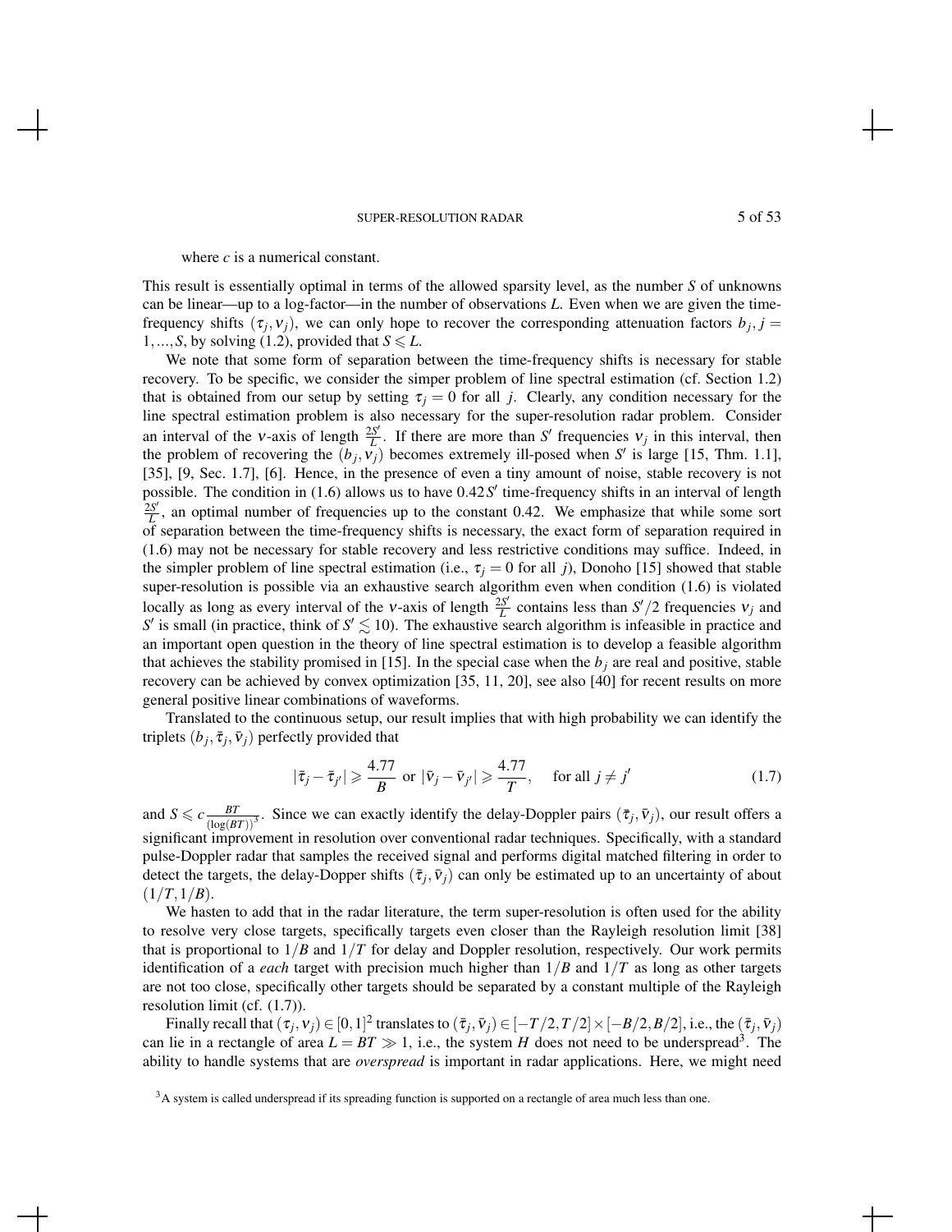where $c$ is a numerical constant.

This result is essentially optimal in terms of the allowed sparsity level, as the number $S$ of unknowns can be linear—up to a log-factor—in the number of observations $L$. Even when we are given the time-frequency shifts $(\tau_j, \nu_j)$, we can only hope to recover the corresponding attenuation factors $b_j, j = 1, \ldots, S$, by solving (1.2), provided that $S \leqslant L$.

We note that some form of separation between the time-frequency shifts is necessary for stable recovery. To be specific, we consider the simper problem of line spectral estimation (cf. Section 1.2) that is obtained from our setup by setting $\tau_j = 0$ for all $j$. Clearly, any condition necessary for the line spectral estimation problem is also necessary for the super-resolution radar problem. Consider an interval of the $\nu$-axis of length $\frac{2S'}{L}$. If there are more than $S'$ frequencies $\nu_j$ in this interval, then the problem of recovering the $(b_j, \nu_j)$ becomes extremely ill-posed when $S'$ is large [15, Thm. 1.1], [35], [9, Sec. 1.7], [6]. Hence, in the presence of even a tiny amount of noise, stable recovery is not possible. The condition in (1.6) allows us to have $0.42S'$ time-frequency shifts in an interval of length $\frac{2S'}{L}$, an optimal number of frequencies up to the constant 0.42. We emphasize that while some sort of separation between the time-frequency shifts is necessary, the exact form of separation required in (1.6) may not be necessary for stable recovery and less restrictive conditions may suffice. Indeed, in the simpler problem of line spectral estimation (i.e., $\tau_j = 0$ for all $j$), Donoho [15] showed that stable super-resolution is possible via an exhaustive search algorithm even when condition (1.6) is violated locally as long as every interval of the $\nu$-axis of length $\frac{2S'}{L}$ contains less than $S'/2$ frequencies $\nu_j$ and $S'$ is small (in practice, think of $S' \lesssim 10$). The exhaustive search algorithm is infeasible in practice and an important open question in the theory of line spectral estimation is to develop a feasible algorithm that achieves the stability promised in [15]. In the special case when the $b_j$ are real and positive, stable recovery can be achieved by convex optimization [35, 11, 20], see also [40] for recent results on more general positive linear combinations of waveforms.

Translated to the continuous setup, our result implies that with high probability we can identify the triplets $(b_j, \bar{\tau}_j, \bar{\nu}_j)$ perfectly provided that

$$|\bar{\tau}_j - \bar{\tau}_{j'}| \geqslant \frac{4.77}{B} \text{ or } |\bar{\nu}_j - \bar{\nu}_{j'}| \geqslant \frac{4.77}{T}, \quad \text{for all } j \neq j' \tag{1.7}$$

and $S \leqslant c \frac{BT}{(\log(BT))^3}$. Since we can exactly identify the delay-Doppler pairs $(\bar{\tau}_j, \bar{\nu}_j)$, our result offers a significant improvement in resolution over conventional radar techniques. Specifically, with a standard pulse-Doppler radar that samples the received signal and performs digital matched filtering in order to detect the targets, the delay-Dopper shifts $(\bar{\tau}_j, \bar{\nu}_j)$ can only be estimated up to an uncertainty of about $(1/T, 1/B)$.

We hasten to add that in the radar literature, the term super-resolution is often used for the ability to resolve very close targets, specifically targets even closer than the Rayleigh resolution limit [38] that is proportional to $1/B$ and $1/T$ for delay and Doppler resolution, respectively. Our work permits identification of a *each* target with precision much higher than $1/B$ and $1/T$ as long as other targets are not too close, specifically other targets should be separated by a constant multiple of the Rayleigh resolution limit (cf. (1.7)).

Finally recall that $(\tau_j, \nu_j) \in [0,1]^2$ translates to $(\bar{\tau}_j, \bar{\nu}_j) \in [-T/2, T/2] \times [-B/2, B/2]$, i.e., the $(\bar{\tau}_j, \bar{\nu}_j)$ can lie in a rectangle of area $L = BT \gg 1$, i.e., the system $H$ does not need to be underspread[3]. The ability to handle systems that are *overspread* is important in radar applications. Here, we might need

[3] A system is called underspread if its spreading function is supported on a rectangle of area much less than one.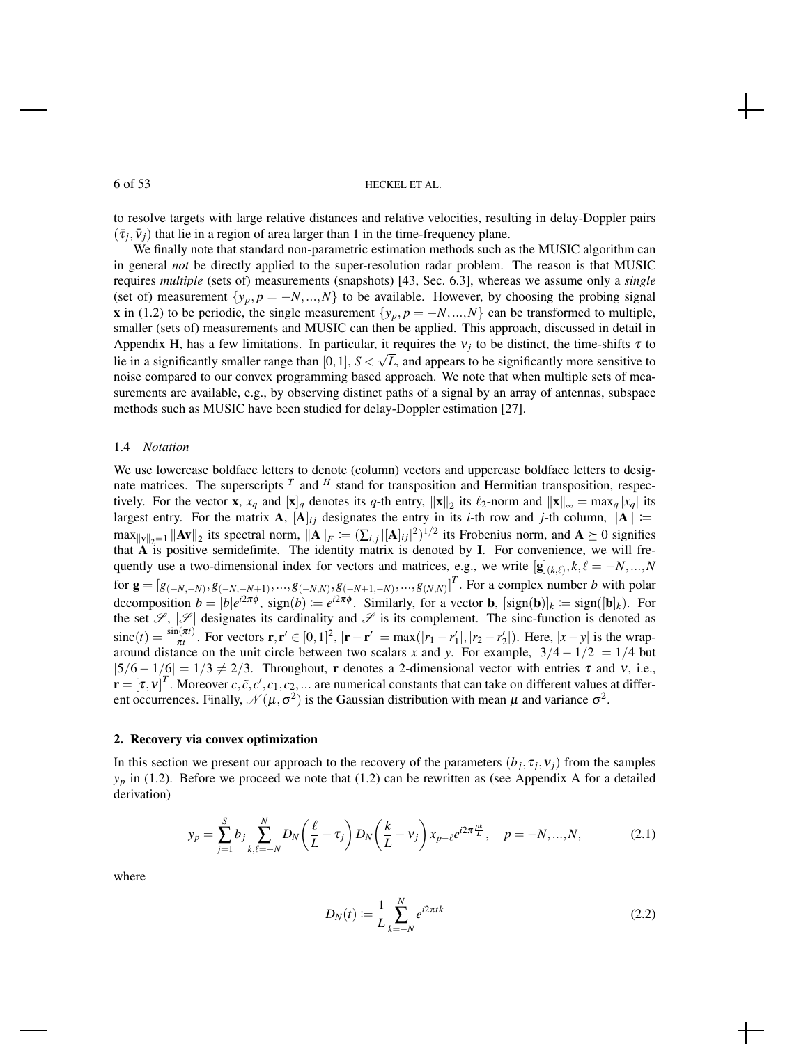to resolve targets with large relative distances and relative velocities, resulting in delay-Doppler pairs $(\bar{\tau}_j, \bar{\nu}_j)$ that lie in a region of area larger than 1 in the time-frequency plane.

We finally note that standard non-parametric estimation methods such as the MUSIC algorithm can in general *not* be directly applied to the super-resolution radar problem. The reason is that MUSIC requires *multiple* (sets of) measurements (snapshots) [43, Sec. 6.3], whereas we assume only a *single* (set of) measurement $\{y_p, p = -N, ..., N\}$ to be available. However, by choosing the probing signal $\mathbf{x}$ in (1.2) to be periodic, the single measurement $\{y_p, p = -N, ..., N\}$ can be transformed to multiple, smaller (sets of) measurements and MUSIC can then be applied. This approach, discussed in detail in Appendix H, has a few limitations. In particular, it requires the $\nu_j$ to be distinct, the time-shifts $\tau$ to lie in a significantly smaller range than $[0,1]$, $S < \sqrt{L}$, and appears to be significantly more sensitive to noise compared to our convex programming based approach. We note that when multiple sets of measurements are available, e.g., by observing distinct paths of a signal by an array of antennas, subspace methods such as MUSIC have been studied for delay-Doppler estimation [27].

### 1.4 *Notation*

We use lowercase boldface letters to denote (column) vectors and uppercase boldface letters to designate matrices. The superscripts $^T$ and $^H$ stand for transposition and Hermitian transposition, respectively. For the vector $\mathbf{x}$, $x_q$ and $[\mathbf{x}]_q$ denotes its $q$-th entry, $\|\mathbf{x}\|_2$ its $\ell_2$-norm and $\|\mathbf{x}\|_\infty = \max_q |x_q|$ its largest entry. For the matrix $\mathbf{A}$, $[\mathbf{A}]_{ij}$ designates the entry in its $i$-th row and $j$-th column, $\|\mathbf{A}\| := \max_{\|\mathbf{v}\|_2 = 1} \|\mathbf{A}\mathbf{v}\|_2$ its spectral norm, $\|\mathbf{A}\|_F := (\sum_{i,j} |[\mathbf{A}]_{ij}|^2)^{1/2}$ its Frobenius norm, and $\mathbf{A} \succeq 0$ signifies that $\mathbf{A}$ is positive semidefinite. The identity matrix is denoted by $\mathbf{I}$. For convenience, we will frequently use a two-dimensional index for vectors and matrices, e.g., we write $[\mathbf{g}]_{(k,\ell)}, k, \ell = -N, ..., N$ for $\mathbf{g} = [g_{(-N,-N)}, g_{(-N,-N+1)}, ..., g_{(-N,N)}, g_{(-N+1,-N)}, ..., g_{(N,N)}]^T$. For a complex number $b$ with polar decomposition $b = |b|e^{i2\pi\phi}$, $\mathrm{sign}(b) := e^{i2\pi\phi}$. Similarly, for a vector $\mathbf{b}$, $[\mathrm{sign}(\mathbf{b})]_k := \mathrm{sign}([\mathbf{b}]_k)$. For the set $\mathscr{S}$, $|\mathscr{S}|$ designates its cardinality and $\overline{\mathscr{S}}$ is its complement. The sinc-function is denoted as $\mathrm{sinc}(t) = \frac{\sin(\pi t)}{\pi t}$. For vectors $\mathbf{r}, \mathbf{r}' \in [0,1]^2$, $|\mathbf{r} - \mathbf{r}'| = \max(|r_1 - r_1'|, |r_2 - r_2'|)$. Here, $|x - y|$ is the wrap-around distance on the unit circle between two scalars $x$ and $y$. For example, $|3/4 - 1/2| = 1/4$ but $|5/6 - 1/6| = 1/3 \neq 2/3$. Throughout, $\mathbf{r}$ denotes a 2-dimensional vector with entries $\tau$ and $\nu$, i.e., $\mathbf{r} = [\tau, \nu]^T$. Moreover $c, \tilde{c}, c', c_1, c_2, ...$ are numerical constants that can take on different values at different occurrences. Finally, $\mathcal{N}(\mu, \sigma^2)$ is the Gaussian distribution with mean $\mu$ and variance $\sigma^2$.

## 2. Recovery via convex optimization

In this section we present our approach to the recovery of the parameters $(b_j, \tau_j, \nu_j)$ from the samples $y_p$ in (1.2). Before we proceed we note that (1.2) can be rewritten as (see Appendix A for a detailed derivation)

$$y_p = \sum_{j=1}^{S} b_j \sum_{k,\ell=-N}^{N} D_N\left(\frac{\ell}{L} - \tau_j\right) D_N\left(\frac{k}{L} - \nu_j\right) x_{p-\ell} e^{i2\pi \frac{pk}{L}}, \quad p = -N, ..., N, \tag{2.1}$$

where

$$D_N(t) := \frac{1}{L} \sum_{k=-N}^{N} e^{i2\pi tk} \tag{2.2}$$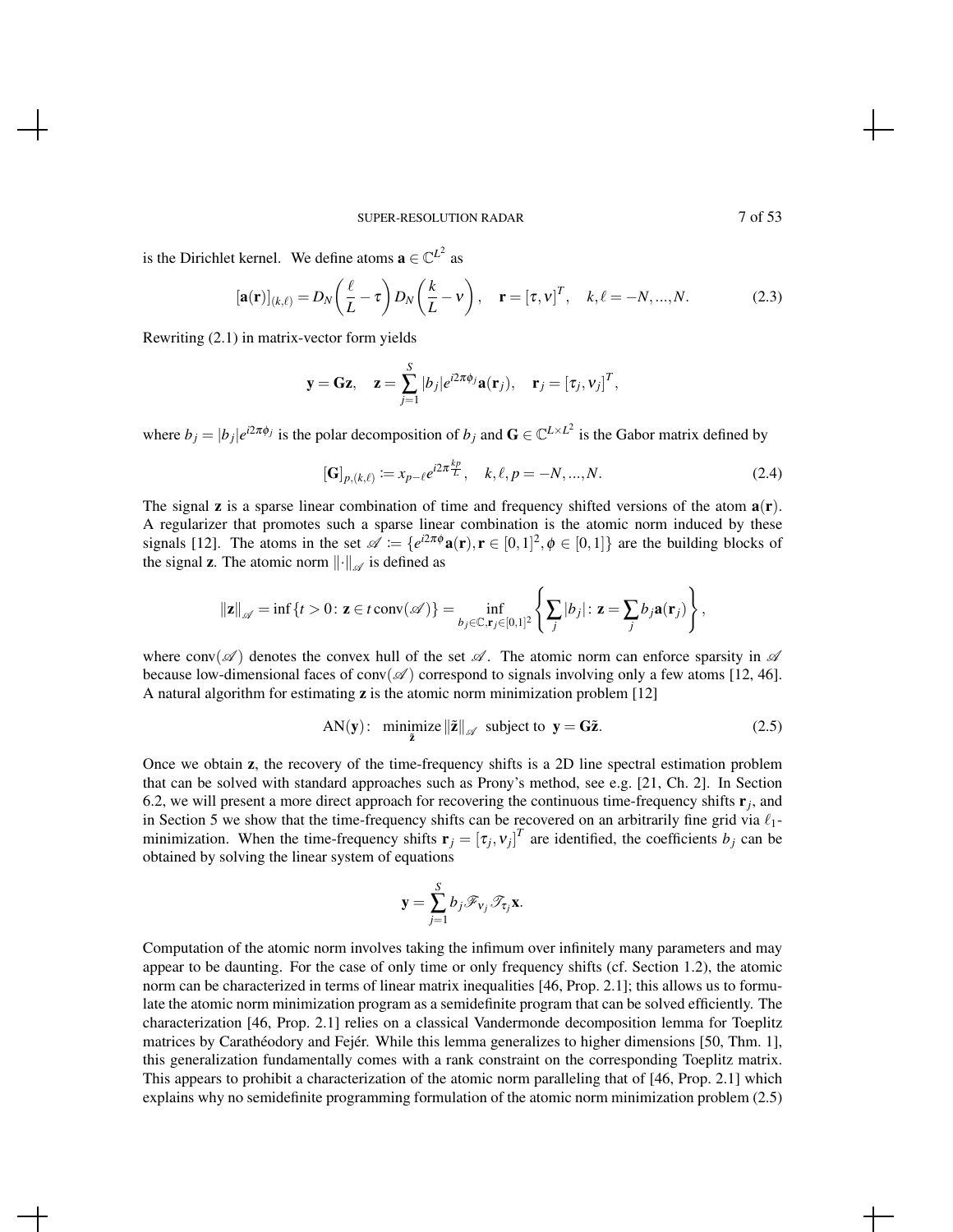is the Dirichlet kernel. We define atoms $\mathbf{a} \in \mathbb{C}^{L^2}$ as

$$[\mathbf{a}(\mathbf{r})]_{(k,\ell)} = D_N\left(\frac{\ell}{L} - \tau\right) D_N\left(\frac{k}{L} - \nu\right), \quad \mathbf{r} = [\tau, \nu]^T, \quad k, \ell = -N, ..., N. \tag{2.3}$$

Rewriting (2.1) in matrix-vector form yields

$$\mathbf{y} = \mathbf{G}\mathbf{z}, \quad \mathbf{z} = \sum_{j=1}^{S} |b_j| e^{i2\pi\phi_j} \mathbf{a}(\mathbf{r}_j), \quad \mathbf{r}_j = [\tau_j, \nu_j]^T,$$

where $b_j = |b_j| e^{i2\pi\phi_j}$ is the polar decomposition of $b_j$ and $\mathbf{G} \in \mathbb{C}^{L \times L^2}$ is the Gabor matrix defined by

$$[\mathbf{G}]_{p,(k,\ell)} := x_{p-\ell} e^{i2\pi \frac{kp}{L}}, \quad k, \ell, p = -N, ..., N. \tag{2.4}$$

The signal $\mathbf{z}$ is a sparse linear combination of time and frequency shifted versions of the atom $\mathbf{a}(\mathbf{r})$. A regularizer that promotes such a sparse linear combination is the atomic norm induced by these signals [12]. The atoms in the set $\mathscr{A} := \{e^{i2\pi\phi}\mathbf{a}(\mathbf{r}), \mathbf{r} \in [0,1]^2, \phi \in [0,1]\}$ are the building blocks of the signal $\mathbf{z}$. The atomic norm $\|\cdot\|_{\mathscr{A}}$ is defined as

$$\|\mathbf{z}\|_{\mathscr{A}} = \inf\{t > 0 \colon \mathbf{z} \in t \operatorname{conv}(\mathscr{A})\} = \inf_{b_j \in \mathbb{C}, \mathbf{r}_j \in [0,1]^2} \left\{ \sum_j |b_j| \colon \mathbf{z} = \sum_j b_j \mathbf{a}(\mathbf{r}_j) \right\},$$

where $\operatorname{conv}(\mathscr{A})$ denotes the convex hull of the set $\mathscr{A}$. The atomic norm can enforce sparsity in $\mathscr{A}$ because low-dimensional faces of $\operatorname{conv}(\mathscr{A})$ correspond to signals involving only a few atoms [12, 46]. A natural algorithm for estimating $\mathbf{z}$ is the atomic norm minimization problem [12]

$$\mathrm{AN}(\mathbf{y}) \colon \quad \underset{\tilde{\mathbf{z}}}{\text{minimize}} \, \|\tilde{\mathbf{z}}\|_{\mathscr{A}} \; \text{ subject to } \; \mathbf{y} = \mathbf{G}\tilde{\mathbf{z}}. \tag{2.5}$$

Once we obtain $\mathbf{z}$, the recovery of the time-frequency shifts is a 2D line spectral estimation problem that can be solved with standard approaches such as Prony's method, see e.g. [21, Ch. 2]. In Section 6.2, we will present a more direct approach for recovering the continuous time-frequency shifts $\mathbf{r}_j$, and in Section 5 we show that the time-frequency shifts can be recovered on an arbitrarily fine grid via $\ell_1$-minimization. When the time-frequency shifts $\mathbf{r}_j = [\tau_j, \nu_j]^T$ are identified, the coefficients $b_j$ can be obtained by solving the linear system of equations

$$\mathbf{y} = \sum_{j=1}^{S} b_j \mathscr{F}_{\nu_j} \mathscr{T}_{\tau_j} \mathbf{x}.$$

Computation of the atomic norm involves taking the infimum over infinitely many parameters and may appear to be daunting. For the case of only time or only frequency shifts (cf. Section 1.2), the atomic norm can be characterized in terms of linear matrix inequalities [46, Prop. 2.1]; this allows us to formulate the atomic norm minimization program as a semidefinite program that can be solved efficiently. The characterization [46, Prop. 2.1] relies on a classical Vandermonde decomposition lemma for Toeplitz matrices by Carathéodory and Fejér. While this lemma generalizes to higher dimensions [50, Thm. 1], this generalization fundamentally comes with a rank constraint on the corresponding Toeplitz matrix. This appears to prohibit a characterization of the atomic norm paralleling that of [46, Prop. 2.1] which explains why no semidefinite programming formulation of the atomic norm minimization problem (2.5)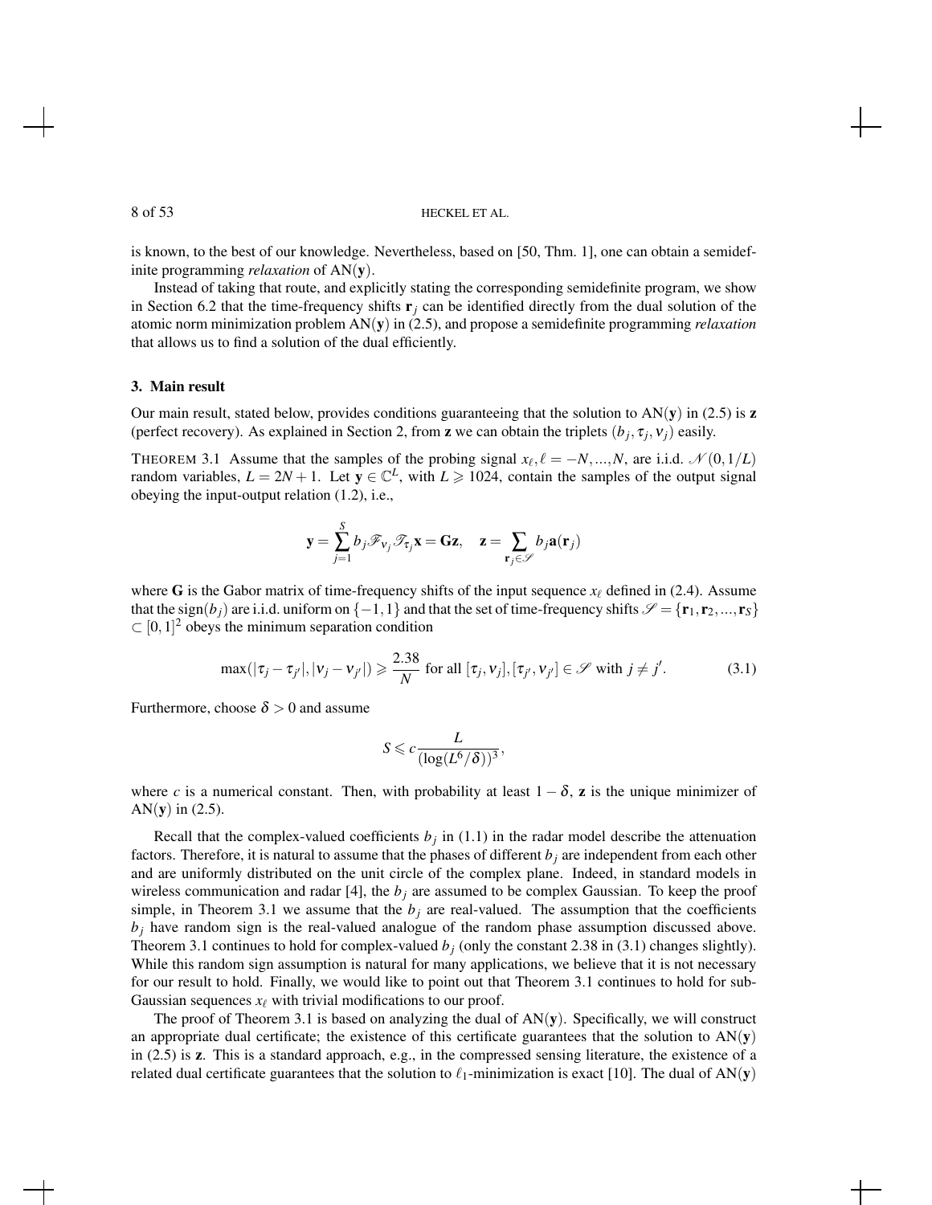is known, to the best of our knowledge. Nevertheless, based on [50, Thm. 1], one can obtain a semidefinite programming *relaxation* of $\mathrm{AN}(\mathbf{y})$.

Instead of taking that route, and explicitly stating the corresponding semidefinite program, we show in Section 6.2 that the time-frequency shifts $\mathbf{r}_j$ can be identified directly from the dual solution of the atomic norm minimization problem $\mathrm{AN}(\mathbf{y})$ in (2.5), and propose a semidefinite programming *relaxation* that allows us to find a solution of the dual efficiently.

## 3. Main result

Our main result, stated below, provides conditions guaranteeing that the solution to $\mathrm{AN}(\mathbf{y})$ in (2.5) is $\mathbf{z}$ (perfect recovery). As explained in Section 2, from $\mathbf{z}$ we can obtain the triplets $(b_j, \tau_j, \nu_j)$ easily.

THEOREM 3.1 Assume that the samples of the probing signal $x_\ell, \ell = -N, ..., N$, are i.i.d. $\mathcal{N}(0, 1/L)$ random variables, $L = 2N+1$. Let $\mathbf{y} \in \mathbb{C}^L$, with $L \geqslant 1024$, contain the samples of the output signal obeying the input-output relation (1.2), i.e.,

$$\mathbf{y} = \sum_{j=1}^{S} b_j \mathscr{F}_{\nu_j} \mathscr{T}_{\tau_j} \mathbf{x} = \mathbf{G}\mathbf{z}, \quad \mathbf{z} = \sum_{\mathbf{r}_j \in \mathscr{S}} b_j \mathbf{a}(\mathbf{r}_j)$$

where $\mathbf{G}$ is the Gabor matrix of time-frequency shifts of the input sequence $x_\ell$ defined in (2.4). Assume that the $\mathrm{sign}(b_j)$ are i.i.d. uniform on $\{-1, 1\}$ and that the set of time-frequency shifts $\mathscr{S} = \{\mathbf{r}_1, \mathbf{r}_2, ..., \mathbf{r}_S\} \subset [0,1]^2$ obeys the minimum separation condition

$$\max(|\tau_j - \tau_{j'}|, |\nu_j - \nu_{j'}|) \geqslant \frac{2.38}{N} \text{ for all } [\tau_j, \nu_j], [\tau_{j'}, \nu_{j'}] \in \mathscr{S} \text{ with } j \neq j'. \tag{3.1}$$

Furthermore, choose $\delta > 0$ and assume

$$S \leqslant c \frac{L}{(\log(L^6/\delta))^3},$$

where $c$ is a numerical constant. Then, with probability at least $1-\delta$, $\mathbf{z}$ is the unique minimizer of $\mathrm{AN}(\mathbf{y})$ in (2.5).

Recall that the complex-valued coefficients $b_j$ in (1.1) in the radar model describe the attenuation factors. Therefore, it is natural to assume that the phases of different $b_j$ are independent from each other and are uniformly distributed on the unit circle of the complex plane. Indeed, in standard models in wireless communication and radar [4], the $b_j$ are assumed to be complex Gaussian. To keep the proof simple, in Theorem 3.1 we assume that the $b_j$ are real-valued. The assumption that the coefficients $b_j$ have random sign is the real-valued analogue of the random phase assumption discussed above. Theorem 3.1 continues to hold for complex-valued $b_j$ (only the constant 2.38 in (3.1) changes slightly). While this random sign assumption is natural for many applications, we believe that it is not necessary for our result to hold. Finally, we would like to point out that Theorem 3.1 continues to hold for sub-Gaussian sequences $x_\ell$ with trivial modifications to our proof.

The proof of Theorem 3.1 is based on analyzing the dual of $\mathrm{AN}(\mathbf{y})$. Specifically, we will construct an appropriate dual certificate; the existence of this certificate guarantees that the solution to $\mathrm{AN}(\mathbf{y})$ in (2.5) is $\mathbf{z}$. This is a standard approach, e.g., in the compressed sensing literature, the existence of a related dual certificate guarantees that the solution to $\ell_1$-minimization is exact [10]. The dual of $\mathrm{AN}(\mathbf{y})$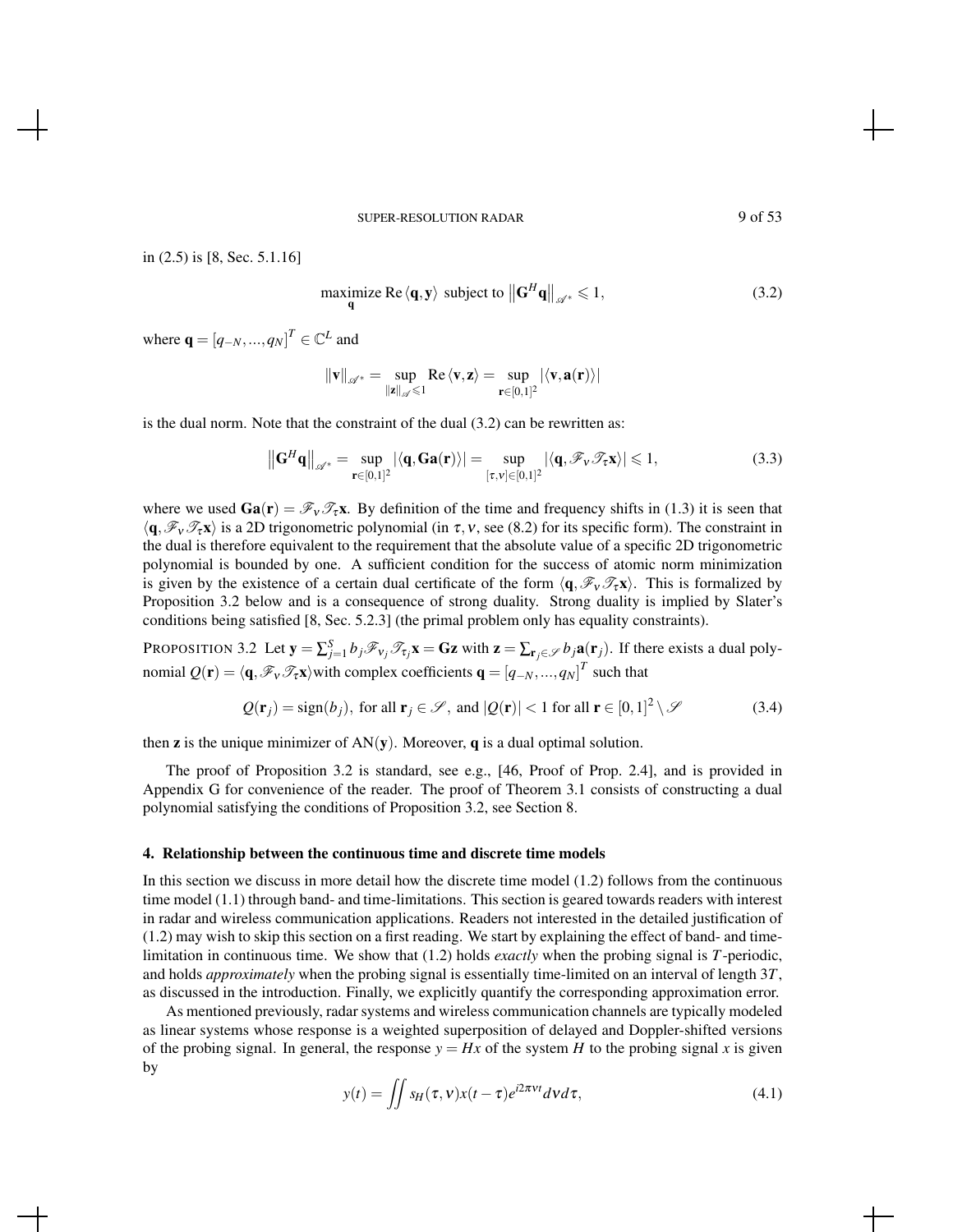in (2.5) is [8, Sec. 5.1.16]

$$\underset{\mathbf{q}}{\text{maximize}} \operatorname{Re}\langle \mathbf{q}, \mathbf{y} \rangle \text{ subject to } \left\| \mathbf{G}^H \mathbf{q} \right\|_{\mathscr{A}^*} \leqslant 1, \tag{3.2}$$

where $\mathbf{q} = [q_{-N}, ..., q_N]^T \in \mathbb{C}^L$ and

$$\|\mathbf{v}\|_{\mathscr{A}^*} = \sup_{\|\mathbf{z}\|_{\mathscr{A}} \leqslant 1} \operatorname{Re}\langle \mathbf{v}, \mathbf{z} \rangle = \sup_{\mathbf{r} \in [0,1]^2} |\langle \mathbf{v}, \mathbf{a}(\mathbf{r}) \rangle|$$

is the dual norm. Note that the constraint of the dual (3.2) can be rewritten as:

$$\left\| \mathbf{G}^H \mathbf{q} \right\|_{\mathscr{A}^*} = \sup_{\mathbf{r} \in [0,1]^2} |\langle \mathbf{q}, \mathbf{G}\mathbf{a}(\mathbf{r}) \rangle| = \sup_{[\tau, \nu] \in [0,1]^2} |\langle \mathbf{q}, \mathscr{F}_\nu \mathscr{T}_\tau \mathbf{x} \rangle| \leqslant 1, \tag{3.3}$$

where we used $\mathbf{G}\mathbf{a}(\mathbf{r}) = \mathscr{F}_\nu \mathscr{T}_\tau \mathbf{x}$. By definition of the time and frequency shifts in (1.3) it is seen that $\langle \mathbf{q}, \mathscr{F}_\nu \mathscr{T}_\tau \mathbf{x} \rangle$ is a 2D trigonometric polynomial (in $\tau, \nu$, see (8.2) for its specific form). The constraint in the dual is therefore equivalent to the requirement that the absolute value of a specific 2D trigonometric polynomial is bounded by one. A sufficient condition for the success of atomic norm minimization is given by the existence of a certain dual certificate of the form $\langle \mathbf{q}, \mathscr{F}_\nu \mathscr{T}_\tau \mathbf{x} \rangle$. This is formalized by Proposition 3.2 below and is a consequence of strong duality. Strong duality is implied by Slater's conditions being satisfied [8, Sec. 5.2.3] (the primal problem only has equality constraints).

PROPOSITION 3.2 Let $\mathbf{y} = \sum_{j=1}^{S} b_j \mathscr{F}_{\nu_j} \mathscr{T}_{\tau_j} \mathbf{x} = \mathbf{G}\mathbf{z}$ with $\mathbf{z} = \sum_{\mathbf{r}_j \in \mathscr{S}} b_j \mathbf{a}(\mathbf{r}_j)$. If there exists a dual polynomial $Q(\mathbf{r}) = \langle \mathbf{q}, \mathscr{F}_\nu \mathscr{T}_\tau \mathbf{x} \rangle$with complex coefficients $\mathbf{q} = [q_{-N}, ..., q_N]^T$ such that

$$Q(\mathbf{r}_j) = \operatorname{sign}(b_j), \text{ for all } \mathbf{r}_j \in \mathscr{S}, \text{ and } |Q(\mathbf{r})| < 1 \text{ for all } \mathbf{r} \in [0,1]^2 \setminus \mathscr{S} \tag{3.4}$$

then $\mathbf{z}$ is the unique minimizer of $\text{AN}(\mathbf{y})$. Moreover, $\mathbf{q}$ is a dual optimal solution.

The proof of Proposition 3.2 is standard, see e.g., [46, Proof of Prop. 2.4], and is provided in Appendix G for convenience of the reader. The proof of Theorem 3.1 consists of constructing a dual polynomial satisfying the conditions of Proposition 3.2, see Section 8.

## 4. Relationship between the continuous time and discrete time models

In this section we discuss in more detail how the discrete time model (1.2) follows from the continuous time model (1.1) through band- and time-limitations. This section is geared towards readers with interest in radar and wireless communication applications. Readers not interested in the detailed justification of (1.2) may wish to skip this section on a first reading. We start by explaining the effect of band- and time-limitation in continuous time. We show that (1.2) holds *exactly* when the probing signal is $T$-periodic, and holds *approximately* when the probing signal is essentially time-limited on an interval of length $3T$, as discussed in the introduction. Finally, we explicitly quantify the corresponding approximation error.

As mentioned previously, radar systems and wireless communication channels are typically modeled as linear systems whose response is a weighted superposition of delayed and Doppler-shifted versions of the probing signal. In general, the response $y = Hx$ of the system $H$ to the probing signal $x$ is given by

$$y(t) = \iint s_H(\tau, \nu) x(t - \tau) e^{i2\pi\nu t} d\nu d\tau, \tag{4.1}$$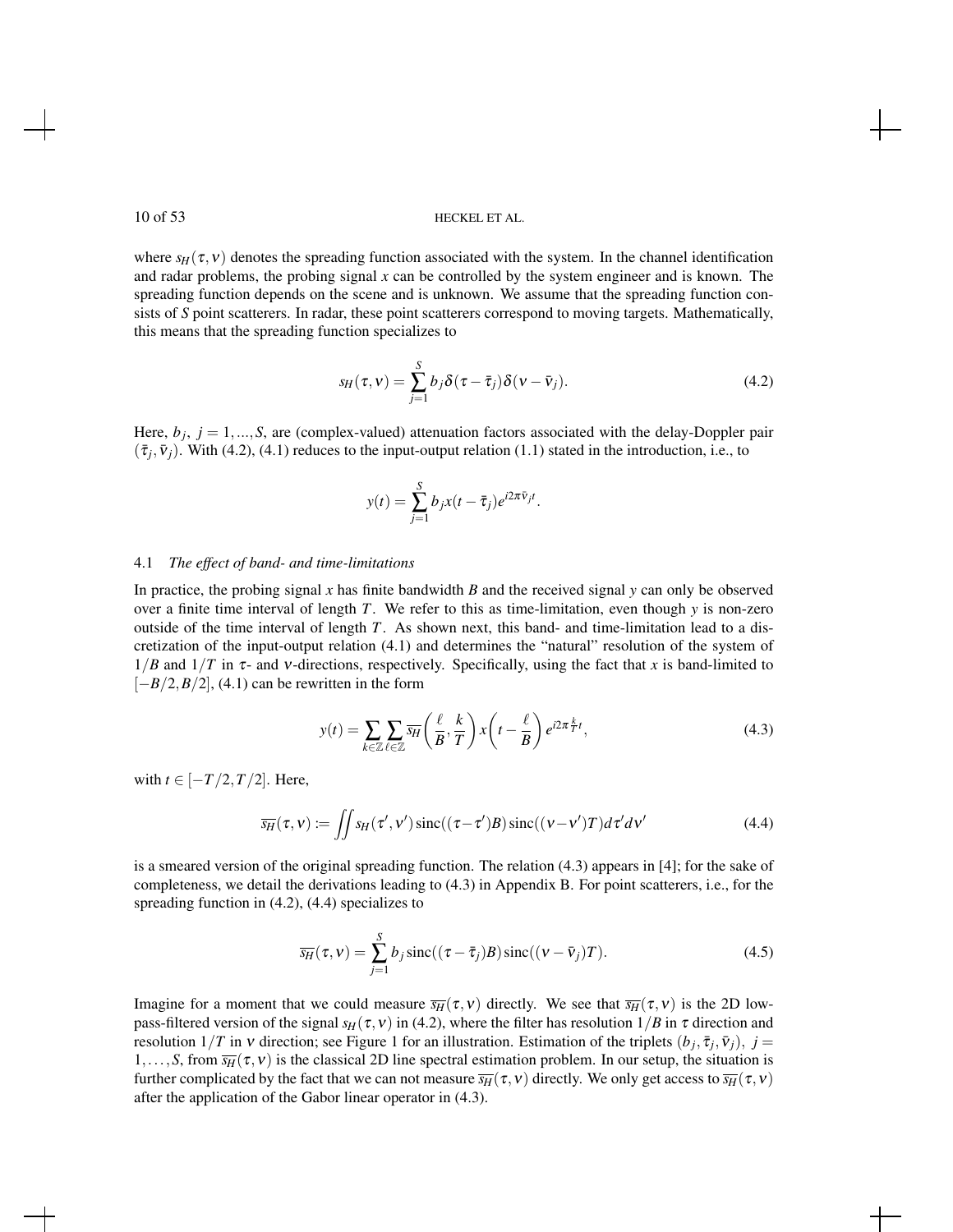where $s_H(\tau,\nu)$ denotes the spreading function associated with the system. In the channel identification and radar problems, the probing signal $x$ can be controlled by the system engineer and is known. The spreading function depends on the scene and is unknown. We assume that the spreading function consists of $S$ point scatterers. In radar, these point scatterers correspond to moving targets. Mathematically, this means that the spreading function specializes to

$$
s_H(\tau,\nu) = \sum_{j=1}^{S} b_j \delta(\tau - \bar{\tau}_j)\delta(\nu - \bar{\nu}_j). \tag{4.2}
$$

Here, $b_j,\ j = 1,...,S$, are (complex-valued) attenuation factors associated with the delay-Doppler pair $(\bar{\tau}_j, \bar{\nu}_j)$. With (4.2), (4.1) reduces to the input-output relation (1.1) stated in the introduction, i.e., to

$$
y(t) = \sum_{j=1}^{S} b_j x(t - \bar{\tau}_j) e^{i2\pi\bar{\nu}_j t}.
$$

### 4.1 *The effect of band- and time-limitations*

In practice, the probing signal $x$ has finite bandwidth $B$ and the received signal $y$ can only be observed over a finite time interval of length $T$. We refer to this as time-limitation, even though $y$ is non-zero outside of the time interval of length $T$. As shown next, this band- and time-limitation lead to a discretization of the input-output relation (4.1) and determines the "natural" resolution of the system of $1/B$ and $1/T$ in $\tau$- and $\nu$-directions, respectively. Specifically, using the fact that $x$ is band-limited to $[-B/2, B/2]$, (4.1) can be rewritten in the form

$$
y(t) = \sum_{k\in\mathbb{Z}} \sum_{\ell\in\mathbb{Z}} \overline{s_H}\left(\frac{\ell}{B}, \frac{k}{T}\right) x\left(t - \frac{\ell}{B}\right) e^{i2\pi\frac{k}{T}t}, \tag{4.3}
$$

with $t \in [-T/2, T/2]$. Here,

$$
\overline{s_H}(\tau,\nu) := \iint s_H(\tau',\nu') \operatorname{sinc}((\tau-\tau')B) \operatorname{sinc}((\nu-\nu')T) d\tau' d\nu' \tag{4.4}
$$

is a smeared version of the original spreading function. The relation (4.3) appears in [4]; for the sake of completeness, we detail the derivations leading to (4.3) in Appendix B. For point scatterers, i.e., for the spreading function in (4.2), (4.4) specializes to

$$
\overline{s_H}(\tau,\nu) = \sum_{j=1}^{S} b_j \operatorname{sinc}((\tau - \bar{\tau}_j)B) \operatorname{sinc}((\nu - \bar{\nu}_j)T). \tag{4.5}
$$

Imagine for a moment that we could measure $\overline{s_H}(\tau,\nu)$ directly. We see that $\overline{s_H}(\tau,\nu)$ is the 2D low-pass-filtered version of the signal $s_H(\tau,\nu)$ in (4.2), where the filter has resolution $1/B$ in $\tau$ direction and resolution $1/T$ in $\nu$ direction; see Figure 1 for an illustration. Estimation of the triplets $(b_j, \bar{\tau}_j, \bar{\nu}_j),\ j = 1,\ldots,S$, from $\overline{s_H}(\tau,\nu)$ is the classical 2D line spectral estimation problem. In our setup, the situation is further complicated by the fact that we can not measure $\overline{s_H}(\tau,\nu)$ directly. We only get access to $\overline{s_H}(\tau,\nu)$ after the application of the Gabor linear operator in (4.3).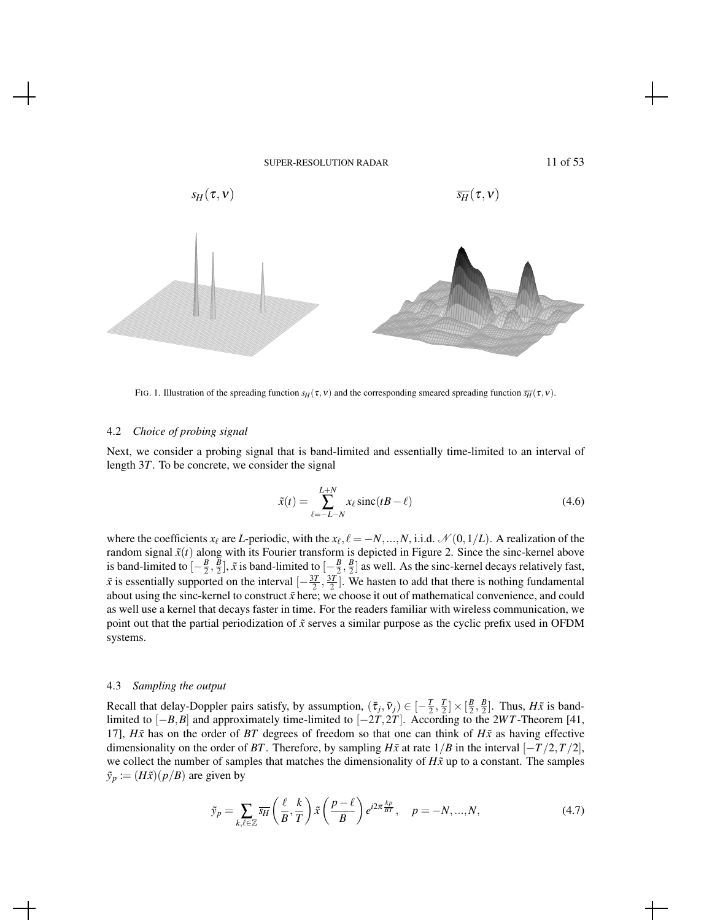$s_H(\tau, \nu)$ $\overline{s_H}(\tau, \nu)$

FIG. 1. Illustration of the spreading function $s_H(\tau, \nu)$ and the corresponding smeared spreading function $\overline{s_H}(\tau, \nu)$.

### 4.2 *Choice of probing signal*

Next, we consider a probing signal that is band-limited and essentially time-limited to an interval of length $3T$. To be concrete, we consider the signal

$$\tilde{x}(t) = \sum_{\ell=-L-N}^{L+N} x_\ell \operatorname{sinc}(tB - \ell) \tag{4.6}$$

where the coefficients $x_\ell$ are $L$-periodic, with the $x_\ell, \ell = -N, ..., N$, i.i.d. $\mathcal{N}(0, 1/L)$. A realization of the random signal $\tilde{x}(t)$ along with its Fourier transform is depicted in Figure 2. Since the sinc-kernel above is band-limited to $[-\frac{B}{2}, \frac{B}{2}]$, $\tilde{x}$ is band-limited to $[-\frac{B}{2}, \frac{B}{2}]$ as well. As the sinc-kernel decays relatively fast, $\tilde{x}$ is essentially supported on the interval $[-\frac{3T}{2}, \frac{3T}{2}]$. We hasten to add that there is nothing fundamental about using the sinc-kernel to construct $\tilde{x}$ here; we choose it out of mathematical convenience, and could as well use a kernel that decays faster in time. For the readers familiar with wireless communication, we point out that the partial periodization of $\tilde{x}$ serves a similar purpose as the cyclic prefix used in OFDM systems.

### 4.3 *Sampling the output*

Recall that delay-Doppler pairs satisfy, by assumption, $(\bar{\tau}_j, \bar{\nu}_j) \in [-\frac{T}{2}, \frac{T}{2}] \times [\frac{B}{2}, \frac{B}{2}]$. Thus, $H\tilde{x}$ is band-limited to $[-B, B]$ and approximately time-limited to $[-2T, 2T]$. According to the $2WT$-Theorem [41, 17], $H\tilde{x}$ has on the order of $BT$ degrees of freedom so that one can think of $H\tilde{x}$ as having effective dimensionality on the order of $BT$. Therefore, by sampling $H\tilde{x}$ at rate $1/B$ in the interval $[-T/2, T/2]$, we collect the number of samples that matches the dimensionality of $H\tilde{x}$ up to a constant. The samples $\tilde{y}_p := (H\tilde{x})(p/B)$ are given by

$$\tilde{y}_p = \sum_{k,\ell \in \mathbb{Z}} \overline{s_H}\left(\frac{\ell}{B}, \frac{k}{T}\right) \tilde{x}\left(\frac{p-\ell}{B}\right) e^{i2\pi \frac{kp}{BT}}, \quad p = -N, ..., N, \tag{4.7}$$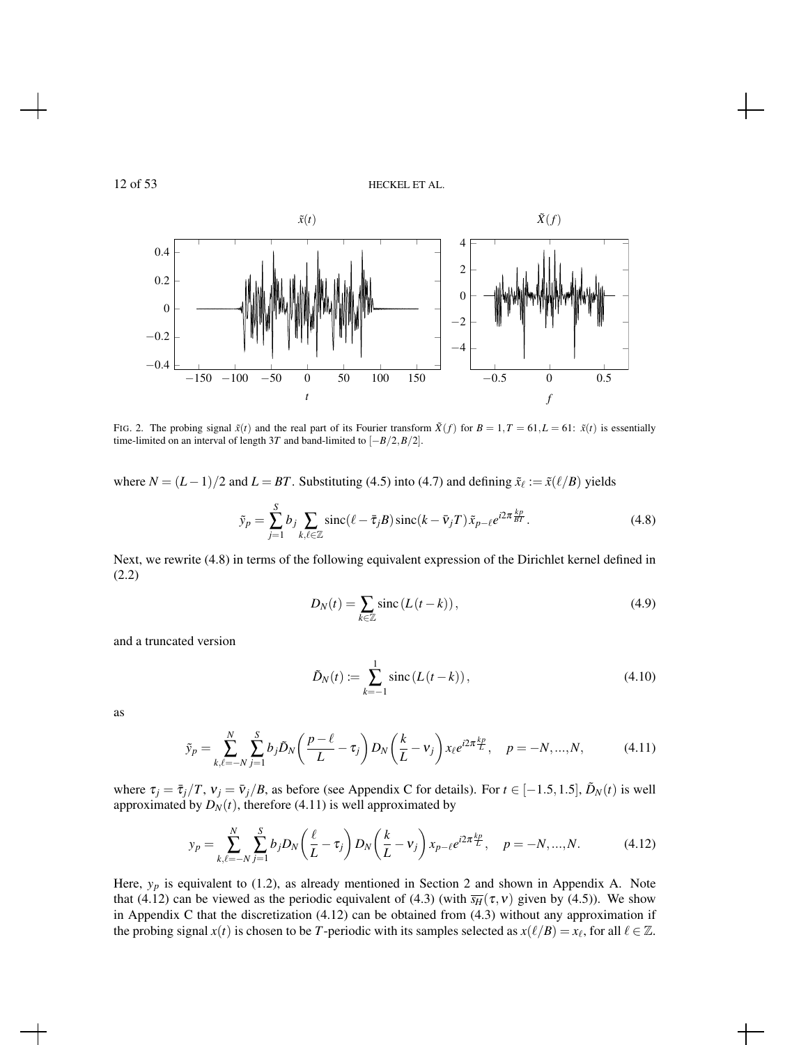FIG. 2. The probing signal $\tilde{x}(t)$ and the real part of its Fourier transform $\tilde{X}(f)$ for $B = 1, T = 61, L = 61$: $\tilde{x}(t)$ is essentially time-limited on an interval of length $3T$ and band-limited to $[-B/2, B/2]$.

where $N = (L-1)/2$ and $L = BT$. Substituting (4.5) into (4.7) and defining $\tilde{x}_\ell := \tilde{x}(\ell/B)$ yields

$$\tilde{y}_p = \sum_{j=1}^{S} b_j \sum_{k,\ell \in \mathbb{Z}} \operatorname{sinc}(\ell - \bar{\tau}_j B) \operatorname{sinc}(k - \bar{\nu}_j T) \tilde{x}_{p-\ell} e^{i2\pi \frac{kp}{BT}}. \tag{4.8}$$

Next, we rewrite (4.8) in terms of the following equivalent expression of the Dirichlet kernel defined in (2.2)

$$D_N(t) = \sum_{k \in \mathbb{Z}} \operatorname{sinc}(L(t-k)), \tag{4.9}$$

and a truncated version

$$\tilde{D}_N(t) := \sum_{k=-1}^{1} \operatorname{sinc}(L(t-k)), \tag{4.10}$$

as

$$\tilde{y}_p = \sum_{k,\ell=-N}^{N} \sum_{j=1}^{S} b_j \tilde{D}_N\left(\frac{p-\ell}{L} - \tau_j\right) D_N\left(\frac{k}{L} - \nu_j\right) x_\ell e^{i2\pi \frac{kp}{L}}, \quad p = -N, \ldots, N, \tag{4.11}$$

where $\tau_j = \bar{\tau}_j / T$, $\nu_j = \bar{\nu}_j / B$, as before (see Appendix C for details). For $t \in [-1.5, 1.5]$, $\tilde{D}_N(t)$ is well approximated by $D_N(t)$, therefore (4.11) is well approximated by

$$y_p = \sum_{k,\ell=-N}^{N} \sum_{j=1}^{S} b_j D_N\left(\frac{\ell}{L} - \tau_j\right) D_N\left(\frac{k}{L} - \nu_j\right) x_{p-\ell} e^{i2\pi \frac{kp}{L}}, \quad p = -N, \ldots, N. \tag{4.12}$$

Here, $y_p$ is equivalent to (1.2), as already mentioned in Section 2 and shown in Appendix A. Note that (4.12) can be viewed as the periodic equivalent of (4.3) (with $\overline{s_H}(\tau, \nu)$ given by (4.5)). We show in Appendix C that the discretization (4.12) can be obtained from (4.3) without any approximation if the probing signal $x(t)$ is chosen to be $T$-periodic with its samples selected as $x(\ell/B) = x_\ell$, for all $\ell \in \mathbb{Z}$.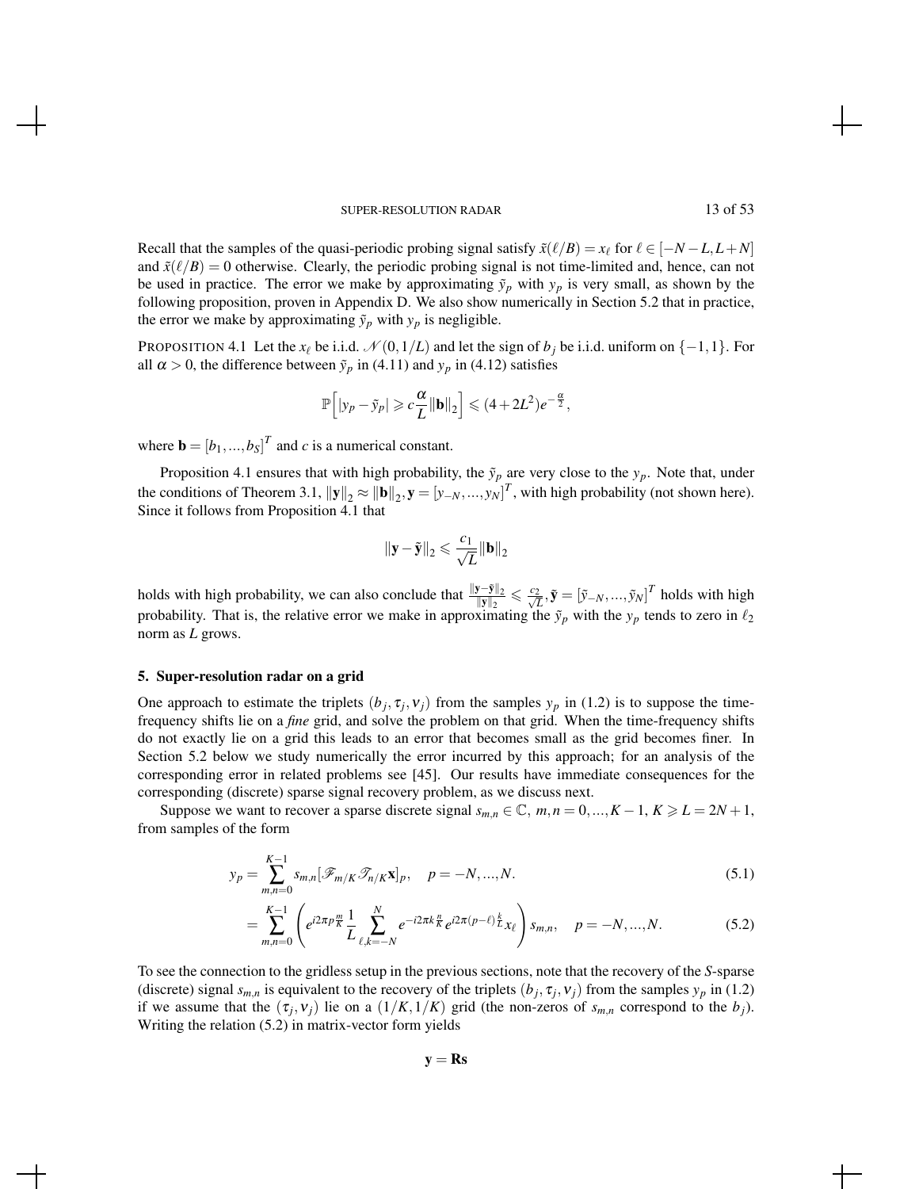Recall that the samples of the quasi-periodic probing signal satisfy $\tilde{x}(\ell/B) = x_\ell$ for $\ell \in [-N-L, L+N]$ and $\tilde{x}(\ell/B) = 0$ otherwise. Clearly, the periodic probing signal is not time-limited and, hence, can not be used in practice. The error we make by approximating $\tilde{y}_p$ with $y_p$ is very small, as shown by the following proposition, proven in Appendix D. We also show numerically in Section 5.2 that in practice, the error we make by approximating $\tilde{y}_p$ with $y_p$ is negligible.

PROPOSITION 4.1 Let the $x_\ell$ be i.i.d. $\mathcal{N}(0, 1/L)$ and let the sign of $b_j$ be i.i.d. uniform on $\{-1, 1\}$. For all $\alpha > 0$, the difference between $\tilde{y}_p$ in (4.11) and $y_p$ in (4.12) satisfies

$$\mathbb{P}\left[|y_p - \tilde{y}_p| \geqslant c\frac{\alpha}{L}\|\mathbf{b}\|_2\right] \leqslant (4 + 2L^2)e^{-\frac{\alpha}{2}},$$

where $\mathbf{b} = [b_1, ..., b_S]^T$ and $c$ is a numerical constant.

Proposition 4.1 ensures that with high probability, the $\tilde{y}_p$ are very close to the $y_p$. Note that, under the conditions of Theorem 3.1, $\|\mathbf{y}\|_2 \approx \|\mathbf{b}\|_2, \mathbf{y} = [y_{-N}, ..., y_N]^T$, with high probability (not shown here). Since it follows from Proposition 4.1 that

$$\|\mathbf{y} - \tilde{\mathbf{y}}\|_2 \leqslant \frac{c_1}{\sqrt{L}}\|\mathbf{b}\|_2$$

holds with high probability, we can also conclude that $\frac{\|\mathbf{y}-\tilde{\mathbf{y}}\|_2}{\|\mathbf{y}\|_2} \leqslant \frac{c_2}{\sqrt{L}}, \tilde{\mathbf{y}} = [\tilde{y}_{-N}, ..., \tilde{y}_N]^T$ holds with high probability. That is, the relative error we make in approximating the $\tilde{y}_p$ with the $y_p$ tends to zero in $\ell_2$ norm as $L$ grows.

## 5. Super-resolution radar on a grid

One approach to estimate the triplets $(b_j, \tau_j, \nu_j)$ from the samples $y_p$ in (1.2) is to suppose the time-frequency shifts lie on a *fine* grid, and solve the problem on that grid. When the time-frequency shifts do not exactly lie on a grid this leads to an error that becomes small as the grid becomes finer. In Section 5.2 below we study numerically the error incurred by this approach; for an analysis of the corresponding error in related problems see [45]. Our results have immediate consequences for the corresponding (discrete) sparse signal recovery problem, as we discuss next.

Suppose we want to recover a sparse discrete signal $s_{m,n} \in \mathbb{C}$, $m, n = 0, ..., K-1$, $K \geqslant L = 2N+1$, from samples of the form

$$y_p = \sum_{m,n=0}^{K-1} s_{m,n}[\mathcal{F}_{m/K}\mathcal{T}_{n/K}\mathbf{x}]_p, \quad p = -N, ..., N. \tag{5.1}$$

$$= \sum_{m,n=0}^{K-1}\left(e^{i2\pi p\frac{m}{K}}\frac{1}{L}\sum_{\ell,k=-N}^{N} e^{-i2\pi k\frac{n}{K}}e^{i2\pi(p-\ell)\frac{k}{L}}x_\ell\right)s_{m,n}, \quad p = -N, ..., N. \tag{5.2}$$

To see the connection to the gridless setup in the previous sections, note that the recovery of the $S$-sparse (discrete) signal $s_{m,n}$ is equivalent to the recovery of the triplets $(b_j, \tau_j, \nu_j)$ from the samples $y_p$ in (1.2) if we assume that the $(\tau_j, \nu_j)$ lie on a $(1/K, 1/K)$ grid (the non-zeros of $s_{m,n}$ correspond to the $b_j$). Writing the relation (5.2) in matrix-vector form yields

$$\mathbf{y} = \mathbf{R}\mathbf{s}$$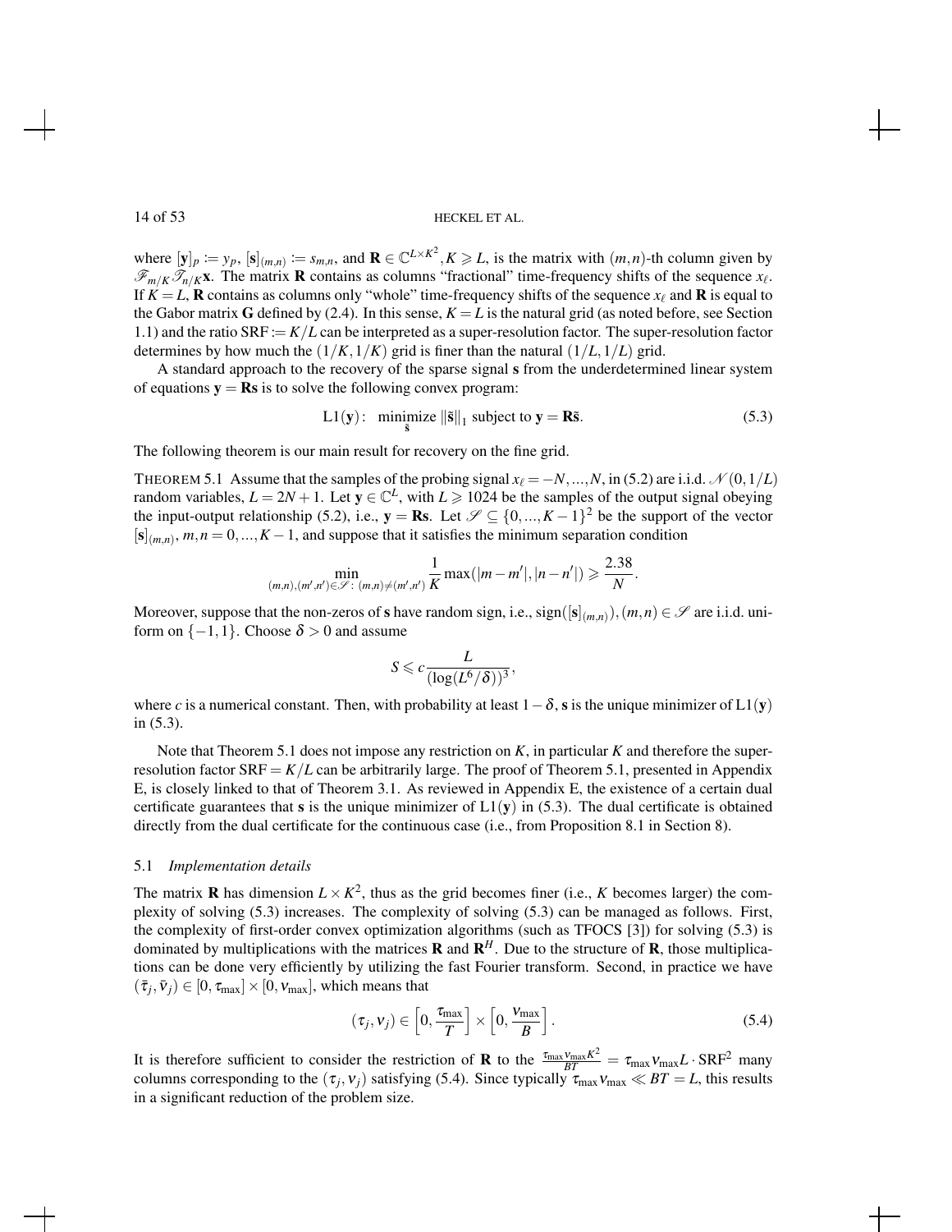where $[\mathbf{y}]_p := y_p$, $[\mathbf{s}]_{(m,n)} := s_{m,n}$, and $\mathbf{R} \in \mathbb{C}^{L\times K^2}, K \geqslant L$, is the matrix with $(m,n)$-th column given by $\mathscr{F}_{m/K}\mathscr{T}_{n/K}\mathbf{x}$. The matrix $\mathbf{R}$ contains as columns "fractional" time-frequency shifts of the sequence $x_\ell$. If $K = L$, $\mathbf{R}$ contains as columns only "whole" time-frequency shifts of the sequence $x_\ell$ and $\mathbf{R}$ is equal to the Gabor matrix $\mathbf{G}$ defined by (2.4). In this sense, $K = L$ is the natural grid (as noted before, see Section 1.1) and the ratio $\mathrm{SRF} := K/L$ can be interpreted as a super-resolution factor. The super-resolution factor determines by how much the $(1/K, 1/K)$ grid is finer than the natural $(1/L, 1/L)$ grid.

A standard approach to the recovery of the sparse signal $\mathbf{s}$ from the underdetermined linear system of equations $\mathbf{y} = \mathbf{R}\mathbf{s}$ is to solve the following convex program:

$$\mathrm{L1}(\mathbf{y}): \quad \underset{\tilde{\mathbf{s}}}{\text{minimize}} \; \|\tilde{\mathbf{s}}\|_1 \text{ subject to } \mathbf{y} = \mathbf{R}\tilde{\mathbf{s}}. \tag{5.3}$$

The following theorem is our main result for recovery on the fine grid.

THEOREM 5.1 Assume that the samples of the probing signal $x_\ell = -N, ..., N$, in (5.2) are i.i.d. $\mathcal{N}(0, 1/L)$ random variables, $L = 2N + 1$. Let $\mathbf{y} \in \mathbb{C}^L$, with $L \geqslant 1024$ be the samples of the output signal obeying the input-output relationship (5.2), i.e., $\mathbf{y} = \mathbf{R}\mathbf{s}$. Let $\mathscr{S} \subseteq \{0, ..., K-1\}^2$ be the support of the vector $[\mathbf{s}]_{(m,n)}$, $m, n = 0, ..., K-1$, and suppose that it satisfies the minimum separation condition

$$\min_{(m,n),(m',n')\in\mathscr{S}:\,(m,n)\neq(m',n')} \frac{1}{K}\max(|m-m'|, |n-n'|) \geqslant \frac{2.38}{N}.$$

Moreover, suppose that the non-zeros of $\mathbf{s}$ have random sign, i.e., $\mathrm{sign}([\mathbf{s}]_{(m,n)}), (m,n) \in \mathscr{S}$ are i.i.d. uniform on $\{-1, 1\}$. Choose $\delta > 0$ and assume

$$S \leqslant c \frac{L}{(\log(L^6/\delta))^3},$$

where $c$ is a numerical constant. Then, with probability at least $1 - \delta$, $\mathbf{s}$ is the unique minimizer of $\mathrm{L1}(\mathbf{y})$ in (5.3).

Note that Theorem 5.1 does not impose any restriction on $K$, in particular $K$ and therefore the super-resolution factor $\mathrm{SRF} = K/L$ can be arbitrarily large. The proof of Theorem 5.1, presented in Appendix E, is closely linked to that of Theorem 3.1. As reviewed in Appendix E, the existence of a certain dual certificate guarantees that $\mathbf{s}$ is the unique minimizer of $\mathrm{L1}(\mathbf{y})$ in (5.3). The dual certificate is obtained directly from the dual certificate for the continuous case (i.e., from Proposition 8.1 in Section 8).

### 5.1 *Implementation details*

The matrix $\mathbf{R}$ has dimension $L \times K^2$, thus as the grid becomes finer (i.e., $K$ becomes larger) the complexity of solving (5.3) increases. The complexity of solving (5.3) can be managed as follows. First, the complexity of first-order convex optimization algorithms (such as TFOCS [3]) for solving (5.3) is dominated by multiplications with the matrices $\mathbf{R}$ and $\mathbf{R}^H$. Due to the structure of $\mathbf{R}$, those multiplications can be done very efficiently by utilizing the fast Fourier transform. Second, in practice we have $(\bar{\tau}_j, \bar{\nu}_j) \in [0, \tau_{\max}] \times [0, \nu_{\max}]$, which means that

$$(\tau_j, \nu_j) \in \left[0, \frac{\tau_{\max}}{T}\right] \times \left[0, \frac{\nu_{\max}}{B}\right]. \tag{5.4}$$

It is therefore sufficient to consider the restriction of $\mathbf{R}$ to the $\frac{\tau_{\max}\nu_{\max}K^2}{BT} = \tau_{\max}\nu_{\max}L \cdot \mathrm{SRF}^2$ many columns corresponding to the $(\tau_j, \nu_j)$ satisfying (5.4). Since typically $\tau_{\max}\nu_{\max} \ll BT = L$, this results in a significant reduction of the problem size.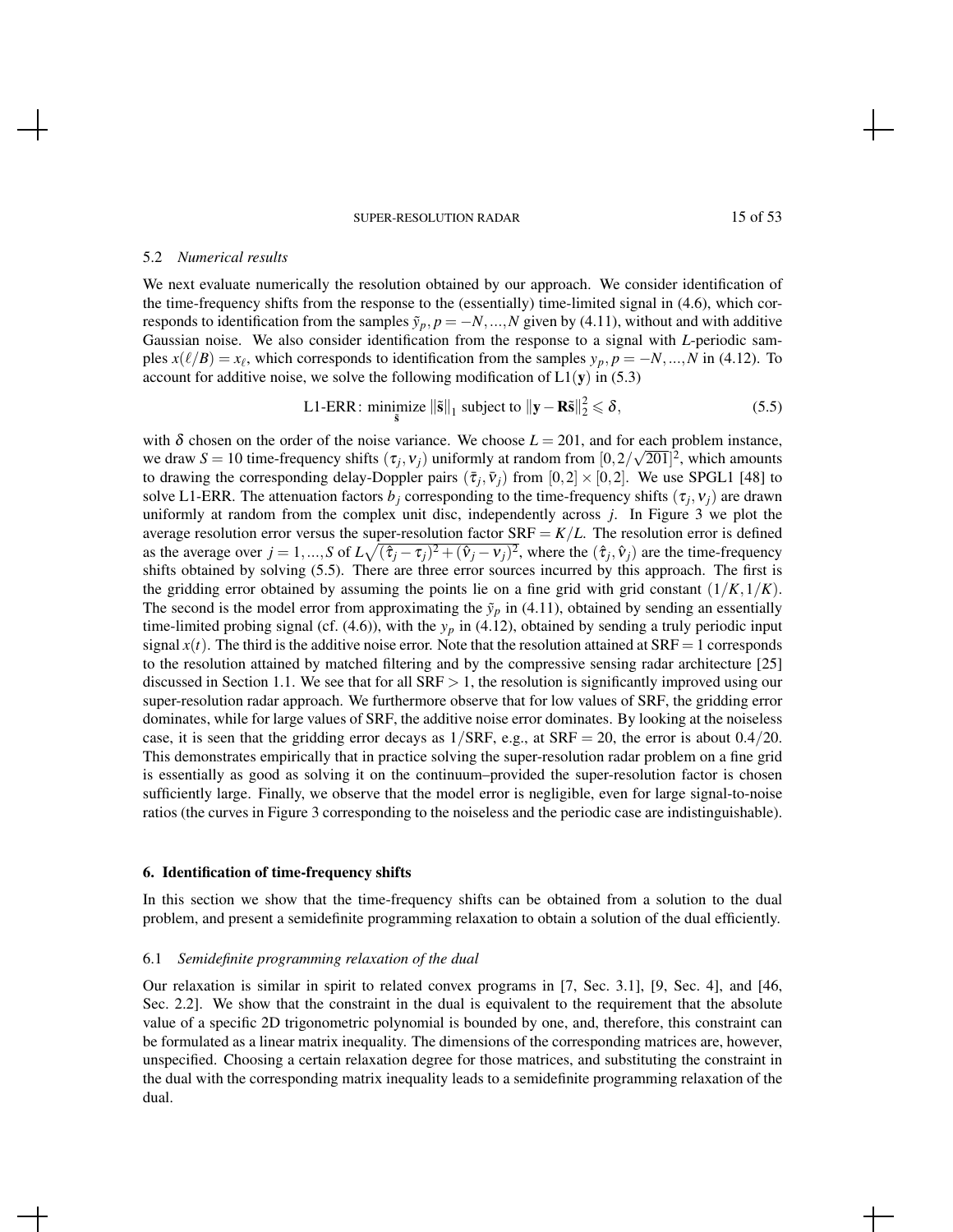### 5.2 *Numerical results*

We next evaluate numerically the resolution obtained by our approach. We consider identification of the time-frequency shifts from the response to the (essentially) time-limited signal in (4.6), which corresponds to identification from the samples $\tilde{y}_p, p = -N, ..., N$ given by (4.11), without and with additive Gaussian noise. We also consider identification from the response to a signal with $L$-periodic samples $x(\ell/B) = x_\ell$, which corresponds to identification from the samples $y_p, p = -N, ..., N$ in (4.12). To account for additive noise, we solve the following modification of L1($\mathbf{y}$) in (5.3)

$$\text{L1-ERR: } \underset{\tilde{\mathbf{s}}}{\text{minimize}} \; \|\tilde{\mathbf{s}}\|_1 \text{ subject to } \|\mathbf{y} - \mathbf{R}\tilde{\mathbf{s}}\|_2^2 \leqslant \delta, \tag{5.5}$$

with $\delta$ chosen on the order of the noise variance. We choose $L = 201$, and for each problem instance, we draw $S = 10$ time-frequency shifts $(\tau_j, \nu_j)$ uniformly at random from $[0, 2/\sqrt{201}]^2$, which amounts to drawing the corresponding delay-Doppler pairs $(\bar{\tau}_j, \bar{\nu}_j)$ from $[0,2] \times [0,2]$. We use SPGL1 [48] to solve L1-ERR. The attenuation factors $b_j$ corresponding to the time-frequency shifts $(\tau_j, \nu_j)$ are drawn uniformly at random from the complex unit disc, independently across $j$. In Figure 3 we plot the average resolution error versus the super-resolution factor $\text{SRF} = K/L$. The resolution error is defined as the average over $j = 1, ..., S$ of $L\sqrt{(\hat{\tau}_j - \tau_j)^2 + (\hat{\nu}_j - \nu_j)^2}$, where the $(\hat{\tau}_j, \hat{\nu}_j)$ are the time-frequency shifts obtained by solving (5.5). There are three error sources incurred by this approach. The first is the gridding error obtained by assuming the points lie on a fine grid with grid constant $(1/K, 1/K)$. The second is the model error from approximating the $\tilde{y}_p$ in (4.11), obtained by sending an essentially time-limited probing signal (cf. (4.6)), with the $y_p$ in (4.12), obtained by sending a truly periodic input signal $x(t)$. The third is the additive noise error. Note that the resolution attained at $\text{SRF} = 1$ corresponds to the resolution attained by matched filtering and by the compressive sensing radar architecture [25] discussed in Section 1.1. We see that for all $\text{SRF} > 1$, the resolution is significantly improved using our super-resolution radar approach. We furthermore observe that for low values of SRF, the gridding error dominates, while for large values of SRF, the additive noise error dominates. By looking at the noiseless case, it is seen that the gridding error decays as $1/\text{SRF}$, e.g., at $\text{SRF} = 20$, the error is about $0.4/20$. This demonstrates empirically that in practice solving the super-resolution radar problem on a fine grid is essentially as good as solving it on the continuum–provided the super-resolution factor is chosen sufficiently large. Finally, we observe that the model error is negligible, even for large signal-to-noise ratios (the curves in Figure 3 corresponding to the noiseless and the periodic case are indistinguishable).

## 6. Identification of time-frequency shifts

In this section we show that the time-frequency shifts can be obtained from a solution to the dual problem, and present a semidefinite programming relaxation to obtain a solution of the dual efficiently.

### 6.1 *Semidefinite programming relaxation of the dual*

Our relaxation is similar in spirit to related convex programs in [7, Sec. 3.1], [9, Sec. 4], and [46, Sec. 2.2]. We show that the constraint in the dual is equivalent to the requirement that the absolute value of a specific 2D trigonometric polynomial is bounded by one, and, therefore, this constraint can be formulated as a linear matrix inequality. The dimensions of the corresponding matrices are, however, unspecified. Choosing a certain relaxation degree for those matrices, and substituting the constraint in the dual with the corresponding matrix inequality leads to a semidefinite programming relaxation of the dual.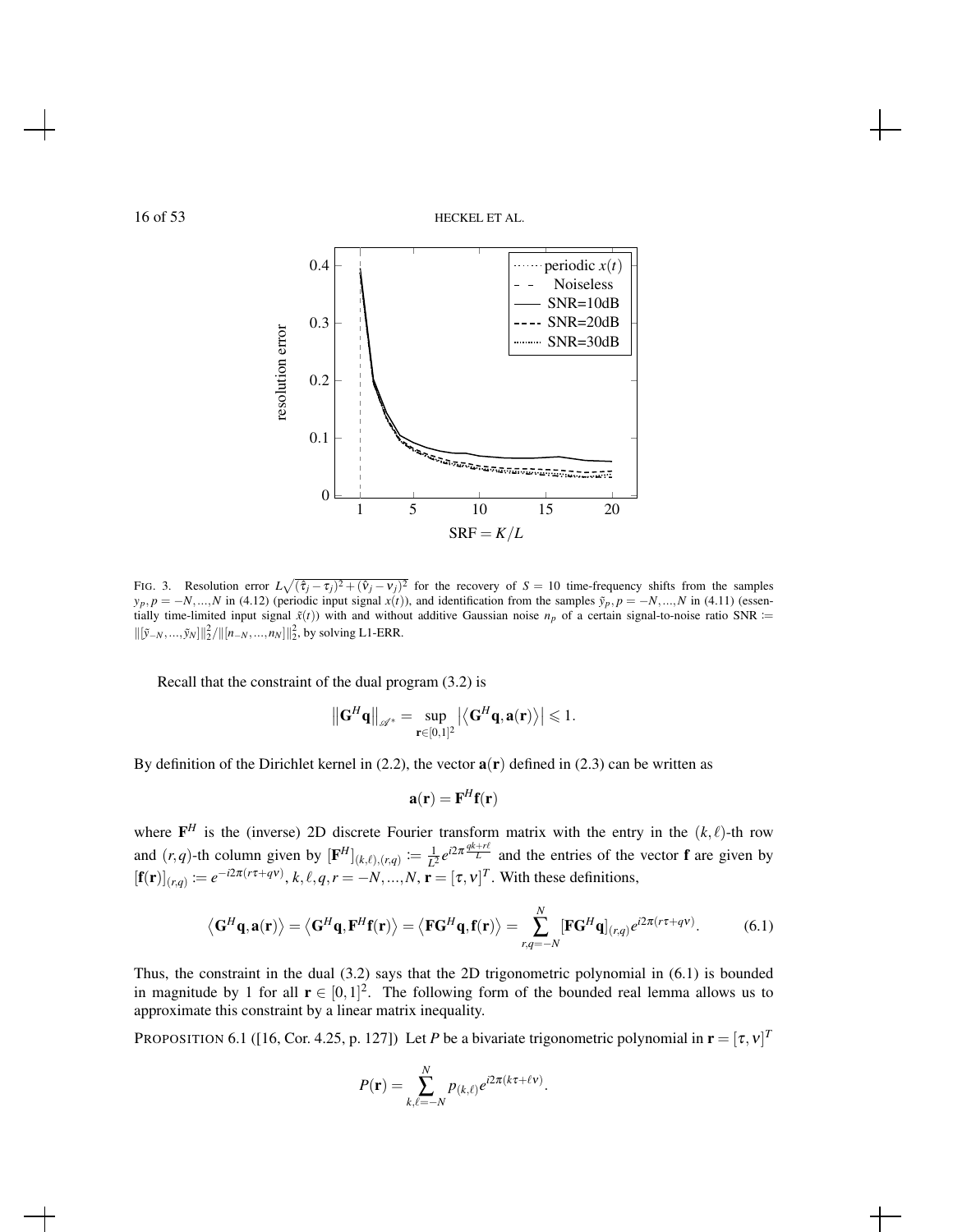FIG. 3. Resolution error $L\sqrt{(\hat{\tau}_j - \tau_j)^2 + (\hat{\nu}_j - \nu_j)^2}$ for the recovery of $S = 10$ time-frequency shifts from the samples $y_p, p = -N,...,N$ in (4.12) (periodic input signal $x(t)$), and identification from the samples $\tilde{y}_p, p = -N,...,N$ in (4.11) (essentially time-limited input signal $\tilde{x}(t)$) with and without additive Gaussian noise $n_p$ of a certain signal-to-noise ratio SNR $:= \|[\tilde{y}_{-N},...,\tilde{y}_N]\|_2^2 / \|[n_{-N},...,n_N]\|_2^2$, by solving L1-ERR.

Recall that the constraint of the dual program (3.2) is

$$\left\|\mathbf{G}^H \mathbf{q}\right\|_{\mathscr{A}^*} = \sup_{\mathbf{r}\in[0,1]^2} \left|\left\langle \mathbf{G}^H \mathbf{q}, \mathbf{a}(\mathbf{r})\right\rangle\right| \leqslant 1.$$

By definition of the Dirichlet kernel in (2.2), the vector $\mathbf{a}(\mathbf{r})$ defined in (2.3) can be written as

$$\mathbf{a}(\mathbf{r}) = \mathbf{F}^H \mathbf{f}(\mathbf{r})$$

where $\mathbf{F}^H$ is the (inverse) 2D discrete Fourier transform matrix with the entry in the $(k,\ell)$-th row and $(r,q)$-th column given by $[\mathbf{F}^H]_{(k,\ell),(r,q)} := \frac{1}{L^2} e^{i2\pi \frac{qk+r\ell}{L}}$ and the entries of the vector $\mathbf{f}$ are given by $[\mathbf{f}(\mathbf{r})]_{(r,q)} := e^{-i2\pi(r\tau+q\nu)}$, $k,\ell,q,r = -N,...,N$, $\mathbf{r} = [\tau,\nu]^T$. With these definitions,

$$\left\langle \mathbf{G}^H \mathbf{q}, \mathbf{a}(\mathbf{r})\right\rangle = \left\langle \mathbf{G}^H \mathbf{q}, \mathbf{F}^H \mathbf{f}(\mathbf{r})\right\rangle = \left\langle \mathbf{F}\mathbf{G}^H \mathbf{q}, \mathbf{f}(\mathbf{r})\right\rangle = \sum_{r,q=-N}^{N} [\mathbf{F}\mathbf{G}^H \mathbf{q}]_{(r,q)} e^{i2\pi(r\tau+q\nu)}. \tag{6.1}$$

Thus, the constraint in the dual (3.2) says that the 2D trigonometric polynomial in (6.1) is bounded in magnitude by 1 for all $\mathbf{r} \in [0,1]^2$. The following form of the bounded real lemma allows us to approximate this constraint by a linear matrix inequality.

PROPOSITION 6.1 ([16, Cor. 4.25, p. 127]) Let $P$ be a bivariate trigonometric polynomial in $\mathbf{r} = [\tau,\nu]^T$

$$P(\mathbf{r}) = \sum_{k,\ell=-N}^{N} p_{(k,\ell)} e^{i2\pi(k\tau+\ell\nu)}.$$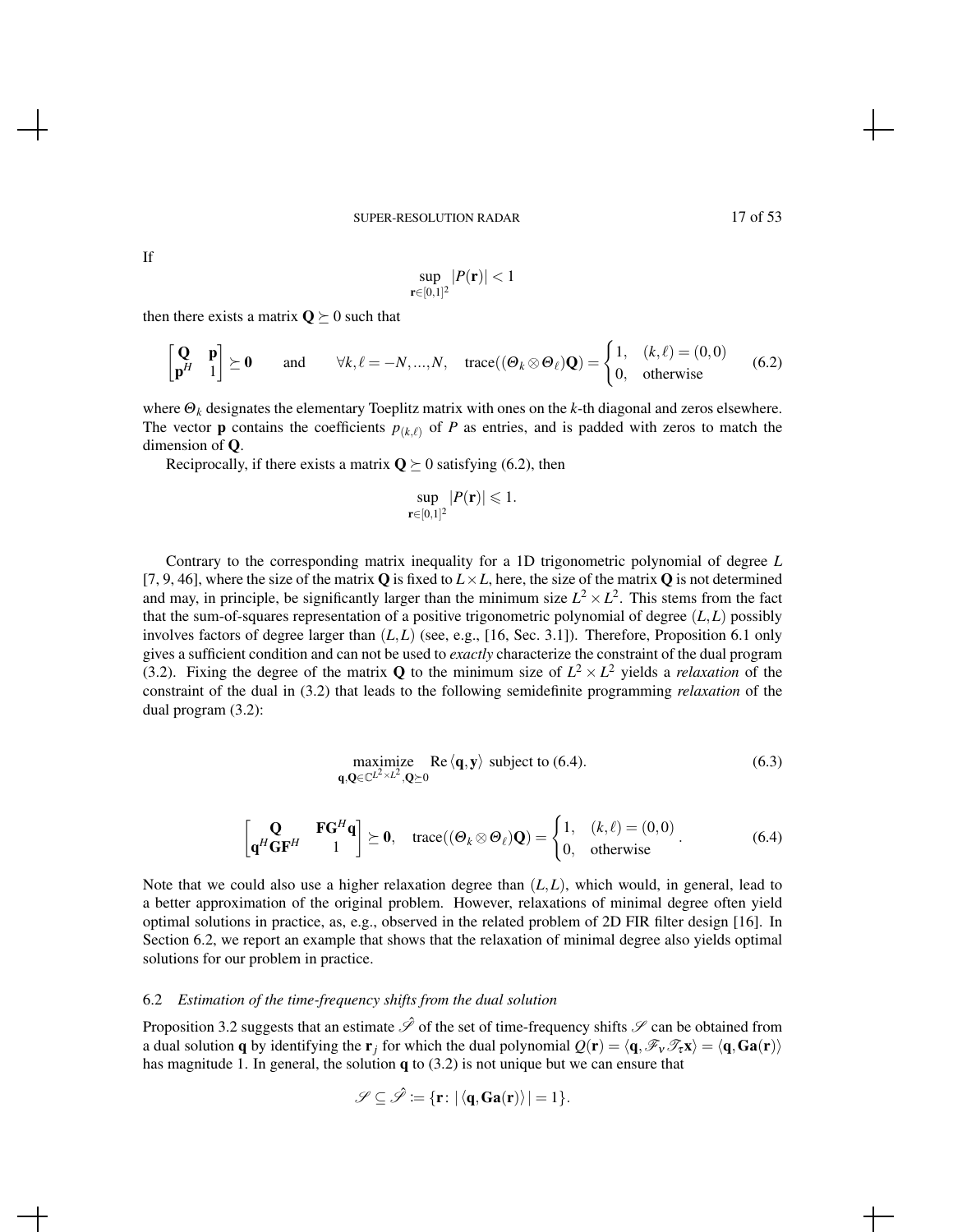If

$$\sup_{\mathbf{r}\in[0,1]^2} |P(\mathbf{r})| < 1$$

then there exists a matrix $\mathbf{Q} \succeq 0$ such that

$$\begin{bmatrix} \mathbf{Q} & \mathbf{p} \\ \mathbf{p}^H & 1 \end{bmatrix} \succeq \mathbf{0} \qquad \text{and} \qquad \forall k,\ell = -N,...,N, \quad \operatorname{trace}((\Theta_k \otimes \Theta_\ell)\mathbf{Q}) = \begin{cases} 1, & (k,\ell) = (0,0) \\ 0, & \text{otherwise} \end{cases} \tag{6.2}$$

where $\Theta_k$ designates the elementary Toeplitz matrix with ones on the $k$-th diagonal and zeros elsewhere. The vector $\mathbf{p}$ contains the coefficients $p_{(k,\ell)}$ of $P$ as entries, and is padded with zeros to match the dimension of $\mathbf{Q}$.

Reciprocally, if there exists a matrix $\mathbf{Q} \succeq 0$ satisfying (6.2), then

$$\sup_{\mathbf{r}\in[0,1]^2} |P(\mathbf{r})| \leqslant 1.$$

Contrary to the corresponding matrix inequality for a 1D trigonometric polynomial of degree $L$ [7, 9, 46], where the size of the matrix $\mathbf{Q}$ is fixed to $L \times L$, here, the size of the matrix $\mathbf{Q}$ is not determined and may, in principle, be significantly larger than the minimum size $L^2 \times L^2$. This stems from the fact that the sum-of-squares representation of a positive trigonometric polynomial of degree $(L,L)$ possibly involves factors of degree larger than $(L,L)$ (see, e.g., [16, Sec. 3.1]). Therefore, Proposition 6.1 only gives a sufficient condition and can not be used to *exactly* characterize the constraint of the dual program (3.2). Fixing the degree of the matrix $\mathbf{Q}$ to the minimum size of $L^2 \times L^2$ yields a *relaxation* of the constraint of the dual in (3.2) that leads to the following semidefinite programming *relaxation* of the dual program (3.2):

$$\underset{\mathbf{q},\mathbf{Q}\in\mathbb{C}^{L^2\times L^2},\mathbf{Q}\succeq 0}{\text{maximize}} \quad \operatorname{Re}\langle \mathbf{q}, \mathbf{y} \rangle \text{ subject to (6.4).} \tag{6.3}$$

$$\begin{bmatrix} \mathbf{Q} & \mathbf{F}\mathbf{G}^H\mathbf{q} \\ \mathbf{q}^H\mathbf{G}\mathbf{F}^H & 1 \end{bmatrix} \succeq \mathbf{0}, \quad \operatorname{trace}((\Theta_k \otimes \Theta_\ell)\mathbf{Q}) = \begin{cases} 1, & (k,\ell) = (0,0) \\ 0, & \text{otherwise} \end{cases}. \tag{6.4}$$

Note that we could also use a higher relaxation degree than $(L,L)$, which would, in general, lead to a better approximation of the original problem. However, relaxations of minimal degree often yield optimal solutions in practice, as, e.g., observed in the related problem of 2D FIR filter design [16]. In Section 6.2, we report an example that shows that the relaxation of minimal degree also yields optimal solutions for our problem in practice.

### 6.2 *Estimation of the time-frequency shifts from the dual solution*

Proposition 3.2 suggests that an estimate $\hat{\mathscr{S}}$ of the set of time-frequency shifts $\mathscr{S}$ can be obtained from a dual solution $\mathbf{q}$ by identifying the $\mathbf{r}_j$ for which the dual polynomial $Q(\mathbf{r}) = \langle \mathbf{q}, \mathscr{F}_\nu \mathscr{T}_\tau \mathbf{x} \rangle = \langle \mathbf{q}, \mathbf{G}\mathbf{a}(\mathbf{r}) \rangle$ has magnitude 1. In general, the solution $\mathbf{q}$ to (3.2) is not unique but we can ensure that

$$\mathscr{S} \subseteq \hat{\mathscr{S}} := \{\mathbf{r} \colon |\langle \mathbf{q}, \mathbf{G}\mathbf{a}(\mathbf{r}) \rangle| = 1\}.$$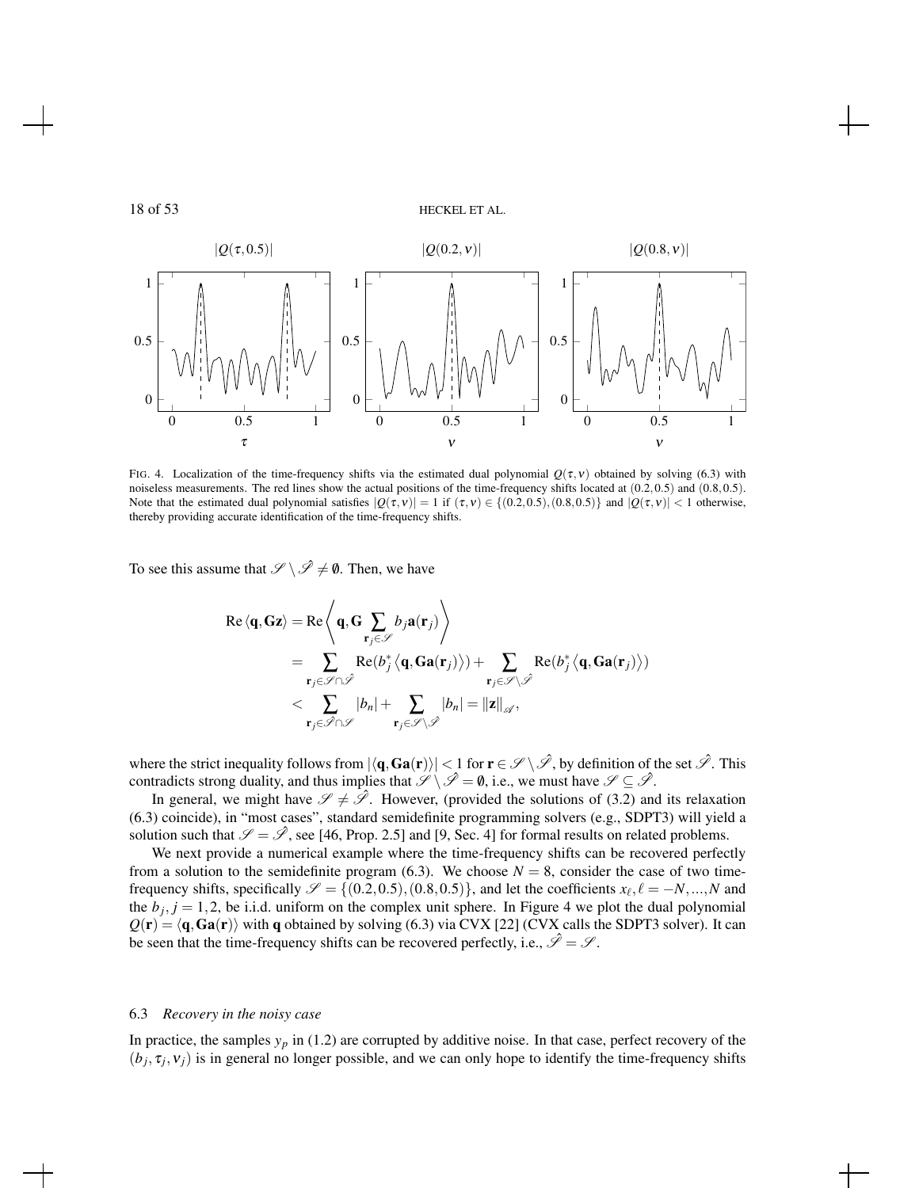FIG. 4. Localization of the time-frequency shifts via the estimated dual polynomial $Q(\tau,\nu)$ obtained by solving (6.3) with noiseless measurements. The red lines show the actual positions of the time-frequency shifts located at $(0.2,0.5)$ and $(0.8,0.5)$. Note that the estimated dual polynomial satisfies $|Q(\tau,\nu)| = 1$ if $(\tau,\nu) \in \{(0.2,0.5),(0.8,0.5)\}$ and $|Q(\tau,\nu)| < 1$ otherwise, thereby providing accurate identification of the time-frequency shifts.

To see this assume that $\mathscr{S} \setminus \hat{\mathscr{S}} \neq \emptyset$. Then, we have

$$
\begin{aligned}
\operatorname{Re}\langle \mathbf{q}, \mathbf{G}\mathbf{z}\rangle &= \operatorname{Re}\left\langle \mathbf{q}, \mathbf{G} \sum_{\mathbf{r}_j \in \mathscr{S}} b_j \mathbf{a}(\mathbf{r}_j) \right\rangle \\
&= \sum_{\mathbf{r}_j \in \mathscr{S} \cap \hat{\mathscr{S}}} \operatorname{Re}(b_j^* \langle \mathbf{q}, \mathbf{G}\mathbf{a}(\mathbf{r}_j)\rangle) + \sum_{\mathbf{r}_j \in \mathscr{S} \setminus \hat{\mathscr{S}}} \operatorname{Re}(b_j^* \langle \mathbf{q}, \mathbf{G}\mathbf{a}(\mathbf{r}_j)\rangle) \\
&< \sum_{\mathbf{r}_j \in \hat{\mathscr{S}} \cap \mathscr{S}} |b_n| + \sum_{\mathbf{r}_j \in \mathscr{S} \setminus \hat{\mathscr{S}}} |b_n| = \|\mathbf{z}\|_{\mathscr{A}},
\end{aligned}
$$

where the strict inequality follows from $|\langle \mathbf{q}, \mathbf{G}\mathbf{a}(\mathbf{r})\rangle| < 1$ for $\mathbf{r} \in \mathscr{S} \setminus \hat{\mathscr{S}}$, by definition of the set $\hat{\mathscr{S}}$. This contradicts strong duality, and thus implies that $\mathscr{S} \setminus \hat{\mathscr{S}} = \emptyset$, i.e., we must have $\mathscr{S} \subseteq \hat{\mathscr{S}}$.

In general, we might have $\mathscr{S} \neq \hat{\mathscr{S}}$. However, (provided the solutions of (3.2) and its relaxation (6.3) coincide), in "most cases", standard semidefinite programming solvers (e.g., SDPT3) will yield a solution such that $\mathscr{S} = \hat{\mathscr{S}}$, see [46, Prop. 2.5] and [9, Sec. 4] for formal results on related problems.

We next provide a numerical example where the time-frequency shifts can be recovered perfectly from a solution to the semidefinite program (6.3). We choose $N = 8$, consider the case of two time-frequency shifts, specifically $\mathscr{S} = \{(0.2,0.5),(0.8,0.5)\}$, and let the coefficients $x_\ell, \ell = -N,...,N$ and the $b_j, j = 1,2$, be i.i.d. uniform on the complex unit sphere. In Figure 4 we plot the dual polynomial $Q(\mathbf{r}) = \langle \mathbf{q}, \mathbf{G}\mathbf{a}(\mathbf{r})\rangle$ with $\mathbf{q}$ obtained by solving (6.3) via CVX [22] (CVX calls the SDPT3 solver). It can be seen that the time-frequency shifts can be recovered perfectly, i.e., $\hat{\mathscr{S}} = \mathscr{S}$.

### 6.3 *Recovery in the noisy case*

In practice, the samples $y_p$ in (1.2) are corrupted by additive noise. In that case, perfect recovery of the $(b_j, \tau_j, \nu_j)$ is in general no longer possible, and we can only hope to identify the time-frequency shifts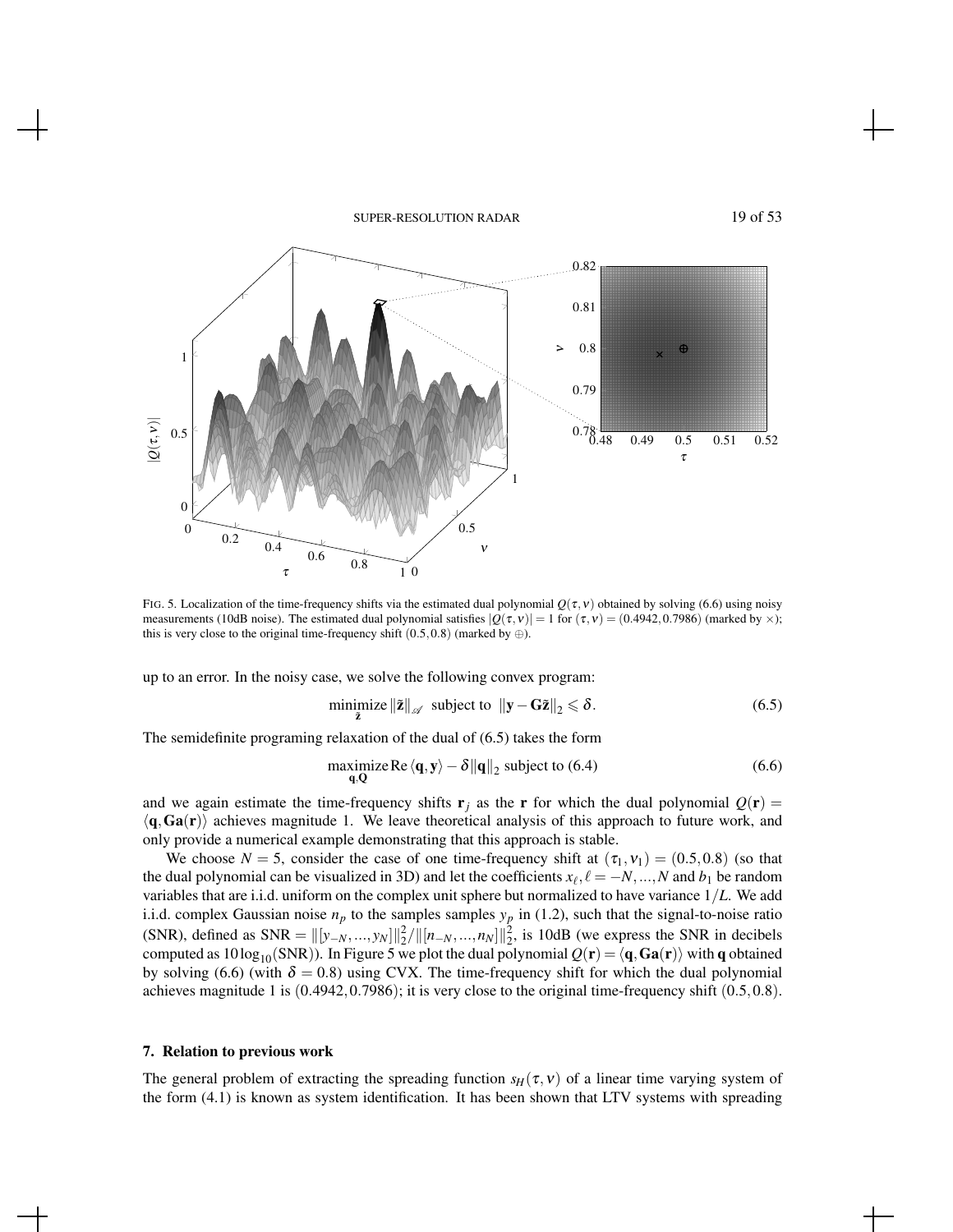FIG. 5. Localization of the time-frequency shifts via the estimated dual polynomial $Q(\tau,\nu)$ obtained by solving (6.6) using noisy measurements (10dB noise). The estimated dual polynomial satisfies $|Q(\tau,\nu)| = 1$ for $(\tau,\nu) = (0.4942, 0.7986)$ (marked by $\times$); this is very close to the original time-frequency shift $(0.5, 0.8)$ (marked by $\oplus$).

up to an error. In the noisy case, we solve the following convex program:

$$\underset{\tilde{\mathbf{z}}}{\text{minimize}} \, \|\tilde{\mathbf{z}}\|_{\mathscr{A}} \;\text{ subject to }\; \|\mathbf{y} - \mathbf{G}\tilde{\mathbf{z}}\|_2 \leqslant \delta. \tag{6.5}$$

The semidefinite programing relaxation of the dual of (6.5) takes the form

$$\underset{\mathbf{q},\mathbf{Q}}{\text{maximize}} \, \mathrm{Re}\,\langle \mathbf{q}, \mathbf{y}\rangle - \delta\|\mathbf{q}\|_2 \text{ subject to (6.4)} \tag{6.6}$$

and we again estimate the time-frequency shifts $\mathbf{r}_j$ as the $\mathbf{r}$ for which the dual polynomial $Q(\mathbf{r}) = \langle \mathbf{q}, \mathbf{G}\mathbf{a}(\mathbf{r})\rangle$ achieves magnitude 1. We leave theoretical analysis of this approach to future work, and only provide a numerical example demonstrating that this approach is stable.

We choose $N = 5$, consider the case of one time-frequency shift at $(\tau_1, \nu_1) = (0.5, 0.8)$ (so that the dual polynomial can be visualized in 3D) and let the coefficients $x_\ell, \ell = -N, ..., N$ and $b_1$ be random variables that are i.i.d. uniform on the complex unit sphere but normalized to have variance $1/L$. We add i.i.d. complex Gaussian noise $n_p$ to the samples samples $y_p$ in (1.2), such that the signal-to-noise ratio (SNR), defined as $\mathrm{SNR} = \|[y_{-N}, ..., y_N]\|_2^2 / \|[n_{-N}, ..., n_N]\|_2^2$, is 10dB (we express the SNR in decibels computed as $10\log_{10}(\mathrm{SNR})$). In Figure 5 we plot the dual polynomial $Q(\mathbf{r}) = \langle \mathbf{q}, \mathbf{G}\mathbf{a}(\mathbf{r})\rangle$ with $\mathbf{q}$ obtained by solving (6.6) (with $\delta = 0.8$) using CVX. The time-frequency shift for which the dual polynomial achieves magnitude 1 is $(0.4942, 0.7986)$; it is very close to the original time-frequency shift $(0.5, 0.8)$.

## 7. Relation to previous work

The general problem of extracting the spreading function $s_H(\tau,\nu)$ of a linear time varying system of the form (4.1) is known as system identification. It has been shown that LTV systems with spreading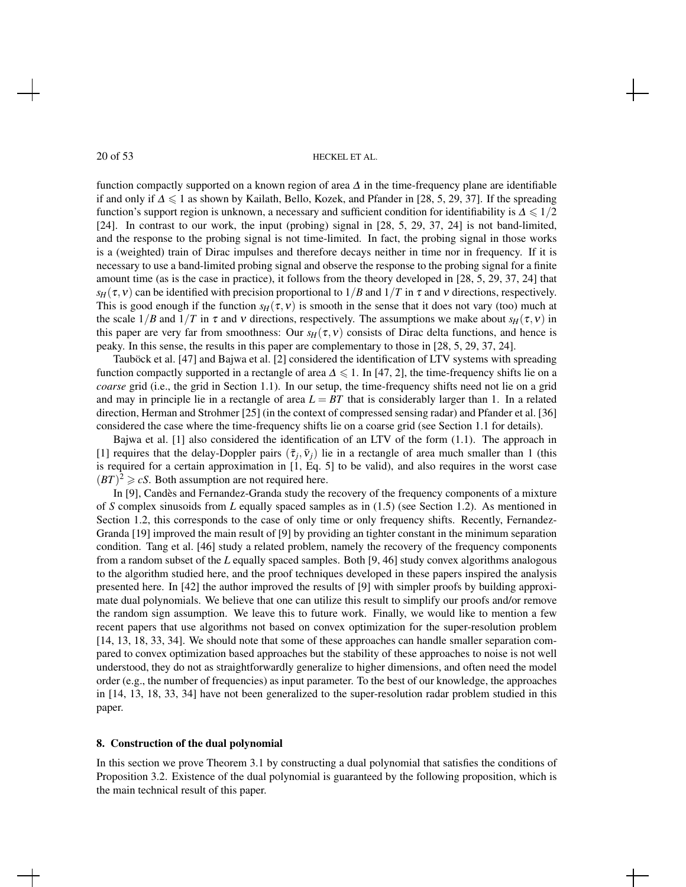function compactly supported on a known region of area $\Delta$ in the time-frequency plane are identifiable if and only if $\Delta \leqslant 1$ as shown by Kailath, Bello, Kozek, and Pfander in [28, 5, 29, 37]. If the spreading function's support region is unknown, a necessary and sufficient condition for identifiability is $\Delta \leqslant 1/2$ [24]. In contrast to our work, the input (probing) signal in [28, 5, 29, 37, 24] is not band-limited, and the response to the probing signal is not time-limited. In fact, the probing signal in those works is a (weighted) train of Dirac impulses and therefore decays neither in time nor in frequency. If it is necessary to use a band-limited probing signal and observe the response to the probing signal for a finite amount time (as is the case in practice), it follows from the theory developed in [28, 5, 29, 37, 24] that $s_H(\tau, \nu)$ can be identified with precision proportional to $1/B$ and $1/T$ in $\tau$ and $\nu$ directions, respectively. This is good enough if the function $s_H(\tau, \nu)$ is smooth in the sense that it does not vary (too) much at the scale $1/B$ and $1/T$ in $\tau$ and $\nu$ directions, respectively. The assumptions we make about $s_H(\tau, \nu)$ in this paper are very far from smoothness: Our $s_H(\tau, \nu)$ consists of Dirac delta functions, and hence is peaky. In this sense, the results in this paper are complementary to those in [28, 5, 29, 37, 24].

Tauböck et al. [47] and Bajwa et al. [2] considered the identification of LTV systems with spreading function compactly supported in a rectangle of area $\Delta \leqslant 1$. In [47, 2], the time-frequency shifts lie on a *coarse* grid (i.e., the grid in Section 1.1). In our setup, the time-frequency shifts need not lie on a grid and may in principle lie in a rectangle of area $L = BT$ that is considerably larger than 1. In a related direction, Herman and Strohmer [25] (in the context of compressed sensing radar) and Pfander et al. [36] considered the case where the time-frequency shifts lie on a coarse grid (see Section 1.1 for details).

Bajwa et al. [1] also considered the identification of an LTV of the form (1.1). The approach in [1] requires that the delay-Doppler pairs $(\bar{\tau}_j, \bar{\nu}_j)$ lie in a rectangle of area much smaller than 1 (this is required for a certain approximation in [1, Eq. 5] to be valid), and also requires in the worst case $(BT)^2 \geqslant cS$. Both assumption are not required here.

In [9], Candès and Fernandez-Granda study the recovery of the frequency components of a mixture of $S$ complex sinusoids from $L$ equally spaced samples as in (1.5) (see Section 1.2). As mentioned in Section 1.2, this corresponds to the case of only time or only frequency shifts. Recently, Fernandez-Granda [19] improved the main result of [9] by providing an tighter constant in the minimum separation condition. Tang et al. [46] study a related problem, namely the recovery of the frequency components from a random subset of the $L$ equally spaced samples. Both [9, 46] study convex algorithms analogous to the algorithm studied here, and the proof techniques developed in these papers inspired the analysis presented here. In [42] the author improved the results of [9] with simpler proofs by building approximate dual polynomials. We believe that one can utilize this result to simplify our proofs and/or remove the random sign assumption. We leave this to future work. Finally, we would like to mention a few recent papers that use algorithms not based on convex optimization for the super-resolution problem [14, 13, 18, 33, 34]. We should note that some of these approaches can handle smaller separation compared to convex optimization based approaches but the stability of these approaches to noise is not well understood, they do not as straightforwardly generalize to higher dimensions, and often need the model order (e.g., the number of frequencies) as input parameter. To the best of our knowledge, the approaches in [14, 13, 18, 33, 34] have not been generalized to the super-resolution radar problem studied in this paper.

## 8. Construction of the dual polynomial

In this section we prove Theorem 3.1 by constructing a dual polynomial that satisfies the conditions of Proposition 3.2. Existence of the dual polynomial is guaranteed by the following proposition, which is the main technical result of this paper.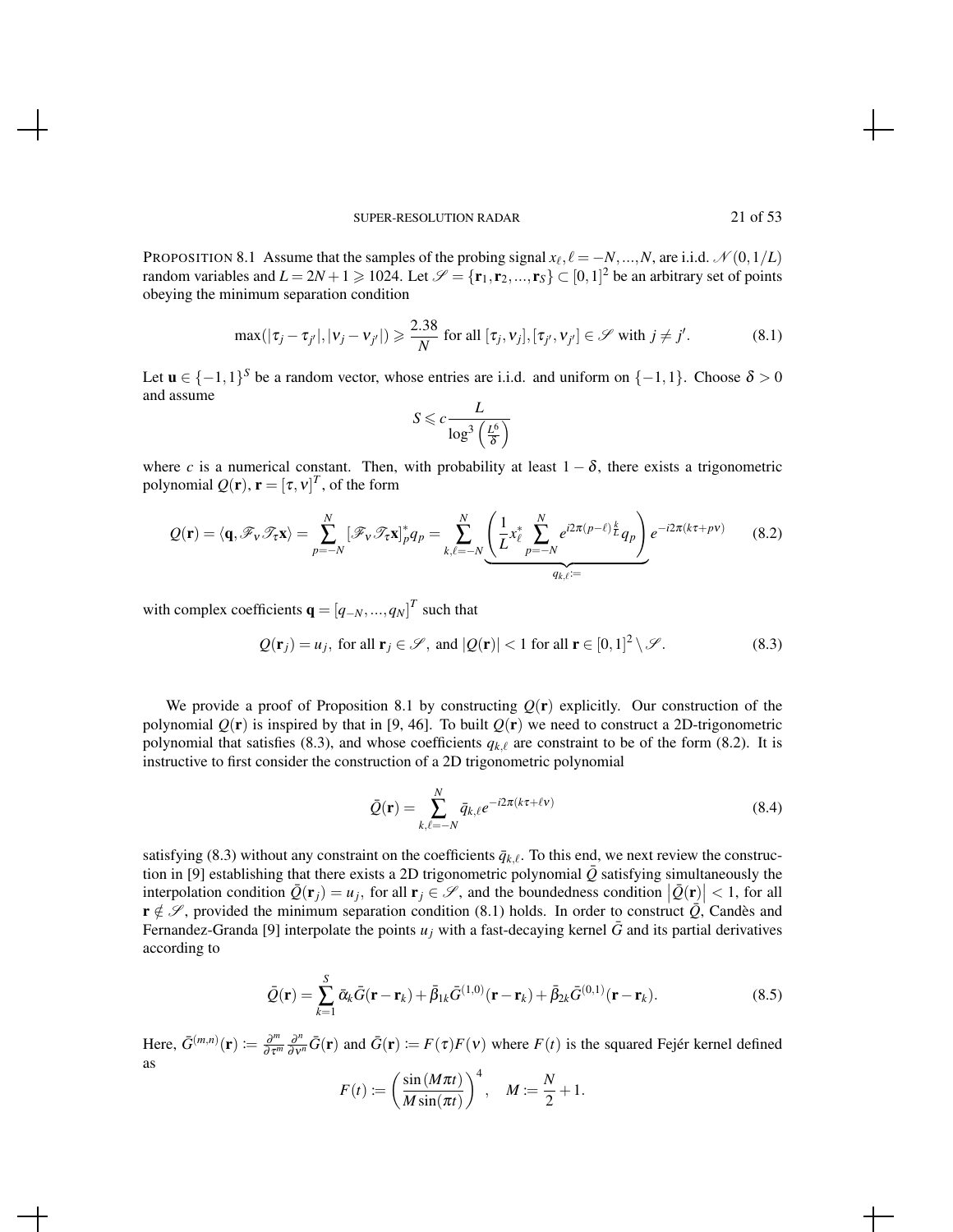PROPOSITION 8.1 Assume that the samples of the probing signal $x_\ell, \ell = -N, ..., N$, are i.i.d. $\mathcal{N}(0, 1/L)$ random variables and $L = 2N+1 \geqslant 1024$. Let $\mathcal{S} = \{\mathbf{r}_1, \mathbf{r}_2, ..., \mathbf{r}_S\} \subset [0,1]^2$ be an arbitrary set of points obeying the minimum separation condition

$$\max(|\tau_j - \tau_{j'}|, |\nu_j - \nu_{j'}|) \geqslant \frac{2.38}{N} \text{ for all } [\tau_j, \nu_j], [\tau_{j'}, \nu_{j'}] \in \mathcal{S} \text{ with } j \neq j'. \tag{8.1}$$

Let $\mathbf{u} \in \{-1, 1\}^S$ be a random vector, whose entries are i.i.d. and uniform on $\{-1, 1\}$. Choose $\delta > 0$ and assume

$$S \leqslant c \frac{L}{\log^3\left(\frac{L^6}{\delta}\right)}$$

where $c$ is a numerical constant. Then, with probability at least $1 - \delta$, there exists a trigonometric polynomial $Q(\mathbf{r})$, $\mathbf{r} = [\tau, \nu]^T$, of the form

$$Q(\mathbf{r}) = \langle \mathbf{q}, \mathcal{F}_\nu \mathcal{T}_\tau \mathbf{x} \rangle = \sum_{p=-N}^{N} [\mathcal{F}_\nu \mathcal{T}_\tau \mathbf{x}]_p^* q_p = \sum_{k,\ell=-N}^{N} \underbrace{\left( \frac{1}{L} x_\ell^* \sum_{p=-N}^{N} e^{i2\pi(p-\ell)\frac{k}{L}} q_p \right)}_{q_{k,\ell} :=} e^{-i2\pi(k\tau + p\nu)} \tag{8.2}$$

with complex coefficients $\mathbf{q} = [q_{-N}, ..., q_N]^T$ such that

$$Q(\mathbf{r}_j) = u_j, \text{ for all } \mathbf{r}_j \in \mathcal{S}, \text{ and } |Q(\mathbf{r})| < 1 \text{ for all } \mathbf{r} \in [0,1]^2 \setminus \mathcal{S}. \tag{8.3}$$

We provide a proof of Proposition 8.1 by constructing $Q(\mathbf{r})$ explicitly. Our construction of the polynomial $Q(\mathbf{r})$ is inspired by that in [9, 46]. To built $Q(\mathbf{r})$ we need to construct a 2D-trigonometric polynomial that satisfies (8.3), and whose coefficients $q_{k,\ell}$ are constraint to be of the form (8.2). It is instructive to first consider the construction of a 2D trigonometric polynomial

$$\bar{Q}(\mathbf{r}) = \sum_{k,\ell=-N}^{N} \bar{q}_{k,\ell} e^{-i2\pi(k\tau + \ell\nu)} \tag{8.4}$$

satisfying (8.3) without any constraint on the coefficients $\bar{q}_{k,\ell}$. To this end, we next review the construction in [9] establishing that there exists a 2D trigonometric polynomial $\bar{Q}$ satisfying simultaneously the interpolation condition $\bar{Q}(\mathbf{r}_j) = u_j$, for all $\mathbf{r}_j \in \mathcal{S}$, and the boundedness condition $|\bar{Q}(\mathbf{r})| < 1$, for all $\mathbf{r} \notin \mathcal{S}$, provided the minimum separation condition (8.1) holds. In order to construct $\bar{Q}$, Candès and Fernandez-Granda [9] interpolate the points $u_j$ with a fast-decaying kernel $\bar{G}$ and its partial derivatives according to

$$\bar{Q}(\mathbf{r}) = \sum_{k=1}^{S} \bar{\alpha}_k \bar{G}(\mathbf{r} - \mathbf{r}_k) + \bar{\beta}_{1k} \bar{G}^{(1,0)}(\mathbf{r} - \mathbf{r}_k) + \bar{\beta}_{2k} \bar{G}^{(0,1)}(\mathbf{r} - \mathbf{r}_k). \tag{8.5}$$

Here, $\bar{G}^{(m,n)}(\mathbf{r}) := \frac{\partial^m}{\partial \tau^m} \frac{\partial^n}{\partial \nu^n} \bar{G}(\mathbf{r})$ and $\bar{G}(\mathbf{r}) := F(\tau) F(\nu)$ where $F(t)$ is the squared Fejér kernel defined as

$$F(t) := \left( \frac{\sin(M\pi t)}{M \sin(\pi t)} \right)^4, \quad M := \frac{N}{2} + 1.$$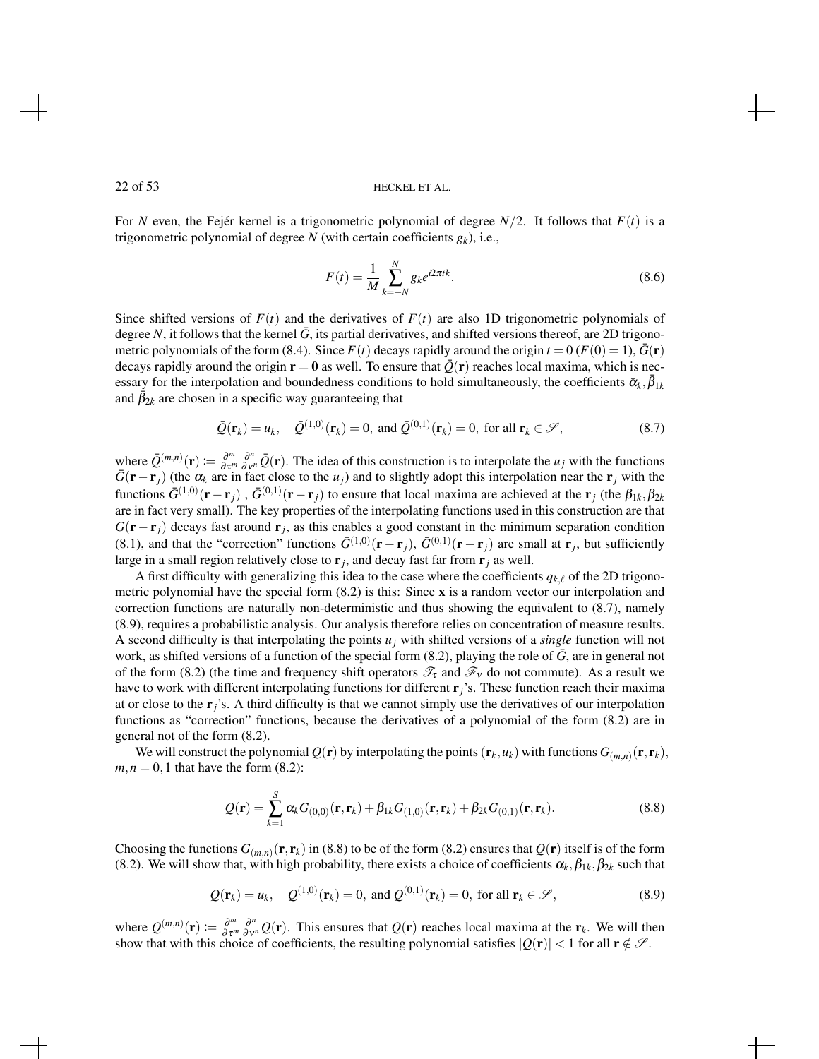For $N$ even, the Fejér kernel is a trigonometric polynomial of degree $N/2$. It follows that $F(t)$ is a trigonometric polynomial of degree $N$ (with certain coefficients $g_k$), i.e.,

$$F(t) = \frac{1}{M} \sum_{k=-N}^{N} g_k e^{i2\pi tk}. \tag{8.6}$$

Since shifted versions of $F(t)$ and the derivatives of $F(t)$ are also 1D trigonometric polynomials of degree $N$, it follows that the kernel $\bar{G}$, its partial derivatives, and shifted versions thereof, are 2D trigonometric polynomials of the form (8.4). Since $F(t)$ decays rapidly around the origin $t = 0$ ($F(0) = 1$), $\bar{G}(\mathbf{r})$ decays rapidly around the origin $\mathbf{r} = \mathbf{0}$ as well. To ensure that $\bar{Q}(\mathbf{r})$ reaches local maxima, which is necessary for the interpolation and boundedness conditions to hold simultaneously, the coefficients $\bar{\alpha}_k, \bar{\beta}_{1k}$ and $\bar{\beta}_{2k}$ are chosen in a specific way guaranteeing that

$$\bar{Q}(\mathbf{r}_k) = u_k, \quad \bar{Q}^{(1,0)}(\mathbf{r}_k) = 0, \text{ and } \bar{Q}^{(0,1)}(\mathbf{r}_k) = 0, \text{ for all } \mathbf{r}_k \in \mathscr{S}, \tag{8.7}$$

where $\bar{Q}^{(m,n)}(\mathbf{r}) \coloneqq \frac{\partial^m}{\partial \tau^m} \frac{\partial^n}{\partial \nu^n} \bar{Q}(\mathbf{r})$. The idea of this construction is to interpolate the $u_j$ with the functions $\bar{G}(\mathbf{r} - \mathbf{r}_j)$ (the $\alpha_k$ are in fact close to the $u_j$) and to slightly adopt this interpolation near the $\mathbf{r}_j$ with the functions $\bar{G}^{(1,0)}(\mathbf{r} - \mathbf{r}_j)$ , $\bar{G}^{(0,1)}(\mathbf{r} - \mathbf{r}_j)$ to ensure that local maxima are achieved at the $\mathbf{r}_j$ (the $\beta_{1k}, \beta_{2k}$ are in fact very small). The key properties of the interpolating functions used in this construction are that $G(\mathbf{r} - \mathbf{r}_j)$ decays fast around $\mathbf{r}_j$, as this enables a good constant in the minimum separation condition (8.1), and that the "correction" functions $\bar{G}^{(1,0)}(\mathbf{r} - \mathbf{r}_j)$, $\bar{G}^{(0,1)}(\mathbf{r} - \mathbf{r}_j)$ are small at $\mathbf{r}_j$, but sufficiently large in a small region relatively close to $\mathbf{r}_j$, and decay fast far from $\mathbf{r}_j$ as well.

A first difficulty with generalizing this idea to the case where the coefficients $q_{k,\ell}$ of the 2D trigonometric polynomial have the special form (8.2) is this: Since $\mathbf{x}$ is a random vector our interpolation and correction functions are naturally non-deterministic and thus showing the equivalent to (8.7), namely (8.9), requires a probabilistic analysis. Our analysis therefore relies on concentration of measure results. A second difficulty is that interpolating the points $u_j$ with shifted versions of a *single* function will not work, as shifted versions of a function of the special form (8.2), playing the role of $\bar{G}$, are in general not of the form (8.2) (the time and frequency shift operators $\mathscr{T}_\tau$ and $\mathscr{F}_\nu$ do not commute). As a result we have to work with different interpolating functions for different $\mathbf{r}_j$'s. These function reach their maxima at or close to the $\mathbf{r}_j$'s. A third difficulty is that we cannot simply use the derivatives of our interpolation functions as "correction" functions, because the derivatives of a polynomial of the form (8.2) are in general not of the form (8.2).

We will construct the polynomial $Q(\mathbf{r})$ by interpolating the points $(\mathbf{r}_k, u_k)$ with functions $G_{(m,n)}(\mathbf{r}, \mathbf{r}_k)$, $m, n = 0, 1$ that have the form (8.2):

$$Q(\mathbf{r}) = \sum_{k=1}^{S} \alpha_k G_{(0,0)}(\mathbf{r}, \mathbf{r}_k) + \beta_{1k} G_{(1,0)}(\mathbf{r}, \mathbf{r}_k) + \beta_{2k} G_{(0,1)}(\mathbf{r}, \mathbf{r}_k). \tag{8.8}$$

Choosing the functions $G_{(m,n)}(\mathbf{r}, \mathbf{r}_k)$ in (8.8) to be of the form (8.2) ensures that $Q(\mathbf{r})$ itself is of the form (8.2). We will show that, with high probability, there exists a choice of coefficients $\alpha_k, \beta_{1k}, \beta_{2k}$ such that

$$Q(\mathbf{r}_k) = u_k, \quad Q^{(1,0)}(\mathbf{r}_k) = 0, \text{ and } Q^{(0,1)}(\mathbf{r}_k) = 0, \text{ for all } \mathbf{r}_k \in \mathscr{S}, \tag{8.9}$$

where $Q^{(m,n)}(\mathbf{r}) \coloneqq \frac{\partial^m}{\partial \tau^m} \frac{\partial^n}{\partial \nu^n} Q(\mathbf{r})$. This ensures that $Q(\mathbf{r})$ reaches local maxima at the $\mathbf{r}_k$. We will then show that with this choice of coefficients, the resulting polynomial satisfies $|Q(\mathbf{r})| < 1$ for all $\mathbf{r} \notin \mathscr{S}$.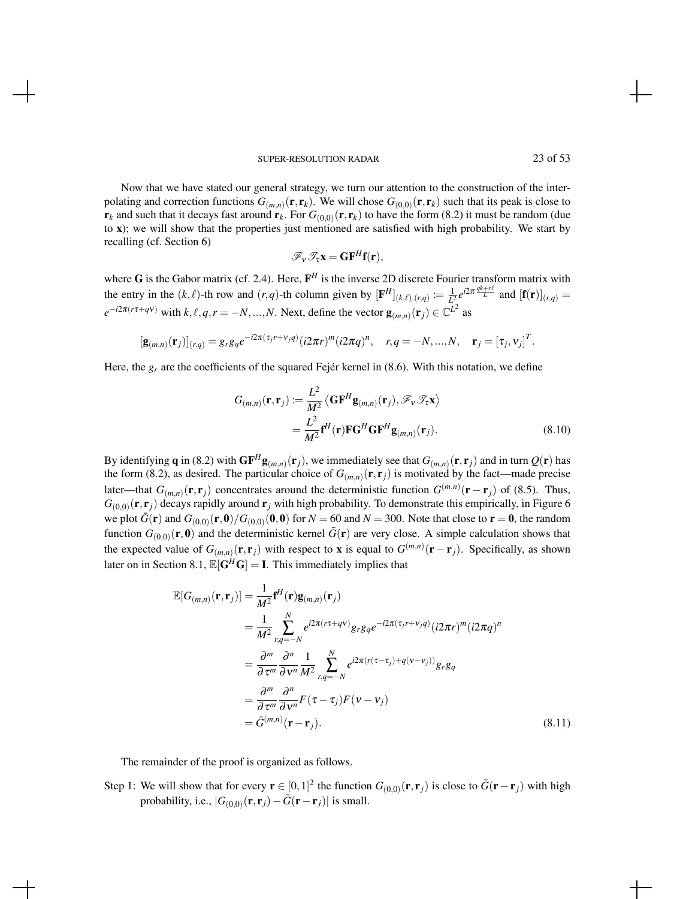Now that we have stated our general strategy, we turn our attention to the construction of the interpolating and correction functions $G_{(m,n)}(\mathbf{r}, \mathbf{r}_k)$. We will chose $G_{(0,0)}(\mathbf{r}, \mathbf{r}_k)$ such that its peak is close to $\mathbf{r}_k$ and such that it decays fast around $\mathbf{r}_k$. For $G_{(0,0)}(\mathbf{r}, \mathbf{r}_k)$ to have the form (8.2) it must be random (due to $\mathbf{x}$); we will show that the properties just mentioned are satisfied with high probability. We start by recalling (cf. Section 6)

$$\mathscr{F}_\nu \mathscr{T}_\tau \mathbf{x} = \mathbf{G}\mathbf{F}^H \mathbf{f}(\mathbf{r}),$$

where $\mathbf{G}$ is the Gabor matrix (cf. 2.4). Here, $\mathbf{F}^H$ is the inverse 2D discrete Fourier transform matrix with the entry in the $(k,\ell)$-th row and $(r,q)$-th column given by $[\mathbf{F}^H]_{(k,\ell),(r,q)} := \frac{1}{L^2} e^{i2\pi \frac{qk + r\ell}{L}}$ and $[\mathbf{f}(\mathbf{r})]_{(r,q)} = e^{-i2\pi(r\tau + q\nu)}$ with $k, \ell, q, r = -N, ..., N$. Next, define the vector $\mathbf{g}_{(m,n)}(\mathbf{r}_j) \in \mathbb{C}^{L^2}$ as

$$[\mathbf{g}_{(m,n)}(\mathbf{r}_j)]_{(r,q)} = g_r g_q e^{-i2\pi(\tau_j r + \nu_j q)} (i2\pi r)^m (i2\pi q)^n, \quad r, q = -N, ..., N, \quad \mathbf{r}_j = [\tau_j, \nu_j]^T.$$

Here, the $g_r$ are the coefficients of the squared Fejér kernel in (8.6). With this notation, we define

$$\begin{aligned} G_{(m,n)}(\mathbf{r}, \mathbf{r}_j) &:= \frac{L^2}{M^2} \left\langle \mathbf{G}\mathbf{F}^H \mathbf{g}_{(m,n)}(\mathbf{r}_j), \mathscr{F}_\nu \mathscr{T}_\tau \mathbf{x} \right\rangle \\ &= \frac{L^2}{M^2} \mathbf{f}^H(\mathbf{r}) \mathbf{F} \mathbf{G}^H \mathbf{G} \mathbf{F}^H \mathbf{g}_{(m,n)}(\mathbf{r}_j). \end{aligned} \tag{8.10}$$

By identifying $\mathbf{q}$ in (8.2) with $\mathbf{G}\mathbf{F}^H \mathbf{g}_{(m,n)}(\mathbf{r}_j)$, we immediately see that $G_{(m,n)}(\mathbf{r}, \mathbf{r}_j)$ and in turn $Q(\mathbf{r})$ has the form (8.2), as desired. The particular choice of $G_{(m,n)}(\mathbf{r}, \mathbf{r}_j)$ is motivated by the fact—made precise later—that $G_{(m,n)}(\mathbf{r}, \mathbf{r}_j)$ concentrates around the deterministic function $G^{(m,n)}(\mathbf{r} - \mathbf{r}_j)$ of (8.5). Thus, $G_{(0,0)}(\mathbf{r}, \mathbf{r}_j)$ decays rapidly around $\mathbf{r}_j$ with high probability. To demonstrate this empirically, in Figure 6 we plot $\bar{G}(\mathbf{r})$ and $G_{(0,0)}(\mathbf{r}, \mathbf{0}) / G_{(0,0)}(\mathbf{0}, \mathbf{0})$ for $N = 60$ and $N = 300$. Note that close to $\mathbf{r} = \mathbf{0}$, the random function $G_{(0,0)}(\mathbf{r}, \mathbf{0})$ and the deterministic kernel $\bar{G}(\mathbf{r})$ are very close. A simple calculation shows that the expected value of $G_{(m,n)}(\mathbf{r}, \mathbf{r}_j)$ with respect to $\mathbf{x}$ is equal to $G^{(m,n)}(\mathbf{r} - \mathbf{r}_j)$. Specifically, as shown later on in Section 8.1, $\mathbb{E}[\mathbf{G}^H \mathbf{G}] = \mathbf{I}$. This immediately implies that

$$\begin{aligned} \mathbb{E}[G_{(m,n)}(\mathbf{r}, \mathbf{r}_j)] &= \frac{1}{M^2} \mathbf{f}^H(\mathbf{r}) \mathbf{g}_{(m,n)}(\mathbf{r}_j) \\ &= \frac{1}{M^2} \sum_{r,q=-N}^{N} e^{i2\pi(r\tau + q\nu)} g_r g_q e^{-i2\pi(\tau_j r + \nu_j q)} (i2\pi r)^m (i2\pi q)^n \\ &= \frac{\partial^m}{\partial \tau^m} \frac{\partial^n}{\partial \nu^n} \frac{1}{M^2} \sum_{r,q=-N}^{N} e^{i2\pi(r(\tau - \tau_j) + q(\nu - \nu_j))} g_r g_q \\ &= \frac{\partial^m}{\partial \tau^m} \frac{\partial^n}{\partial \nu^n} F(\tau - \tau_j) F(\nu - \nu_j) \\ &= \bar{G}^{(m,n)}(\mathbf{r} - \mathbf{r}_j). \end{aligned} \tag{8.11}$$

The remainder of the proof is organized as follows.

Step 1: We will show that for every $\mathbf{r} \in [0,1]^2$ the function $G_{(0,0)}(\mathbf{r}, \mathbf{r}_j)$ is close to $\bar{G}(\mathbf{r} - \mathbf{r}_j)$ with high probability, i.e., $|G_{(0,0)}(\mathbf{r}, \mathbf{r}_j) - \bar{G}(\mathbf{r} - \mathbf{r}_j)|$ is small.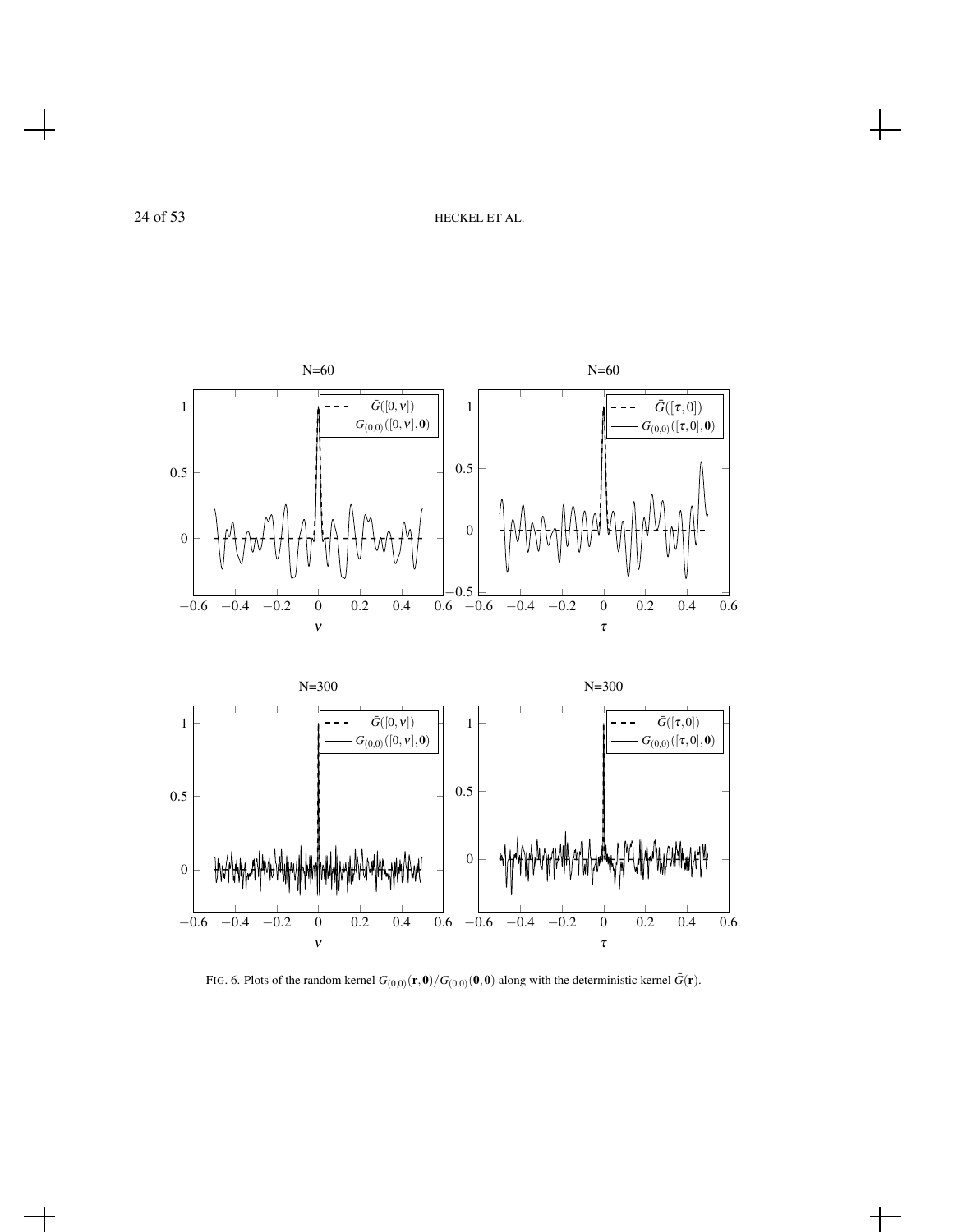FIG. 6. Plots of the random kernel $G_{(0,0)}(\mathbf{r},\mathbf{0})/G_{(0,0)}(\mathbf{0},\mathbf{0})$ along with the deterministic kernel $\bar{G}(\mathbf{r})$.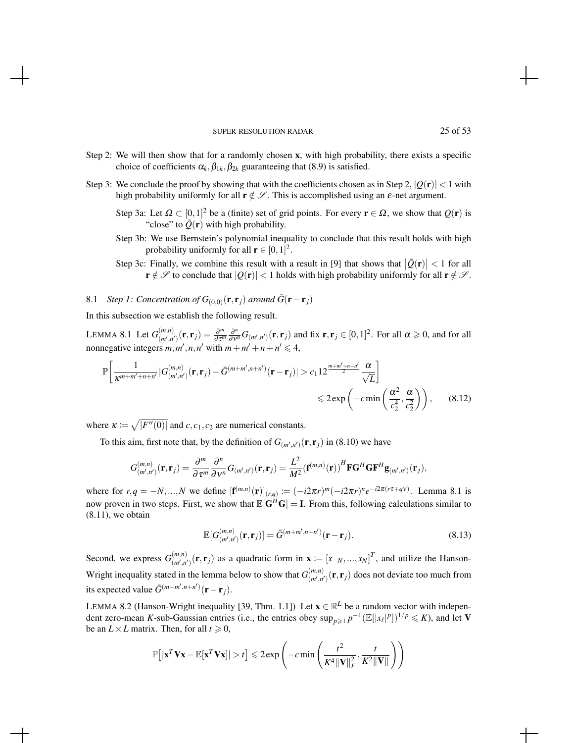Step 2: We will then show that for a randomly chosen $\mathbf{x}$, with high probability, there exists a specific choice of coefficients $\alpha_k, \beta_{1k}, \beta_{2k}$ guaranteeing that (8.9) is satisfied.

Step 3: We conclude the proof by showing that with the coefficients chosen as in Step 2, $|Q(\mathbf{r})| < 1$ with high probability uniformly for all $\mathbf{r} \notin \mathscr{S}$. This is accomplished using an $\varepsilon$-net argument.

- Step 3a: Let $\Omega \subset [0,1]^2$ be a (finite) set of grid points. For every $\mathbf{r} \in \Omega$, we show that $Q(\mathbf{r})$ is "close" to $\bar{Q}(\mathbf{r})$ with high probability.
- Step 3b: We use Bernstein's polynomial inequality to conclude that this result holds with high probability uniformly for all $\mathbf{r} \in [0,1]^2$.
- Step 3c: Finally, we combine this result with a result in [9] that shows that $|\bar{Q}(\mathbf{r})| < 1$ for all $\mathbf{r} \notin \mathscr{S}$ to conclude that $|Q(\mathbf{r})| < 1$ holds with high probability uniformly for all $\mathbf{r} \notin \mathscr{S}$.

## 8.1 *Step 1: Concentration of $G_{(0,0)}(\mathbf{r}, \mathbf{r}_j)$ around $\bar{G}(\mathbf{r} - \mathbf{r}_j)$*

In this subsection we establish the following result.

LEMMA 8.1 Let $G^{(m,n)}_{(m',n')}(\mathbf{r}, \mathbf{r}_j) = \frac{\partial^m}{\partial \tau^m} \frac{\partial^n}{\partial \nu^n} G_{(m',n')}(\mathbf{r}, \mathbf{r}_j)$ and fix $\mathbf{r}, \mathbf{r}_j \in [0,1]^2$. For all $\alpha \geqslant 0$, and for all nonnegative integers $m, m', n, n'$ with $m + m' + n + n' \leqslant 4$,

$$\mathbb{P}\left[ \frac{1}{\kappa^{m+m'+n+n'}} |G^{(m,n)}_{(m',n')}(\mathbf{r}, \mathbf{r}_j) - \bar{G}^{(m+m',n+n')}(\mathbf{r} - \mathbf{r}_j)| > c_1 12^{\frac{m+m'+n+n'}{2}} \frac{\alpha}{\sqrt{L}} \right] \leqslant 2 \exp\left( -c \min\left( \frac{\alpha^2}{c_2^4}, \frac{\alpha}{c_2^2} \right) \right), \tag{8.12}$$

where $\kappa := \sqrt{|F''(0)|}$ and $c, c_1, c_2$ are numerical constants.

To this aim, first note that, by the definition of $G_{(m',n')}(\mathbf{r}, \mathbf{r}_j)$ in (8.10) we have

$$G^{(m,n)}_{(m',n')}(\mathbf{r}, \mathbf{r}_j) = \frac{\partial^m}{\partial \tau^m} \frac{\partial^n}{\partial \nu^n} G_{(m',n')}(\mathbf{r}, \mathbf{r}_j) = \frac{L^2}{M^2} (\mathbf{f}^{(m,n)}(\mathbf{r}))^H \mathbf{F} \mathbf{G}^H \mathbf{G} \mathbf{F}^H \mathbf{g}_{(m',n')}(\mathbf{r}_j),$$

where for $r, q = -N, \ldots, N$ we define $[\mathbf{f}^{(m,n)}(\mathbf{r})]_{(r,q)} := (-i2\pi r)^m (-i2\pi r)^n e^{-i2\pi(r\tau + q\nu)}$. Lemma 8.1 is now proven in two steps. First, we show that $\mathbb{E}[\mathbf{G}^H \mathbf{G}] = \mathbf{I}$. From this, following calculations similar to (8.11), we obtain

$$\mathbb{E}[G^{(m,n)}_{(m',n')}(\mathbf{r}, \mathbf{r}_j)] = \bar{G}^{(m+m',n+n')}(\mathbf{r} - \mathbf{r}_j). \tag{8.13}$$

Second, we express $G^{(m,n)}_{(m',n')}(\mathbf{r}, \mathbf{r}_j)$ as a quadratic form in $\mathbf{x} := [x_{-N}, \ldots, x_N]^T$, and utilize the Hanson-Wright inequality stated in the lemma below to show that $G^{(m,n)}_{(m',n')}(\mathbf{r}, \mathbf{r}_j)$ does not deviate too much from its expected value $\bar{G}^{(m+m',n+n')}(\mathbf{r} - \mathbf{r}_j)$.

LEMMA 8.2 (Hanson-Wright inequality [39, Thm. 1.1]) Let $\mathbf{x} \in \mathbb{R}^L$ be a random vector with independent zero-mean $K$-sub-Gaussian entries (i.e., the entries obey $\sup_{p \geqslant 1} p^{-1} (\mathbb{E}[|x_\ell|^p])^{1/p} \leqslant K$), and let $\mathbf{V}$ be an $L \times L$ matrix. Then, for all $t \geqslant 0$,

$$\mathbb{P}\left[ |\mathbf{x}^T \mathbf{V} \mathbf{x} - \mathbb{E}[\mathbf{x}^T \mathbf{V} \mathbf{x}]| > t \right] \leqslant 2 \exp\left( -c \min\left( \frac{t^2}{K^4 \|\mathbf{V}\|_F^2}, \frac{t}{K^2 \|\mathbf{V}\|} \right) \right)$$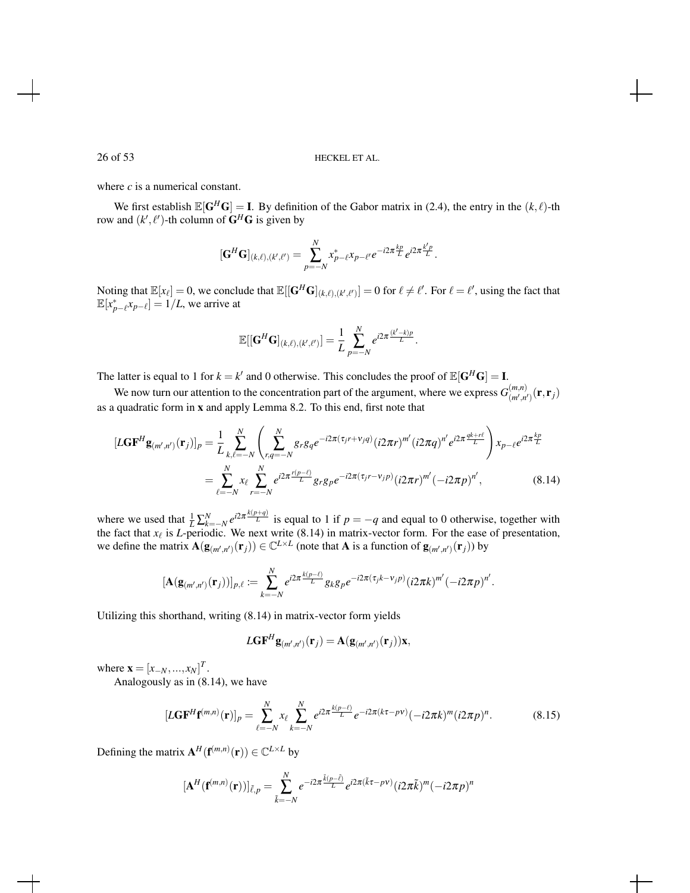where $c$ is a numerical constant.

We first establish $\mathbb{E}[\mathbf{G}^H\mathbf{G}] = \mathbf{I}$. By definition of the Gabor matrix in (2.4), the entry in the $(k,\ell)$-th row and $(k',\ell')$-th column of $\mathbf{G}^H\mathbf{G}$ is given by

$$[\mathbf{G}^H\mathbf{G}]_{(k,\ell),(k',\ell')} = \sum_{p=-N}^{N} x_{p-\ell}^* x_{p-\ell'} e^{-i2\pi\frac{kp}{L}} e^{i2\pi\frac{k'p}{L}}.$$

Noting that $\mathbb{E}[x_\ell] = 0$, we conclude that $\mathbb{E}[[\mathbf{G}^H\mathbf{G}]_{(k,\ell),(k',\ell')}] = 0$ for $\ell \neq \ell'$. For $\ell = \ell'$, using the fact that $\mathbb{E}[x_{p-\ell}^* x_{p-\ell}] = 1/L$, we arrive at

$$\mathbb{E}[[\mathbf{G}^H\mathbf{G}]_{(k,\ell),(k',\ell')}] = \frac{1}{L}\sum_{p=-N}^{N} e^{i2\pi\frac{(k'-k)p}{L}}.$$

The latter is equal to 1 for $k = k'$ and 0 otherwise. This concludes the proof of $\mathbb{E}[\mathbf{G}^H\mathbf{G}] = \mathbf{I}$.

We now turn our attention to the concentration part of the argument, where we express $G^{(m,n)}_{(m',n')}(\mathbf{r},\mathbf{r}_j)$ as a quadratic form in $\mathbf{x}$ and apply Lemma 8.2. To this end, first note that

$$\begin{aligned}
[L\mathbf{G}\mathbf{F}^H\mathbf{g}_{(m',n')}(\mathbf{r}_j)]_p &= \frac{1}{L}\sum_{k,\ell=-N}^{N}\left(\sum_{r,q=-N}^{N} g_r g_q e^{-i2\pi(\tau_j r+\nu_j q)}(i2\pi r)^{m'}(i2\pi q)^{n'} e^{i2\pi\frac{qk+r\ell}{L}}\right) x_{p-\ell} e^{i2\pi\frac{kp}{L}} \\
&= \sum_{\ell=-N}^{N} x_\ell \sum_{r=-N}^{N} e^{i2\pi\frac{r(p-\ell)}{L}} g_r g_p e^{-i2\pi(\tau_j r-\nu_j p)}(i2\pi r)^{m'}(-i2\pi p)^{n'}, \qquad (8.14)
\end{aligned}$$

where we used that $\frac{1}{L}\sum_{k=-N}^{N} e^{i2\pi\frac{k(p+q)}{L}}$ is equal to 1 if $p = -q$ and equal to 0 otherwise, together with the fact that $x_\ell$ is $L$-periodic. We next write (8.14) in matrix-vector form. For the ease of presentation, we define the matrix $\mathbf{A}(\mathbf{g}_{(m',n')}(\mathbf{r}_j)) \in \mathbb{C}^{L\times L}$ (note that $\mathbf{A}$ is a function of $\mathbf{g}_{(m',n')}(\mathbf{r}_j)$) by

$$[\mathbf{A}(\mathbf{g}_{(m',n')}(\mathbf{r}_j))]_{p,\ell} := \sum_{k=-N}^{N} e^{i2\pi\frac{k(p-\ell)}{L}} g_k g_p e^{-i2\pi(\tau_j k-\nu_j p)}(i2\pi k)^{m'}(-i2\pi p)^{n'}.$$

Utilizing this shorthand, writing (8.14) in matrix-vector form yields

$$L\mathbf{G}\mathbf{F}^H\mathbf{g}_{(m',n')}(\mathbf{r}_j) = \mathbf{A}(\mathbf{g}_{(m',n')}(\mathbf{r}_j))\mathbf{x},$$

where $\mathbf{x} = [x_{-N},\ldots,x_N]^T$.

Analogously as in (8.14), we have

$$[L\mathbf{G}\mathbf{F}^H\mathbf{f}^{(m,n)}(\mathbf{r})]_p = \sum_{\ell=-N}^{N} x_\ell \sum_{k=-N}^{N} e^{i2\pi\frac{k(p-\ell)}{L}} e^{-i2\pi(k\tau-p\nu)}(-i2\pi k)^m(i2\pi p)^n. \qquad (8.15)$$

Defining the matrix $\mathbf{A}^H(\mathbf{f}^{(m,n)}(\mathbf{r})) \in \mathbb{C}^{L\times L}$ by

$$[\mathbf{A}^H(\mathbf{f}^{(m,n)}(\mathbf{r}))]_{\tilde{\ell},p} = \sum_{\tilde{k}=-N}^{N} e^{-i2\pi\frac{\tilde{k}(p-\tilde{\ell})}{L}} e^{i2\pi(\tilde{k}\tau-p\nu)}(i2\pi\tilde{k})^m(-i2\pi p)^n$$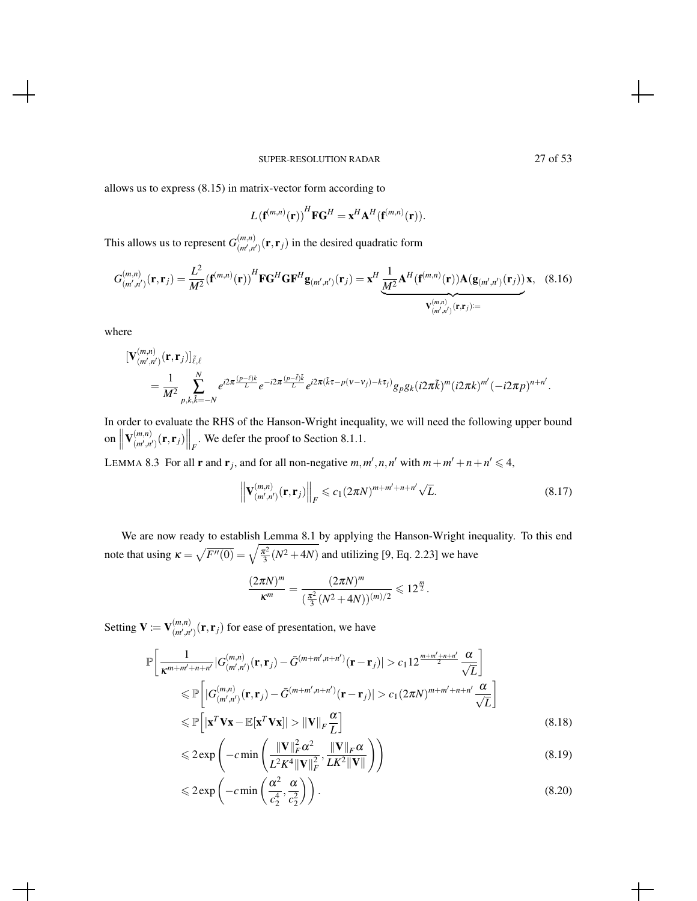allows us to express (8.15) in matrix-vector form according to

$$L\left(\mathbf{f}^{(m,n)}(\mathbf{r})\right)^H \mathbf{F}\mathbf{G}^H = \mathbf{x}^H \mathbf{A}^H(\mathbf{f}^{(m,n)}(\mathbf{r})).$$

This allows us to represent $G^{(m,n)}_{(m',n')}(\mathbf{r},\mathbf{r}_j)$ in the desired quadratic form

$$G^{(m,n)}_{(m',n')}(\mathbf{r},\mathbf{r}_j) = \frac{L^2}{M^2}\left(\mathbf{f}^{(m,n)}(\mathbf{r})\right)^H \mathbf{F}\mathbf{G}^H\mathbf{G}\mathbf{F}^H \mathbf{g}_{(m',n')}(\mathbf{r}_j) = \mathbf{x}^H \underbrace{\frac{1}{M^2}\mathbf{A}^H(\mathbf{f}^{(m,n)}(\mathbf{r}))\mathbf{A}(\mathbf{g}_{(m',n')}(\mathbf{r}_j))}_{\mathbf{V}^{(m,n)}_{(m',n')}(\mathbf{r},\mathbf{r}_j):=}\mathbf{x}, \quad (8.16)$$

where

$$\begin{aligned}
&[\mathbf{V}^{(m,n)}_{(m',n')}(\mathbf{r},\mathbf{r}_j)]_{\tilde{\ell},\ell} \\
&\quad = \frac{1}{M^2}\sum_{p,k,\tilde{k}=-N}^{N} e^{i2\pi\frac{(p-\ell)k}{L}} e^{-i2\pi\frac{(p-\tilde{\ell})\tilde{k}}{L}} e^{i2\pi(\tilde{k}\tau - p(\nu-\nu_j) - k\tau_j)} g_p g_k (i2\pi\tilde{k})^m (i2\pi k)^{m'} (-i2\pi p)^{n+n'}.
\end{aligned}$$

In order to evaluate the RHS of the Hanson-Wright inequality, we will need the following upper bound on $\left\|\mathbf{V}^{(m,n)}_{(m',n')}(\mathbf{r},\mathbf{r}_j)\right\|_F$. We defer the proof to Section 8.1.1.

LEMMA 8.3 For all $\mathbf{r}$ and $\mathbf{r}_j$, and for all non-negative $m,m',n,n'$ with $m+m'+n+n' \leqslant 4$,

$$\left\|\mathbf{V}^{(m,n)}_{(m',n')}(\mathbf{r},\mathbf{r}_j)\right\|_F \leqslant c_1 (2\pi N)^{m+m'+n+n'}\sqrt{L}. \quad (8.17)$$

We are now ready to establish Lemma 8.1 by applying the Hanson-Wright inequality. To this end note that using $\kappa = \sqrt{F''(0)} = \sqrt{\frac{\pi^2}{3}(N^2+4N)}$ and utilizing [9, Eq. 2.23] we have

$$\frac{(2\pi N)^m}{\kappa^m} = \frac{(2\pi N)^m}{(\frac{\pi^2}{3}(N^2+4N))^{(m)/2}} \leqslant 12^{\frac{m}{2}}.$$

Setting $\mathbf{V} := \mathbf{V}^{(m,n)}_{(m',n')}(\mathbf{r},\mathbf{r}_j)$ for ease of presentation, we have

$$\begin{aligned}
&\mathbb{P}\left[\frac{1}{\kappa^{m+m'+n+n'}}|G^{(m,n)}_{(m',n')}(\mathbf{r},\mathbf{r}_j) - \bar{G}^{(m+m',n+n')}(\mathbf{r}-\mathbf{r}_j)| > c_1 12^{\frac{m+m'+n+n'}{2}}\frac{\alpha}{\sqrt{L}}\right] \\
&\quad \leqslant \mathbb{P}\left[|G^{(m,n)}_{(m',n')}(\mathbf{r},\mathbf{r}_j) - \bar{G}^{(m+m',n+n')}(\mathbf{r}-\mathbf{r}_j)| > c_1(2\pi N)^{m+m'+n+n'}\frac{\alpha}{\sqrt{L}}\right] \\
&\quad \leqslant \mathbb{P}\left[|\mathbf{x}^T\mathbf{V}\mathbf{x} - \mathbb{E}[\mathbf{x}^T\mathbf{V}\mathbf{x}]| > \|\mathbf{V}\|_F\frac{\alpha}{L}\right] && (8.18) \\
&\quad \leqslant 2\exp\left(-c\min\left(\frac{\|\mathbf{V}\|_F^2\alpha^2}{L^2K^4\|\mathbf{V}\|_F^2}, \frac{\|\mathbf{V}\|_F\alpha}{LK^2\|\mathbf{V}\|}\right)\right) && (8.19) \\
&\quad \leqslant 2\exp\left(-c\min\left(\frac{\alpha^2}{c_2^4}, \frac{\alpha}{c_2^2}\right)\right). && (8.20)
\end{aligned}$$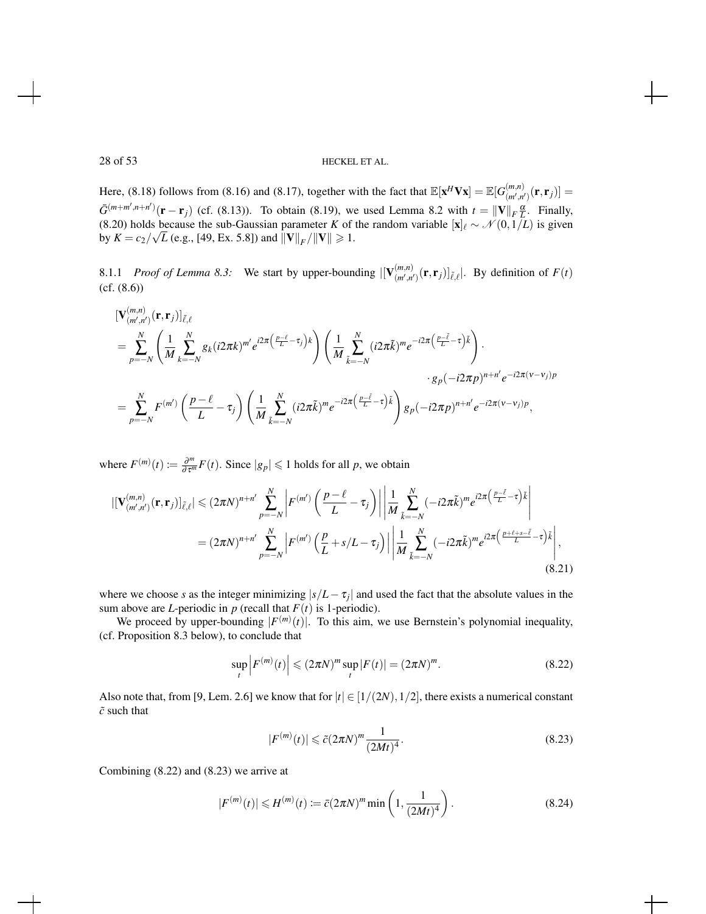Here, (8.18) follows from (8.16) and (8.17), together with the fact that $\mathbb{E}[\mathbf{x}^H \mathbf{V}\mathbf{x}] = \mathbb{E}[G^{(m,n)}_{(m',n')}(\mathbf{r}, \mathbf{r}_j)] = \bar{G}^{(m+m',n+n')}(\mathbf{r} - \mathbf{r}_j)$ (cf. (8.13)). To obtain (8.19), we used Lemma 8.2 with $t = \|\mathbf{V}\|_F \frac{\alpha}{L}$. Finally, (8.20) holds because the sub-Gaussian parameter $K$ of the random variable $[\mathbf{x}]_\ell \sim \mathcal{N}(0, 1/L)$ is given by $K = c_2/\sqrt{L}$ (e.g., [49, Ex. 5.8]) and $\|\mathbf{V}\|_F / \|\mathbf{V}\| \geqslant 1$.

8.1.1 *Proof of Lemma 8.3:* We start by upper-bounding $|[\mathbf{V}^{(m,n)}_{(m',n')}(\mathbf{r}, \mathbf{r}_j)]_{\tilde{\ell},\ell}|$. By definition of $F(t)$ (cf. (8.6))

$$
\begin{aligned}
&[\mathbf{V}^{(m,n)}_{(m',n')}(\mathbf{r}, \mathbf{r}_j)]_{\tilde{\ell},\ell} \\
&= \sum_{p=-N}^{N} \left( \frac{1}{M} \sum_{k=-N}^{N} g_k (i2\pi k)^{m'} e^{i2\pi\left(\frac{p-\ell}{L} - \tau_j\right)k} \right) \left( \frac{1}{M} \sum_{\tilde{k}=-N}^{N} (i2\pi\tilde{k})^m e^{-i2\pi\left(\frac{p-\tilde{\ell}}{L} - \tau\right)\tilde{k}} \right) \cdot \\
&\qquad\qquad\qquad\qquad\qquad\qquad\qquad\qquad \cdot g_p (-i2\pi p)^{n+n'} e^{-i2\pi(\nu - \nu_j)p} \\
&= \sum_{p=-N}^{N} F^{(m')}\left( \frac{p-\ell}{L} - \tau_j \right) \left( \frac{1}{M} \sum_{\tilde{k}=-N}^{N} (i2\pi\tilde{k})^m e^{-i2\pi\left(\frac{p-\tilde{\ell}}{L} - \tau\right)\tilde{k}} \right) g_p (-i2\pi p)^{n+n'} e^{-i2\pi(\nu-\nu_j)p},
\end{aligned}
$$

where $F^{(m)}(t) := \frac{\partial^m}{\partial \tau^m} F(t)$. Since $|g_p| \leqslant 1$ holds for all $p$, we obtain

$$
\begin{aligned}
|[\mathbf{V}^{(m,n)}_{(m',n')}(\mathbf{r}, \mathbf{r}_j)]_{\tilde{\ell},\ell}| &\leqslant (2\pi N)^{n+n'} \sum_{p=-N}^{N} \left| F^{(m')}\left( \frac{p-\ell}{L} - \tau_j \right) \right| \left| \frac{1}{M} \sum_{\tilde{k}=-N}^{N} (-i2\pi\tilde{k})^m e^{i2\pi\left(\frac{p-\tilde{\ell}}{L} - \tau\right)\tilde{k}} \right| \\
&= (2\pi N)^{n+n'} \sum_{p=-N}^{N} \left| F^{(m')}\left( \frac{p}{L} + s/L - \tau_j \right) \right| \left| \frac{1}{M} \sum_{\tilde{k}=-N}^{N} (-i2\pi\tilde{k})^m e^{i2\pi\left(\frac{p+\ell+s-\tilde{\ell}}{L} - \tau\right)\tilde{k}} \right|,
\end{aligned}
\tag{8.21}
$$

where we choose $s$ as the integer minimizing $|s/L - \tau_j|$ and used the fact that the absolute values in the sum above are $L$-periodic in $p$ (recall that $F(t)$ is 1-periodic).

We proceed by upper-bounding $|F^{(m)}(t)|$. To this aim, we use Bernstein's polynomial inequality, (cf. Proposition 8.3 below), to conclude that

$$
\sup_t \left| F^{(m)}(t) \right| \leqslant (2\pi N)^m \sup_t |F(t)| = (2\pi N)^m. \tag{8.22}
$$

Also note that, from [9, Lem. 2.6] we know that for $|t| \in [1/(2N), 1/2]$, there exists a numerical constant $\tilde{c}$ such that

$$
|F^{(m)}(t)| \leqslant \tilde{c}(2\pi N)^m \frac{1}{(2Mt)^4}. \tag{8.23}
$$

Combining (8.22) and (8.23) we arrive at

$$
|F^{(m)}(t)| \leqslant H^{(m)}(t) := \bar{c}(2\pi N)^m \min\left(1, \frac{1}{(2Mt)^4}\right). \tag{8.24}
$$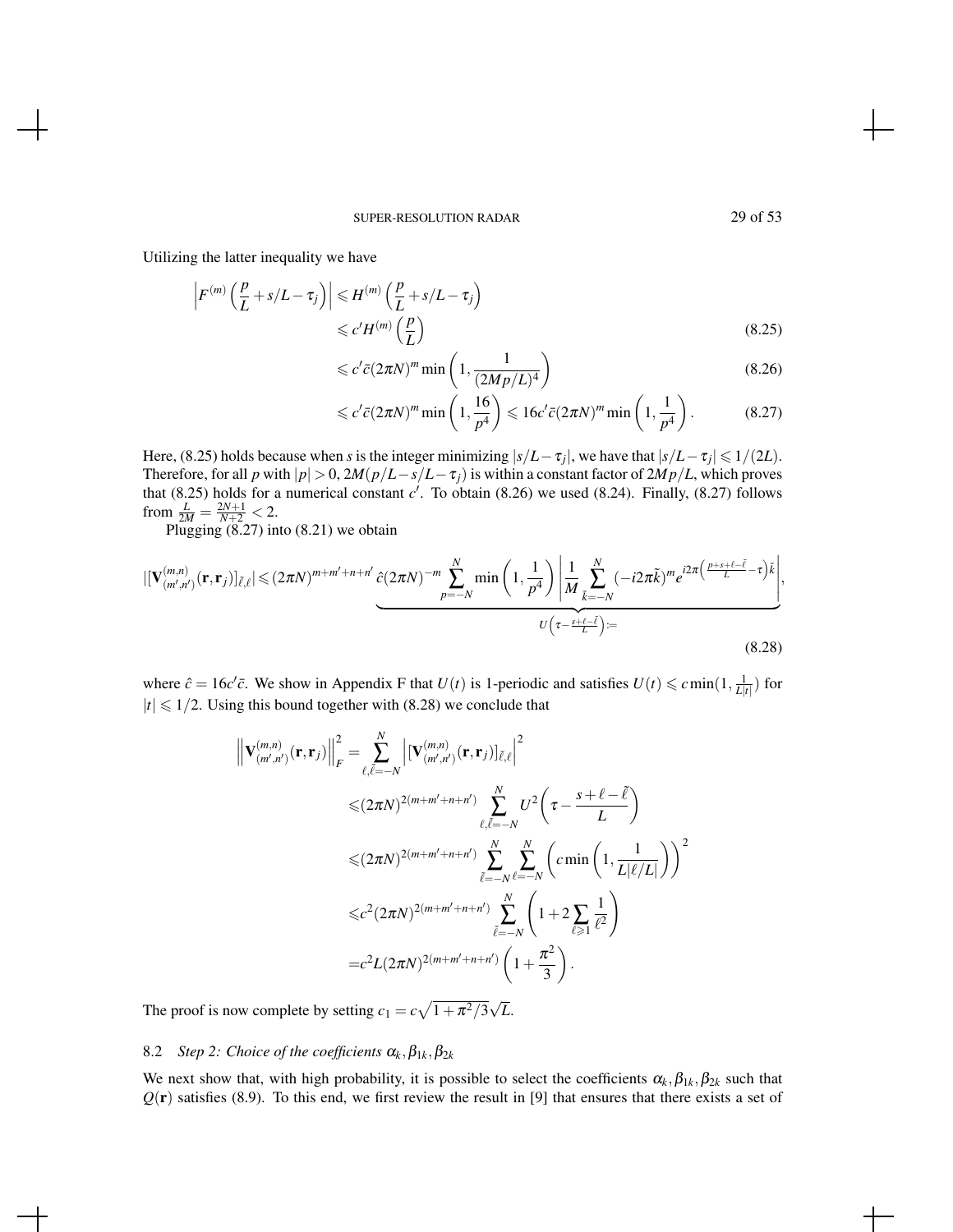Utilizing the latter inequality we have

$$
\begin{aligned}
\left|F^{(m)}\left(\frac{p}{L}+s/L-\tau_j\right)\right| &\leqslant H^{(m)}\left(\frac{p}{L}+s/L-\tau_j\right) \\
&\leqslant c' H^{(m)}\left(\frac{p}{L}\right) &(8.25)\\
&\leqslant c'\bar{c}(2\pi N)^m \min\left(1, \frac{1}{(2Mp/L)^4}\right) &(8.26)\\
&\leqslant c'\bar{c}(2\pi N)^m \min\left(1, \frac{16}{p^4}\right) \leqslant 16c'\bar{c}(2\pi N)^m \min\left(1, \frac{1}{p^4}\right). &(8.27)
\end{aligned}
$$

Here, (8.25) holds because when $s$ is the integer minimizing $|s/L-\tau_j|$, we have that $|s/L-\tau_j| \leqslant 1/(2L)$. Therefore, for all $p$ with $|p|>0$, $2M(p/L-s/L-\tau_j)$ is within a constant factor of $2Mp/L$, which proves that (8.25) holds for a numerical constant $c'$. To obtain (8.26) we used (8.24). Finally, (8.27) follows from $\frac{L}{2M} = \frac{2N+1}{N+2} < 2$.

Plugging (8.27) into (8.21) we obtain

$$
|[\mathbf{V}^{(m,n)}_{(m',n')}(\mathbf{r},\mathbf{r}_j)]_{\tilde{\ell},\ell}| \leqslant (2\pi N)^{m+m'+n+n'} \underbrace{\hat{c}(2\pi N)^{-m} \sum_{p=-N}^{N} \min\left(1,\frac{1}{p^4}\right) \left| \frac{1}{M} \sum_{\tilde{k}=-N}^{N} (-i2\pi\tilde{k})^m e^{i2\pi\left(\frac{p+s+\ell-\tilde{\ell}}{L}-\tau\right)\tilde{k}} \right|}_{U\left(\tau-\frac{s+\ell-\tilde{\ell}}{L}\right):=}, \tag{8.28}
$$

where $\hat{c} = 16c'\bar{c}$. We show in Appendix F that $U(t)$ is 1-periodic and satisfies $U(t) \leqslant c\min(1, \frac{1}{L|t|})$ for $|t| \leqslant 1/2$. Using this bound together with (8.28) we conclude that

$$
\begin{aligned}
\left\|\mathbf{V}^{(m,n)}_{(m',n')}(\mathbf{r},\mathbf{r}_j)\right\|_F^2 &= \sum_{\ell,\tilde{\ell}=-N}^{N} \left|[\mathbf{V}^{(m,n)}_{(m',n')}(\mathbf{r},\mathbf{r}_j)]_{\tilde{\ell},\ell}\right|^2 \\
&\leqslant (2\pi N)^{2(m+m'+n+n')} \sum_{\ell,\tilde{\ell}=-N}^{N} U^2\left(\tau - \frac{s+\ell-\tilde{\ell}}{L}\right) \\
&\leqslant (2\pi N)^{2(m+m'+n+n')} \sum_{\tilde{\ell}=-N}^{N} \sum_{\ell=-N}^{N} \left(c\min\left(1,\frac{1}{L|\ell/L|}\right)\right)^2 \\
&\leqslant c^2 (2\pi N)^{2(m+m'+n+n')} \sum_{\tilde{\ell}=-N}^{N} \left(1+2\sum_{\ell\geqslant 1}\frac{1}{\ell^2}\right) \\
&= c^2 L (2\pi N)^{2(m+m'+n+n')} \left(1+\frac{\pi^2}{3}\right).
\end{aligned}
$$

The proof is now complete by setting $c_1 = c\sqrt{1+\pi^2/3}\sqrt{L}$.

### 8.2 *Step 2: Choice of the coefficients $\alpha_k, \beta_{1k}, \beta_{2k}$*

We next show that, with high probability, it is possible to select the coefficients $\alpha_k, \beta_{1k}, \beta_{2k}$ such that $Q(\mathbf{r})$ satisfies (8.9). To this end, we first review the result in [9] that ensures that there exists a set of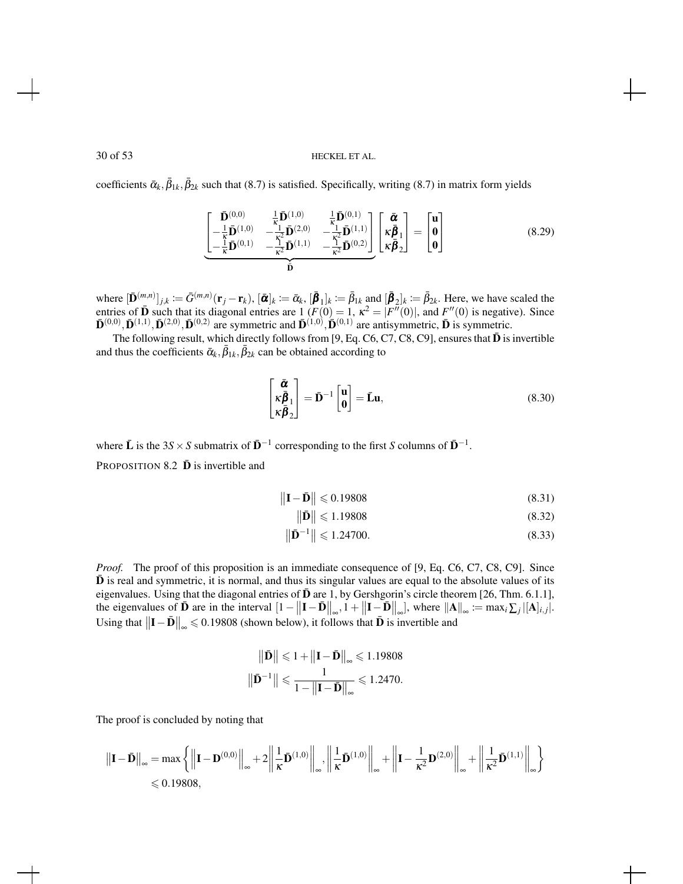coefficients $\bar{\alpha}_k, \bar{\beta}_{1k}, \bar{\beta}_{2k}$ such that (8.7) is satisfied. Specifically, writing (8.7) in matrix form yields

$$
\underbrace{\begin{bmatrix} \bar{\mathbf{D}}^{(0,0)} & \frac{1}{\kappa}\bar{\mathbf{D}}^{(1,0)} & \frac{1}{\kappa}\bar{\mathbf{D}}^{(0,1)} \\ -\frac{1}{\kappa}\bar{\mathbf{D}}^{(1,0)} & -\frac{1}{\kappa^2}\bar{\mathbf{D}}^{(2,0)} & -\frac{1}{\kappa^2}\bar{\mathbf{D}}^{(1,1)} \\ -\frac{1}{\kappa}\bar{\mathbf{D}}^{(0,1)} & -\frac{1}{\kappa^2}\bar{\mathbf{D}}^{(1,1)} & -\frac{1}{\kappa^2}\bar{\mathbf{D}}^{(0,2)} \end{bmatrix}}_{\bar{\mathbf{D}}} \begin{bmatrix} \bar{\boldsymbol{\alpha}} \\ \kappa\bar{\boldsymbol{\beta}}_1 \\ \kappa\bar{\boldsymbol{\beta}}_2 \end{bmatrix} = \begin{bmatrix} \mathbf{u} \\ \mathbf{0} \\ \mathbf{0} \end{bmatrix} \tag{8.29}
$$

where $[\bar{\mathbf{D}}^{(m,n)}]_{j,k} := \bar{G}^{(m,n)}(\mathbf{r}_j - \mathbf{r}_k)$, $[\bar{\boldsymbol{\alpha}}]_k := \bar{\alpha}_k$, $[\bar{\boldsymbol{\beta}}_1]_k := \bar{\beta}_{1k}$ and $[\bar{\boldsymbol{\beta}}_2]_k := \bar{\beta}_{2k}$. Here, we have scaled the entries of $\bar{\mathbf{D}}$ such that its diagonal entries are 1 ($F(0) = 1$, $\kappa^2 = |F''(0)|$, and $F''(0)$ is negative). Since $\bar{\mathbf{D}}^{(0,0)}, \bar{\mathbf{D}}^{(1,1)}, \bar{\mathbf{D}}^{(2,0)}, \bar{\mathbf{D}}^{(0,2)}$ are symmetric and $\bar{\mathbf{D}}^{(1,0)}, \bar{\mathbf{D}}^{(0,1)}$ are antisymmetric, $\bar{\mathbf{D}}$ is symmetric.

The following result, which directly follows from [9, Eq. C6, C7, C8, C9], ensures that $\bar{\mathbf{D}}$ is invertible and thus the coefficients $\bar{\alpha}_k, \bar{\beta}_{1k}, \bar{\beta}_{2k}$ can be obtained according to

$$
\begin{bmatrix} \bar{\boldsymbol{\alpha}} \\ \kappa\bar{\boldsymbol{\beta}}_1 \\ \kappa\bar{\boldsymbol{\beta}}_2 \end{bmatrix} = \bar{\mathbf{D}}^{-1} \begin{bmatrix} \mathbf{u} \\ \mathbf{0} \end{bmatrix} = \bar{\mathbf{L}}\mathbf{u}, \tag{8.30}
$$

where $\bar{\mathbf{L}}$ is the $3S \times S$ submatrix of $\bar{\mathbf{D}}^{-1}$ corresponding to the first $S$ columns of $\bar{\mathbf{D}}^{-1}$.

PROPOSITION 8.2 $\bar{\mathbf{D}}$ is invertible and

$$
\left\|\mathbf{I} - \bar{\mathbf{D}}\right\| \leqslant 0.19808 \tag{8.31}
$$

$$
\left\|\bar{\mathbf{D}}\right\| \leqslant 1.19808 \tag{8.32}
$$

$$
\left\|\bar{\mathbf{D}}^{-1}\right\| \leqslant 1.24700. \tag{8.33}
$$

*Proof.* The proof of this proposition is an immediate consequence of [9, Eq. C6, C7, C8, C9]. Since $\bar{\mathbf{D}}$ is real and symmetric, it is normal, and thus its singular values are equal to the absolute values of its eigenvalues. Using that the diagonal entries of $\bar{\mathbf{D}}$ are 1, by Gershgorin's circle theorem [26, Thm. 6.1.1], the eigenvalues of $\bar{\mathbf{D}}$ are in the interval $[1 - \left\|\mathbf{I} - \bar{\mathbf{D}}\right\|_\infty, 1 + \left\|\mathbf{I} - \bar{\mathbf{D}}\right\|_\infty]$, where $\|\mathbf{A}\|_\infty := \max_i \sum_j |[\mathbf{A}]_{i,j}|$. Using that $\left\|\mathbf{I} - \bar{\mathbf{D}}\right\|_\infty \leqslant 0.19808$ (shown below), it follows that $\bar{\mathbf{D}}$ is invertible and

$$
\left\|\bar{\mathbf{D}}\right\| \leqslant 1 + \left\|\mathbf{I} - \bar{\mathbf{D}}\right\|_\infty \leqslant 1.19808
$$

$$
\left\|\bar{\mathbf{D}}^{-1}\right\| \leqslant \frac{1}{1 - \left\|\mathbf{I} - \bar{\mathbf{D}}\right\|_\infty} \leqslant 1.2470.
$$

The proof is concluded by noting that

$$
\begin{aligned}
\left\|\mathbf{I} - \bar{\mathbf{D}}\right\|_\infty &= \max\left\{ \left\|\mathbf{I} - \mathbf{D}^{(0,0)}\right\|_\infty + 2\left\|\frac{1}{\kappa}\bar{\mathbf{D}}^{(1,0)}\right\|_\infty, \left\|\frac{1}{\kappa}\bar{\mathbf{D}}^{(1,0)}\right\|_\infty + \left\|\mathbf{I} - \frac{1}{\kappa^2}\mathbf{D}^{(2,0)}\right\|_\infty + \left\|\frac{1}{\kappa^2}\bar{\mathbf{D}}^{(1,1)}\right\|_\infty \right\} \\
&\leqslant 0.19808,
\end{aligned}
$$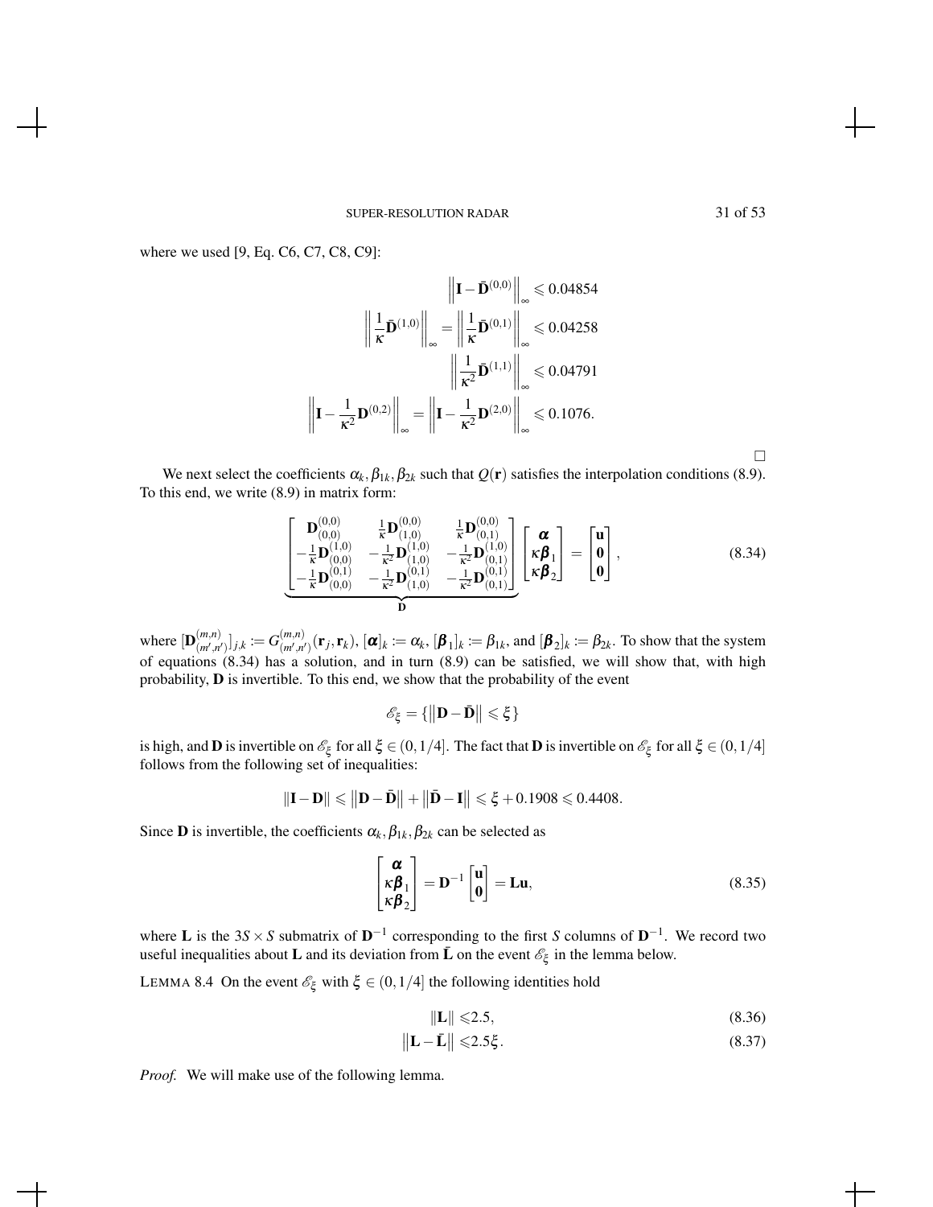where we used [9, Eq. C6, C7, C8, C9]:

$$\left\| \mathbf{I} - \bar{\mathbf{D}}^{(0,0)} \right\|_{\infty} \leqslant 0.04854$$

$$\left\| \frac{1}{\kappa} \bar{\mathbf{D}}^{(1,0)} \right\|_{\infty} = \left\| \frac{1}{\kappa} \bar{\mathbf{D}}^{(0,1)} \right\|_{\infty} \leqslant 0.04258$$

$$\left\| \frac{1}{\kappa^2} \bar{\mathbf{D}}^{(1,1)} \right\|_{\infty} \leqslant 0.04791$$

$$\left\| \mathbf{I} - \frac{1}{\kappa^2} \mathbf{D}^{(0,2)} \right\|_{\infty} = \left\| \mathbf{I} - \frac{1}{\kappa^2} \mathbf{D}^{(2,0)} \right\|_{\infty} \leqslant 0.1076.$$

□

We next select the coefficients $\alpha_k, \beta_{1k}, \beta_{2k}$ such that $Q(\mathbf{r})$ satisfies the interpolation conditions (8.9). To this end, we write (8.9) in matrix form:

$$\underbrace{\begin{bmatrix} \mathbf{D}^{(0,0)}_{(0,0)} & \frac{1}{\kappa}\mathbf{D}^{(0,0)}_{(1,0)} & \frac{1}{\kappa}\mathbf{D}^{(0,0)}_{(0,1)} \\ -\frac{1}{\kappa}\mathbf{D}^{(1,0)}_{(0,0)} & -\frac{1}{\kappa^2}\mathbf{D}^{(1,0)}_{(1,0)} & -\frac{1}{\kappa^2}\mathbf{D}^{(1,0)}_{(0,1)} \\ -\frac{1}{\kappa}\mathbf{D}^{(0,1)}_{(0,0)} & -\frac{1}{\kappa^2}\mathbf{D}^{(0,1)}_{(1,0)} & -\frac{1}{\kappa^2}\mathbf{D}^{(0,1)}_{(0,1)} \end{bmatrix}}_{\mathbf{D}} \begin{bmatrix} \boldsymbol{\alpha} \\ \kappa\boldsymbol{\beta}_1 \\ \kappa\boldsymbol{\beta}_2 \end{bmatrix} = \begin{bmatrix} \mathbf{u} \\ \mathbf{0} \\ \mathbf{0} \end{bmatrix}, \tag{8.34}$$

where $[\mathbf{D}^{(m,n)}_{(m',n')}]_{j,k} := G^{(m,n)}_{(m',n')}(\mathbf{r}_j, \mathbf{r}_k)$, $[\boldsymbol{\alpha}]_k := \alpha_k$, $[\boldsymbol{\beta}_1]_k := \beta_{1k}$, and $[\boldsymbol{\beta}_2]_k := \beta_{2k}$. To show that the system of equations (8.34) has a solution, and in turn (8.9) can be satisfied, we will show that, with high probability, $\mathbf{D}$ is invertible. To this end, we show that the probability of the event

$$\mathscr{E}_{\xi} = \{ \left\| \mathbf{D} - \bar{\mathbf{D}} \right\| \leqslant \xi \}$$

is high, and $\mathbf{D}$ is invertible on $\mathscr{E}_{\xi}$ for all $\xi \in (0, 1/4]$. The fact that $\mathbf{D}$ is invertible on $\mathscr{E}_{\xi}$ for all $\xi \in (0, 1/4]$ follows from the following set of inequalities:

$$\|\mathbf{I} - \mathbf{D}\| \leqslant \left\| \mathbf{D} - \bar{\mathbf{D}} \right\| + \left\| \bar{\mathbf{D}} - \mathbf{I} \right\| \leqslant \xi + 0.1908 \leqslant 0.4408.$$

Since $\mathbf{D}$ is invertible, the coefficients $\alpha_k, \beta_{1k}, \beta_{2k}$ can be selected as

$$\begin{bmatrix} \boldsymbol{\alpha} \\ \kappa\boldsymbol{\beta}_1 \\ \kappa\boldsymbol{\beta}_2 \end{bmatrix} = \mathbf{D}^{-1} \begin{bmatrix} \mathbf{u} \\ \mathbf{0} \end{bmatrix} = \mathbf{L}\mathbf{u}, \tag{8.35}$$

where $\mathbf{L}$ is the $3S \times S$ submatrix of $\mathbf{D}^{-1}$ corresponding to the first $S$ columns of $\mathbf{D}^{-1}$. We record two useful inequalities about $\mathbf{L}$ and its deviation from $\bar{\mathbf{L}}$ on the event $\mathscr{E}_{\xi}$ in the lemma below.

LEMMA 8.4 On the event $\mathscr{E}_{\xi}$ with $\xi \in (0, 1/4]$ the following identities hold

$$\|\mathbf{L}\| \leqslant 2.5, \tag{8.36}$$

$$\left\| \mathbf{L} - \bar{\mathbf{L}} \right\| \leqslant 2.5\xi. \tag{8.37}$$

*Proof.* We will make use of the following lemma.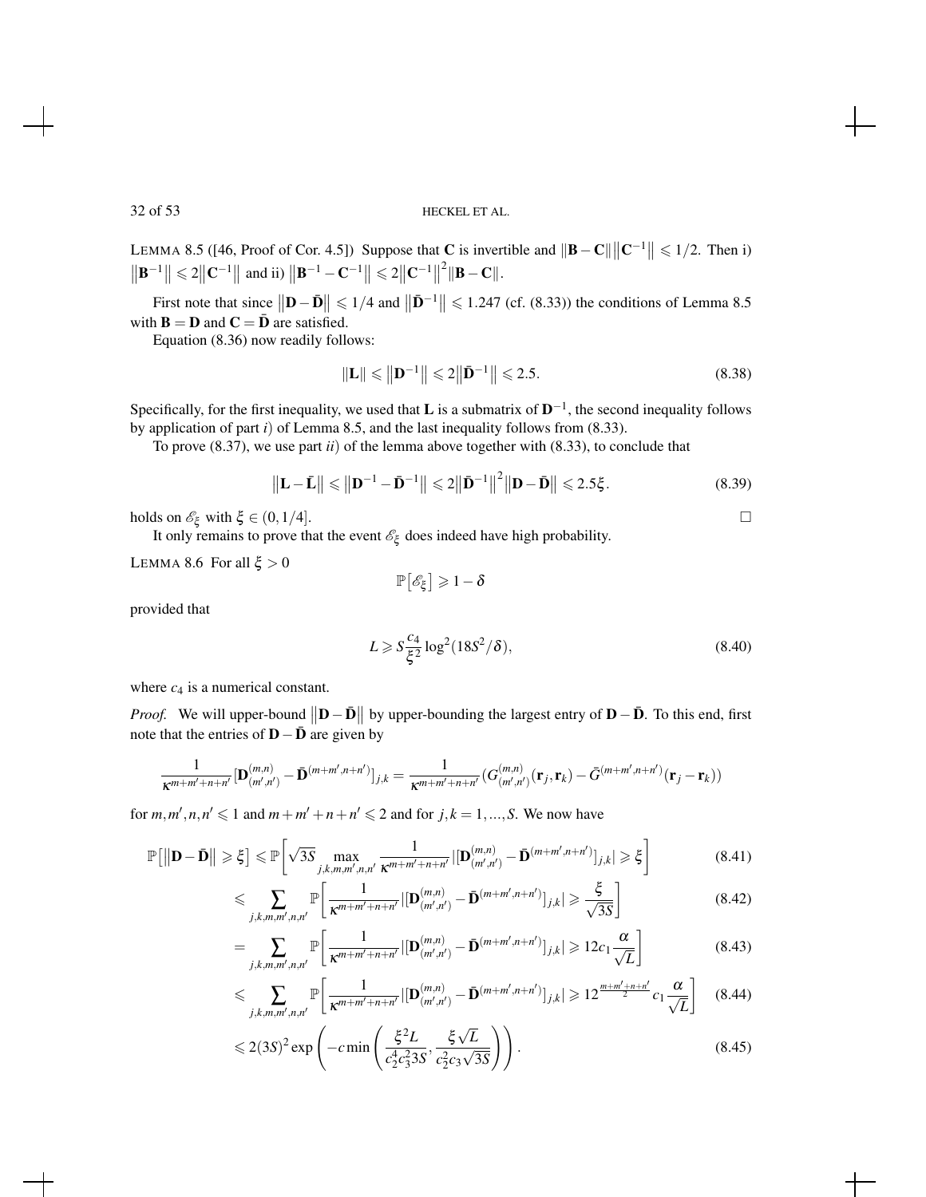LEMMA 8.5 ([46, Proof of Cor. 4.5]) Suppose that $\mathbf{C}$ is invertible and $\|\mathbf{B}-\mathbf{C}\|\|\mathbf{C}^{-1}\| \leqslant 1/2$. Then i) $\|\mathbf{B}^{-1}\| \leqslant 2\|\mathbf{C}^{-1}\|$ and ii) $\|\mathbf{B}^{-1}-\mathbf{C}^{-1}\| \leqslant 2\|\mathbf{C}^{-1}\|^2\|\mathbf{B}-\mathbf{C}\|$.

First note that since $\|\mathbf{D}-\bar{\mathbf{D}}\| \leqslant 1/4$ and $\|\bar{\mathbf{D}}^{-1}\| \leqslant 1.247$ (cf. (8.33)) the conditions of Lemma 8.5 with $\mathbf{B} = \mathbf{D}$ and $\mathbf{C} = \bar{\mathbf{D}}$ are satisfied.

Equation (8.36) now readily follows:

$$\|\mathbf{L}\| \leqslant \|\mathbf{D}^{-1}\| \leqslant 2\|\bar{\mathbf{D}}^{-1}\| \leqslant 2.5. \tag{8.38}$$

Specifically, for the first inequality, we used that $\mathbf{L}$ is a submatrix of $\mathbf{D}^{-1}$, the second inequality follows by application of part *i)* of Lemma 8.5, and the last inequality follows from (8.33).

To prove (8.37), we use part *ii)* of the lemma above together with (8.33), to conclude that

$$\|\mathbf{L}-\bar{\mathbf{L}}\| \leqslant \|\mathbf{D}^{-1}-\bar{\mathbf{D}}^{-1}\| \leqslant 2\|\bar{\mathbf{D}}^{-1}\|^2\|\mathbf{D}-\bar{\mathbf{D}}\| \leqslant 2.5\xi. \tag{8.39}$$

holds on $\mathscr{E}_\xi$ with $\xi \in (0, 1/4]$. □

It only remains to prove that the event $\mathscr{E}_\xi$ does indeed have high probability.

LEMMA 8.6 For all $\xi > 0$

$$\mathbb{P}\left[\mathscr{E}_\xi\right] \geqslant 1-\delta$$

provided that

$$L \geqslant S\frac{c_4}{\xi^2}\log^2(18S^2/\delta), \tag{8.40}$$

where $c_4$ is a numerical constant.

*Proof.* We will upper-bound $\|\mathbf{D}-\bar{\mathbf{D}}\|$ by upper-bounding the largest entry of $\mathbf{D}-\bar{\mathbf{D}}$. To this end, first note that the entries of $\mathbf{D}-\bar{\mathbf{D}}$ are given by

$$\frac{1}{\kappa^{m+m'+n+n'}}[\mathbf{D}^{(m,n)}_{(m',n')} - \bar{\mathbf{D}}^{(m+m',n+n')}]_{j,k} = \frac{1}{\kappa^{m+m'+n+n'}}(G^{(m,n)}_{(m',n')}(\mathbf{r}_j,\mathbf{r}_k) - \bar{G}^{(m+m',n+n')}(\mathbf{r}_j-\mathbf{r}_k))$$

for $m,m',n,n' \leqslant 1$ and $m+m'+n+n' \leqslant 2$ and for $j,k = 1,...,S$. We now have

$$\mathbb{P}\left[\|\mathbf{D}-\bar{\mathbf{D}}\| \geqslant \xi\right] \leqslant \mathbb{P}\left[\sqrt{3S}\max_{j,k,m,m',n,n'}\frac{1}{\kappa^{m+m'+n+n'}}|[\mathbf{D}^{(m,n)}_{(m',n')} - \bar{\mathbf{D}}^{(m+m',n+n')}]_{j,k}| \geqslant \xi\right] \tag{8.41}$$

$$\leqslant \sum_{j,k,m,m',n,n'}\mathbb{P}\left[\frac{1}{\kappa^{m+m'+n+n'}}|[\mathbf{D}^{(m,n)}_{(m',n')} - \bar{\mathbf{D}}^{(m+m',n+n')}]_{j,k}| \geqslant \frac{\xi}{\sqrt{3S}}\right] \tag{8.42}$$

$$= \sum_{j,k,m,m',n,n'}\mathbb{P}\left[\frac{1}{\kappa^{m+m'+n+n'}}|[\mathbf{D}^{(m,n)}_{(m',n')} - \bar{\mathbf{D}}^{(m+m',n+n')}]_{j,k}| \geqslant 12c_1\frac{\alpha}{\sqrt{L}}\right] \tag{8.43}$$

$$\leqslant \sum_{j,k,m,m',n,n'}\mathbb{P}\left[\frac{1}{\kappa^{m+m'+n+n'}}|[\mathbf{D}^{(m,n)}_{(m',n')} - \bar{\mathbf{D}}^{(m+m',n+n')}]_{j,k}| \geqslant 12^{\frac{m+m'+n+n'}{2}}c_1\frac{\alpha}{\sqrt{L}}\right] \tag{8.44}$$

$$\leqslant 2(3S)^2\exp\left(-c\min\left(\frac{\xi^2 L}{c_2^4c_3^2 3S}, \frac{\xi\sqrt{L}}{c_2^2c_3\sqrt{3S}}\right)\right). \tag{8.45}$$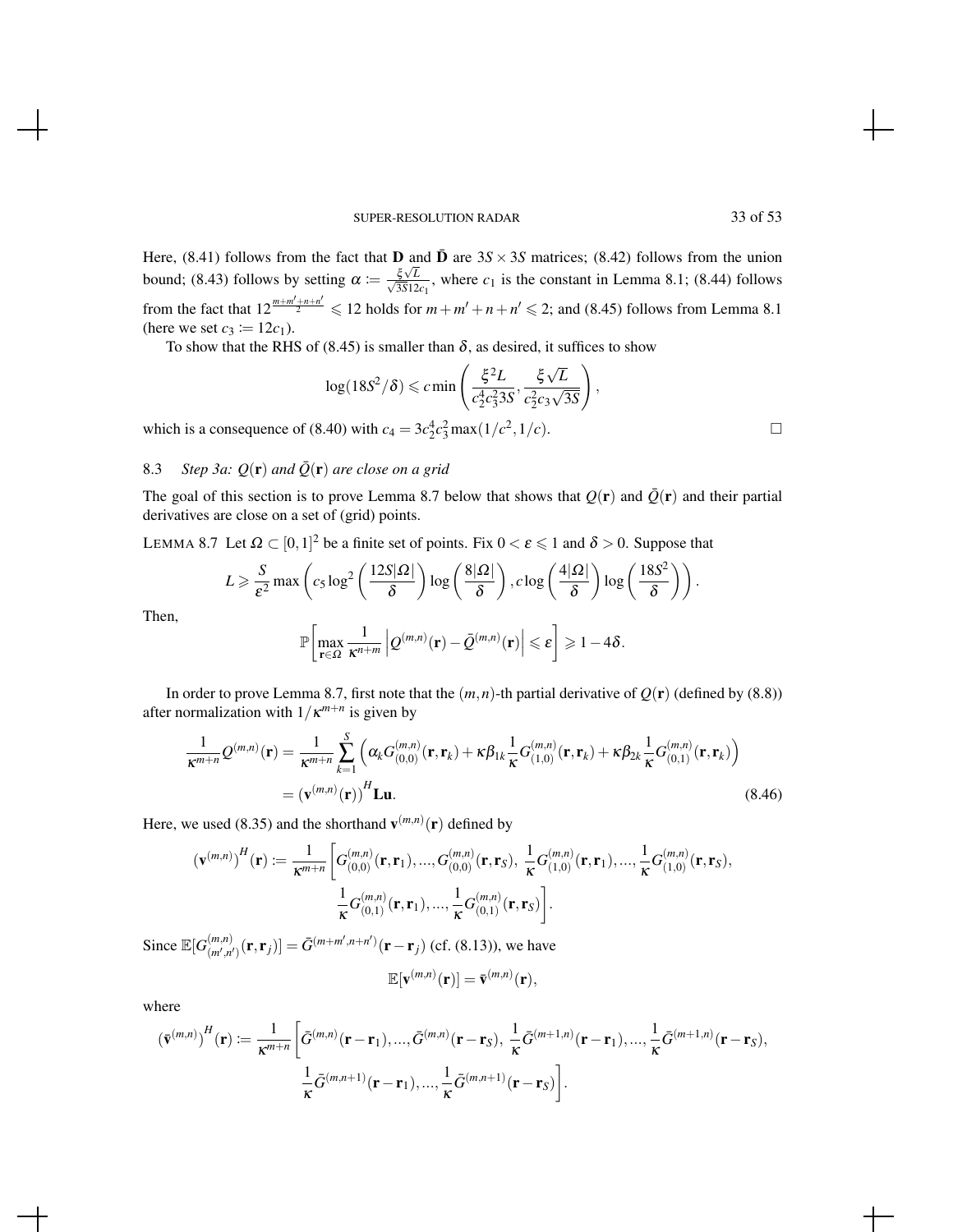Here, (8.41) follows from the fact that $\mathbf{D}$ and $\bar{\mathbf{D}}$ are $3S \times 3S$ matrices; (8.42) follows from the union bound; (8.43) follows by setting $\alpha := \frac{\xi\sqrt{L}}{\sqrt{3S}12c_1}$, where $c_1$ is the constant in Lemma 8.1; (8.44) follows from the fact that $12^{\frac{m+m'+n+n'}{2}} \leqslant 12$ holds for $m+m'+n+n' \leqslant 2$; and (8.45) follows from Lemma 8.1 (here we set $c_3 := 12c_1$).

To show that the RHS of (8.45) is smaller than $\delta$, as desired, it suffices to show

$$\log(18S^2/\delta) \leqslant c \min\left(\frac{\xi^2 L}{c_2^4 c_3^2 3S}, \frac{\xi\sqrt{L}}{c_2^2 c_3 \sqrt{3S}}\right),$$

which is a consequence of (8.40) with $c_4 = 3c_2^4 c_3^2 \max(1/c^2, 1/c)$. □

## 8.3 *Step 3a: $Q(\mathbf{r})$ and $\bar{Q}(\mathbf{r})$ are close on a grid*

The goal of this section is to prove Lemma 8.7 below that shows that $Q(\mathbf{r})$ and $\bar{Q}(\mathbf{r})$ and their partial derivatives are close on a set of (grid) points.

LEMMA 8.7 Let $\Omega \subset [0,1]^2$ be a finite set of points. Fix $0 < \varepsilon \leqslant 1$ and $\delta > 0$. Suppose that

$$L \geqslant \frac{S}{\varepsilon^2} \max\left(c_5 \log^2\left(\frac{12S|\Omega|}{\delta}\right)\log\left(\frac{8|\Omega|}{\delta}\right), c\log\left(\frac{4|\Omega|}{\delta}\right)\log\left(\frac{18S^2}{\delta}\right)\right).$$

Then,

$$\mathbb{P}\left[\max_{\mathbf{r}\in\Omega} \frac{1}{\kappa^{n+m}} \left|Q^{(m,n)}(\mathbf{r}) - \bar{Q}^{(m,n)}(\mathbf{r})\right| \leqslant \varepsilon\right] \geqslant 1 - 4\delta.$$

In order to prove Lemma 8.7, first note that the $(m,n)$-th partial derivative of $Q(\mathbf{r})$ (defined by (8.8)) after normalization with $1/\kappa^{m+n}$ is given by

$$\begin{aligned}
\frac{1}{\kappa^{m+n}} Q^{(m,n)}(\mathbf{r}) &= \frac{1}{\kappa^{m+n}} \sum_{k=1}^{S} \left(\alpha_k G^{(m,n)}_{(0,0)}(\mathbf{r},\mathbf{r}_k) + \kappa\beta_{1k}\frac{1}{\kappa}G^{(m,n)}_{(1,0)}(\mathbf{r},\mathbf{r}_k) + \kappa\beta_{2k}\frac{1}{\kappa}G^{(m,n)}_{(0,1)}(\mathbf{r},\mathbf{r}_k)\right) \\
&= \left(\mathbf{v}^{(m,n)}(\mathbf{r})\right)^H \mathbf{L}\mathbf{u}. \qquad (8.46)
\end{aligned}$$

Here, we used (8.35) and the shorthand $\mathbf{v}^{(m,n)}(\mathbf{r})$ defined by

$$\begin{aligned}
(\mathbf{v}^{(m,n)})^H(\mathbf{r}) := \frac{1}{\kappa^{m+n}}\Bigg[&G^{(m,n)}_{(0,0)}(\mathbf{r},\mathbf{r}_1),\ldots,G^{(m,n)}_{(0,0)}(\mathbf{r},\mathbf{r}_S),\ \frac{1}{\kappa}G^{(m,n)}_{(1,0)}(\mathbf{r},\mathbf{r}_1),\ldots,\frac{1}{\kappa}G^{(m,n)}_{(1,0)}(\mathbf{r},\mathbf{r}_S),\\
&\frac{1}{\kappa}G^{(m,n)}_{(0,1)}(\mathbf{r},\mathbf{r}_1),\ldots,\frac{1}{\kappa}G^{(m,n)}_{(0,1)}(\mathbf{r},\mathbf{r}_S)\Bigg].
\end{aligned}$$

Since $\mathbb{E}[G^{(m,n)}_{(m',n')}(\mathbf{r},\mathbf{r}_j)] = \bar{G}^{(m+m',n+n')}(\mathbf{r}-\mathbf{r}_j)$ (cf. (8.13)), we have

$$\mathbb{E}[\mathbf{v}^{(m,n)}(\mathbf{r})] = \bar{\mathbf{v}}^{(m,n)}(\mathbf{r}),$$

where

$$\begin{aligned}
(\bar{\mathbf{v}}^{(m,n)})^H(\mathbf{r}) := \frac{1}{\kappa^{m+n}}\Bigg[&\bar{G}^{(m,n)}(\mathbf{r}-\mathbf{r}_1),\ldots,\bar{G}^{(m,n)}(\mathbf{r}-\mathbf{r}_S),\ \frac{1}{\kappa}\bar{G}^{(m+1,n)}(\mathbf{r}-\mathbf{r}_1),\ldots,\frac{1}{\kappa}\bar{G}^{(m+1,n)}(\mathbf{r}-\mathbf{r}_S),\\
&\frac{1}{\kappa}\bar{G}^{(m,n+1)}(\mathbf{r}-\mathbf{r}_1),\ldots,\frac{1}{\kappa}\bar{G}^{(m,n+1)}(\mathbf{r}-\mathbf{r}_S)\Bigg].
\end{aligned}$$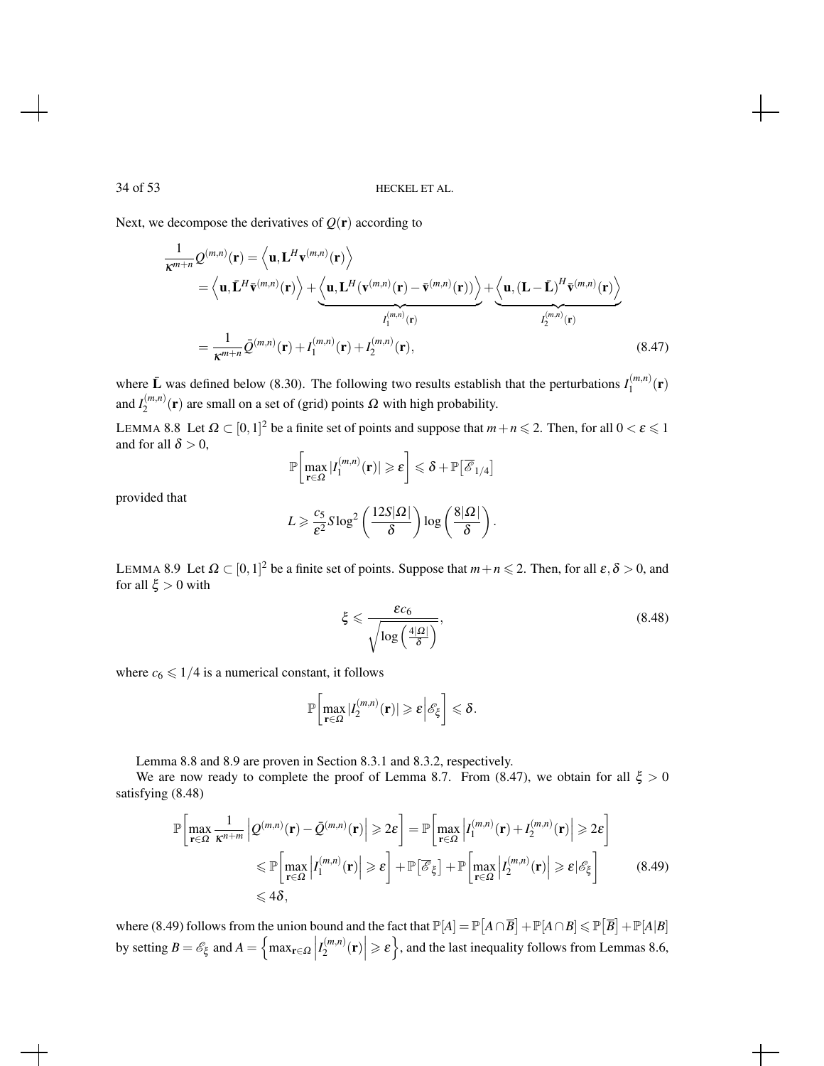Next, we decompose the derivatives of $Q(\mathbf{r})$ according to

$$
\begin{aligned}
\frac{1}{\kappa^{m+n}} Q^{(m,n)}(\mathbf{r}) &= \left\langle \mathbf{u}, \mathbf{L}^H \mathbf{v}^{(m,n)}(\mathbf{r}) \right\rangle \\
&= \left\langle \mathbf{u}, \bar{\mathbf{L}}^H \bar{\mathbf{v}}^{(m,n)}(\mathbf{r}) \right\rangle + \underbrace{\left\langle \mathbf{u}, \mathbf{L}^H (\mathbf{v}^{(m,n)}(\mathbf{r}) - \bar{\mathbf{v}}^{(m,n)}(\mathbf{r})) \right\rangle}_{I_1^{(m,n)}(\mathbf{r})} + \underbrace{\left\langle \mathbf{u}, (\mathbf{L} - \bar{\mathbf{L}})^H \bar{\mathbf{v}}^{(m,n)}(\mathbf{r}) \right\rangle}_{I_2^{(m,n)}(\mathbf{r})} \\
&= \frac{1}{\kappa^{m+n}} \bar{Q}^{(m,n)}(\mathbf{r}) + I_1^{(m,n)}(\mathbf{r}) + I_2^{(m,n)}(\mathbf{r}),
\end{aligned} \tag{8.47}
$$

where $\bar{\mathbf{L}}$ was defined below (8.30). The following two results establish that the perturbations $I_1^{(m,n)}(\mathbf{r})$ and $I_2^{(m,n)}(\mathbf{r})$ are small on a set of (grid) points $\Omega$ with high probability.

LEMMA 8.8 Let $\Omega \subset [0,1]^2$ be a finite set of points and suppose that $m+n \leqslant 2$. Then, for all $0 < \varepsilon \leqslant 1$ and for all $\delta > 0$,

$$
\mathbb{P}\left[ \max_{\mathbf{r} \in \Omega} |I_1^{(m,n)}(\mathbf{r})| \geqslant \varepsilon \right] \leqslant \delta + \mathbb{P}\left[\overline{\mathscr{E}}_{1/4}\right]
$$

provided that

$$
L \geqslant \frac{c_5}{\varepsilon^2} S \log^2\left(\frac{12S|\Omega|}{\delta}\right) \log\left(\frac{8|\Omega|}{\delta}\right).
$$

LEMMA 8.9 Let $\Omega \subset [0,1]^2$ be a finite set of points. Suppose that $m+n \leqslant 2$. Then, for all $\varepsilon, \delta > 0$, and for all $\xi > 0$ with

$$
\xi \leqslant \frac{\varepsilon c_6}{\sqrt{\log\left(\frac{4|\Omega|}{\delta}\right)}}, \tag{8.48}
$$

where $c_6 \leqslant 1/4$ is a numerical constant, it follows

$$
\mathbb{P}\left[ \max_{\mathbf{r} \in \Omega} |I_2^{(m,n)}(\mathbf{r})| \geqslant \varepsilon \middle| \mathscr{E}_\xi \right] \leqslant \delta.
$$

Lemma 8.8 and 8.9 are proven in Section 8.3.1 and 8.3.2, respectively.

We are now ready to complete the proof of Lemma 8.7. From (8.47), we obtain for all $\xi > 0$ satisfying (8.48)

$$
\begin{aligned}
\mathbb{P}\left[ \max_{\mathbf{r} \in \Omega} \frac{1}{\kappa^{n+m}} \left| Q^{(m,n)}(\mathbf{r}) - \bar{Q}^{(m,n)}(\mathbf{r}) \right| \geqslant 2\varepsilon \right] &= \mathbb{P}\left[ \max_{\mathbf{r} \in \Omega} \left| I_1^{(m,n)}(\mathbf{r}) + I_2^{(m,n)}(\mathbf{r}) \right| \geqslant 2\varepsilon \right] \\
&\leqslant \mathbb{P}\left[ \max_{\mathbf{r} \in \Omega} \left| I_1^{(m,n)}(\mathbf{r}) \right| \geqslant \varepsilon \right] + \mathbb{P}\left[\overline{\mathscr{E}}_\xi\right] + \mathbb{P}\left[ \max_{\mathbf{r} \in \Omega} \left| I_2^{(m,n)}(\mathbf{r}) \right| \geqslant \varepsilon | \mathscr{E}_\xi \right] \\
&\leqslant 4\delta,
\end{aligned} \tag{8.49}
$$

where (8.49) follows from the union bound and the fact that $\mathbb{P}[A] = \mathbb{P}\left[A \cap \overline{B}\right] + \mathbb{P}[A \cap B] \leqslant \mathbb{P}\left[\overline{B}\right] + \mathbb{P}[A|B]$ by setting $B = \mathscr{E}_\xi$ and $A = \left\{ \max_{\mathbf{r} \in \Omega} \left| I_2^{(m,n)}(\mathbf{r}) \right| \geqslant \varepsilon \right\}$, and the last inequality follows from Lemmas 8.6,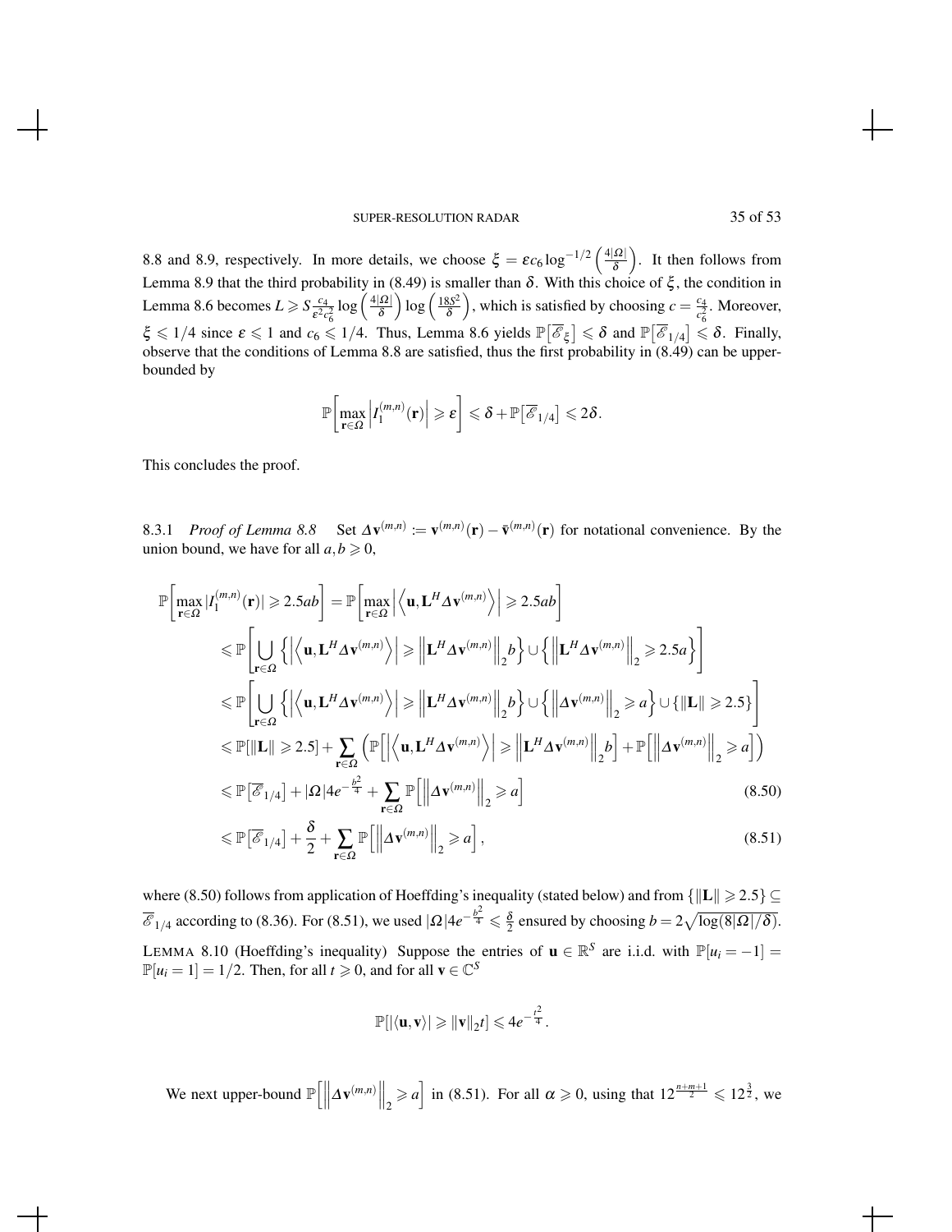8.8 and 8.9, respectively. In more details, we choose $\xi = \varepsilon c_6 \log^{-1/2}\left(\frac{4|\Omega|}{\delta}\right)$. It then follows from Lemma 8.9 that the third probability in (8.49) is smaller than $\delta$. With this choice of $\xi$, the condition in Lemma 8.6 becomes $L \geqslant S \frac{c_4}{\varepsilon^2 c_6^2} \log\left(\frac{4|\Omega|}{\delta}\right) \log\left(\frac{18S^2}{\delta}\right)$, which is satisfied by choosing $c = \frac{c_4}{c_6^2}$. Moreover, $\xi \leqslant 1/4$ since $\varepsilon \leqslant 1$ and $c_6 \leqslant 1/4$. Thus, Lemma 8.6 yields $\mathbb{P}\left[\overline{\mathscr{E}}_\xi\right] \leqslant \delta$ and $\mathbb{P}\left[\overline{\mathscr{E}}_{1/4}\right] \leqslant \delta$. Finally, observe that the conditions of Lemma 8.8 are satisfied, thus the first probability in (8.49) can be upper-bounded by

$$\mathbb{P}\left[\max_{\mathbf{r}\in\Omega}\left|I_1^{(m,n)}(\mathbf{r})\right| \geqslant \varepsilon\right] \leqslant \delta + \mathbb{P}\left[\overline{\mathscr{E}}_{1/4}\right] \leqslant 2\delta.$$

This concludes the proof.

8.3.1 *Proof of Lemma 8.8* Set $\Delta\mathbf{v}^{(m,n)} := \mathbf{v}^{(m,n)}(\mathbf{r}) - \bar{\mathbf{v}}^{(m,n)}(\mathbf{r})$ for notational convenience. By the union bound, we have for all $a, b \geqslant 0$,

$$\begin{aligned}
\mathbb{P}\left[\max_{\mathbf{r}\in\Omega}|I_1^{(m,n)}(\mathbf{r})| \geqslant 2.5ab\right] &= \mathbb{P}\left[\max_{\mathbf{r}\in\Omega}\left|\left\langle \mathbf{u}, \mathbf{L}^H\Delta\mathbf{v}^{(m,n)}\right\rangle\right| \geqslant 2.5ab\right] \\
&\leqslant \mathbb{P}\left[\bigcup_{\mathbf{r}\in\Omega}\left\{\left|\left\langle \mathbf{u}, \mathbf{L}^H\Delta\mathbf{v}^{(m,n)}\right\rangle\right| \geqslant \left\|\mathbf{L}^H\Delta\mathbf{v}^{(m,n)}\right\|_2 b\right\} \cup \left\{\left\|\mathbf{L}^H\Delta\mathbf{v}^{(m,n)}\right\|_2 \geqslant 2.5a\right\}\right] \\
&\leqslant \mathbb{P}\left[\bigcup_{\mathbf{r}\in\Omega}\left\{\left|\left\langle \mathbf{u}, \mathbf{L}^H\Delta\mathbf{v}^{(m,n)}\right\rangle\right| \geqslant \left\|\mathbf{L}^H\Delta\mathbf{v}^{(m,n)}\right\|_2 b\right\} \cup \left\{\left\|\Delta\mathbf{v}^{(m,n)}\right\|_2 \geqslant a\right\} \cup \{\|\mathbf{L}\| \geqslant 2.5\}\right] \\
&\leqslant \mathbb{P}[\|\mathbf{L}\| \geqslant 2.5] + \sum_{\mathbf{r}\in\Omega}\left(\mathbb{P}\left[\left|\left\langle \mathbf{u}, \mathbf{L}^H\Delta\mathbf{v}^{(m,n)}\right\rangle\right| \geqslant \left\|\mathbf{L}^H\Delta\mathbf{v}^{(m,n)}\right\|_2 b\right] + \mathbb{P}\left[\left\|\Delta\mathbf{v}^{(m,n)}\right\|_2 \geqslant a\right]\right) \\
&\leqslant \mathbb{P}\left[\overline{\mathscr{E}}_{1/4}\right] + |\Omega| 4e^{-\frac{b^2}{4}} + \sum_{\mathbf{r}\in\Omega}\mathbb{P}\left[\left\|\Delta\mathbf{v}^{(m,n)}\right\|_2 \geqslant a\right] \qquad (8.50) \\
&\leqslant \mathbb{P}\left[\overline{\mathscr{E}}_{1/4}\right] + \frac{\delta}{2} + \sum_{\mathbf{r}\in\Omega}\mathbb{P}\left[\left\|\Delta\mathbf{v}^{(m,n)}\right\|_2 \geqslant a\right], \qquad (8.51)
\end{aligned}$$

where (8.50) follows from application of Hoeffding's inequality (stated below) and from $\{\|\mathbf{L}\| \geqslant 2.5\} \subseteq \overline{\mathscr{E}}_{1/4}$ according to (8.36). For (8.51), we used $|\Omega| 4e^{-\frac{b^2}{4}} \leqslant \frac{\delta}{2}$ ensured by choosing $b = 2\sqrt{\log(8|\Omega|/\delta)}$.

LEMMA 8.10 (Hoeffding's inequality) Suppose the entries of $\mathbf{u} \in \mathbb{R}^S$ are i.i.d. with $\mathbb{P}[u_i = -1] = \mathbb{P}[u_i = 1] = 1/2$. Then, for all $t \geqslant 0$, and for all $\mathbf{v} \in \mathbb{C}^S$

$$\mathbb{P}[|\langle \mathbf{u}, \mathbf{v}\rangle| \geqslant \|\mathbf{v}\|_2 t] \leqslant 4e^{-\frac{t^2}{4}}.$$

We next upper-bound $\mathbb{P}\left[\left\|\Delta\mathbf{v}^{(m,n)}\right\|_2 \geqslant a\right]$ in (8.51). For all $\alpha \geqslant 0$, using that $12^{\frac{n+m+1}{2}} \leqslant 12^{\frac{3}{2}}$, we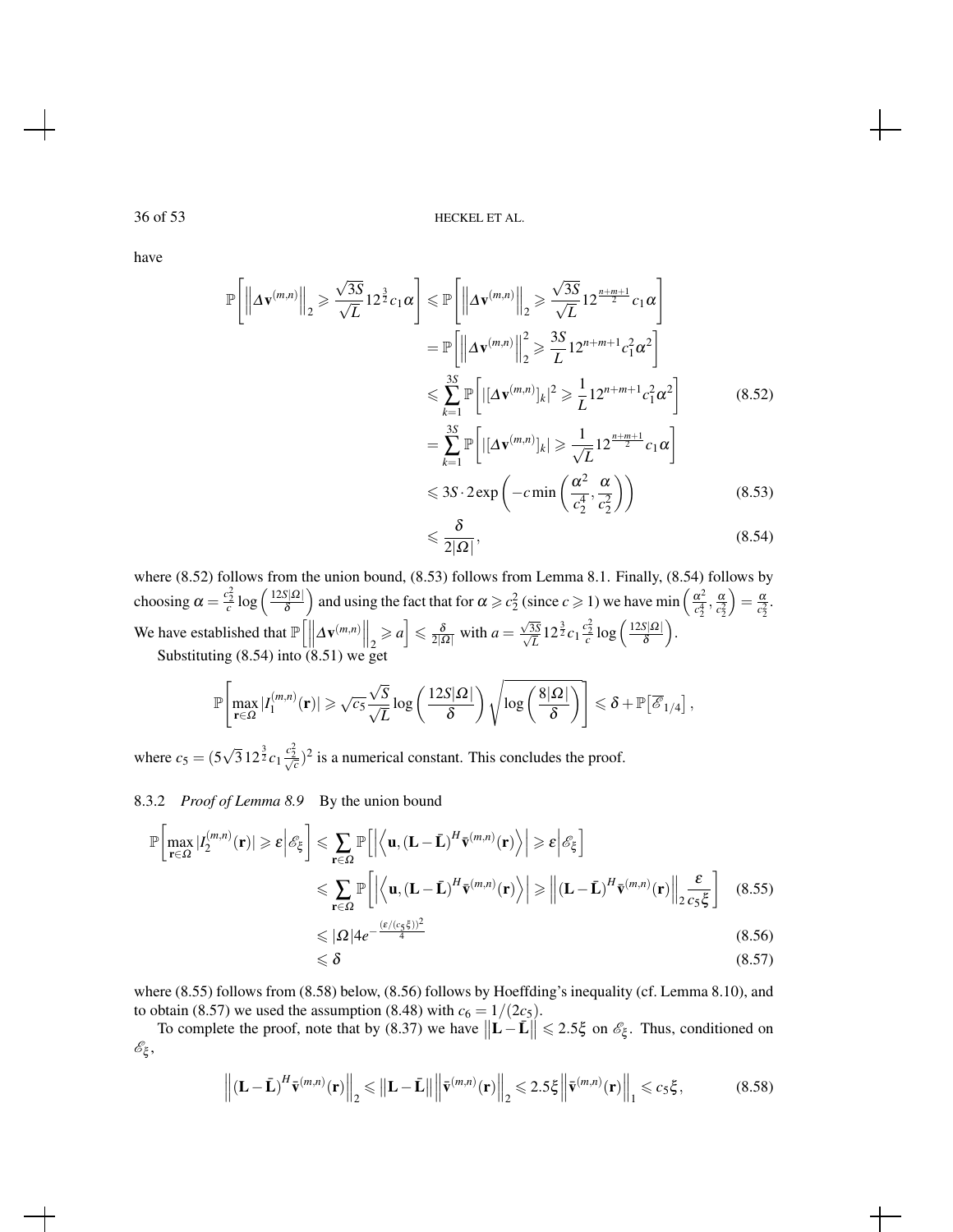have

$$
\begin{aligned}
\mathbb{P}\left[\left\|\Delta \mathbf{v}^{(m,n)}\right\|_2 \geqslant \frac{\sqrt{3S}}{\sqrt{L}} 12^{\frac{3}{2}} c_1 \alpha\right] &\leqslant \mathbb{P}\left[\left\|\Delta \mathbf{v}^{(m,n)}\right\|_2 \geqslant \frac{\sqrt{3S}}{\sqrt{L}} 12^{\frac{n+m+1}{2}} c_1 \alpha\right] \\
&= \mathbb{P}\left[\left\|\Delta \mathbf{v}^{(m,n)}\right\|_2^2 \geqslant \frac{3S}{L} 12^{n+m+1} c_1^2 \alpha^2\right] \\
&\leqslant \sum_{k=1}^{3S} \mathbb{P}\left[|[\Delta \mathbf{v}^{(m,n)}]_k|^2 \geqslant \frac{1}{L} 12^{n+m+1} c_1^2 \alpha^2\right] \qquad (8.52)\\
&= \sum_{k=1}^{3S} \mathbb{P}\left[|[\Delta \mathbf{v}^{(m,n)}]_k| \geqslant \frac{1}{\sqrt{L}} 12^{\frac{n+m+1}{2}} c_1 \alpha\right] \\
&\leqslant 3S \cdot 2 \exp\left(-c \min\left(\frac{\alpha^2}{c_2^4}, \frac{\alpha}{c_2^2}\right)\right) \qquad (8.53)\\
&\leqslant \frac{\delta}{2|\Omega|}, \qquad (8.54)
\end{aligned}
$$

where (8.52) follows from the union bound, (8.53) follows from Lemma 8.1. Finally, (8.54) follows by choosing $\alpha = \frac{c_2^2}{c} \log\left(\frac{12S|\Omega|}{\delta}\right)$ and using the fact that for $\alpha \geqslant c_2^2$ (since $c \geqslant 1$) we have $\min\left(\frac{\alpha^2}{c_2^4}, \frac{\alpha}{c_2^2}\right) = \frac{\alpha}{c_2^2}$. We have established that $\mathbb{P}\left[\left\|\Delta \mathbf{v}^{(m,n)}\right\|_2 \geqslant a\right] \leqslant \frac{\delta}{2|\Omega|}$ with $a = \frac{\sqrt{3S}}{\sqrt{L}} 12^{\frac{3}{2}} c_1 \frac{c_2^2}{c} \log\left(\frac{12S|\Omega|}{\delta}\right)$.

Substituting (8.54) into (8.51) we get

$$
\mathbb{P}\left[\max_{\mathbf{r} \in \Omega} |I_1^{(m,n)}(\mathbf{r})| \geqslant \sqrt{c_5} \frac{\sqrt{S}}{\sqrt{L}} \log\left(\frac{12S|\Omega|}{\delta}\right) \sqrt{\log\left(\frac{8|\Omega|}{\delta}\right)}\right] \leqslant \delta + \mathbb{P}\left[\overline{\mathscr{E}}_{1/4}\right],
$$

where $c_5 = (5\sqrt{3}\, 12^{\frac{3}{2}} c_1 \frac{c_2^2}{\sqrt{c}})^2$ is a numerical constant. This concludes the proof.

### 8.3.2 *Proof of Lemma 8.9*

By the union bound

$$
\begin{aligned}
\mathbb{P}\left[\max_{\mathbf{r} \in \Omega} |I_2^{(m,n)}(\mathbf{r})| \geqslant \varepsilon \middle| \mathscr{E}_\xi\right] &\leqslant \sum_{\mathbf{r} \in \Omega} \mathbb{P}\left[\left|\left\langle \mathbf{u}, (\mathbf{L} - \bar{\mathbf{L}})^H \bar{\mathbf{v}}^{(m,n)}(\mathbf{r})\right\rangle\right| \geqslant \varepsilon \middle| \mathscr{E}_\xi\right] \\
&\leqslant \sum_{\mathbf{r} \in \Omega} \mathbb{P}\left[\left|\left\langle \mathbf{u}, (\mathbf{L} - \bar{\mathbf{L}})^H \bar{\mathbf{v}}^{(m,n)}(\mathbf{r})\right\rangle\right| \geqslant \left\|(\mathbf{L} - \bar{\mathbf{L}})^H \bar{\mathbf{v}}^{(m,n)}(\mathbf{r})\right\|_2 \frac{\varepsilon}{c_5 \xi}\right] \qquad (8.55)\\
&\leqslant |\Omega| 4 e^{-\frac{(\varepsilon/(c_5 \xi))^2}{4}} \qquad (8.56)\\
&\leqslant \delta \qquad (8.57)
\end{aligned}
$$

where (8.55) follows from (8.58) below, (8.56) follows by Hoeffding's inequality (cf. Lemma 8.10), and to obtain (8.57) we used the assumption (8.48) with $c_6 = 1/(2c_5)$.

To complete the proof, note that by (8.37) we have $\left\|\mathbf{L} - \bar{\mathbf{L}}\right\| \leqslant 2.5\xi$ on $\mathscr{E}_\xi$. Thus, conditioned on $\mathscr{E}_\xi$,

$$
\left\|(\mathbf{L} - \bar{\mathbf{L}})^H \bar{\mathbf{v}}^{(m,n)}(\mathbf{r})\right\|_2 \leqslant \left\|\mathbf{L} - \bar{\mathbf{L}}\right\| \left\|\bar{\mathbf{v}}^{(m,n)}(\mathbf{r})\right\|_2 \leqslant 2.5\xi \left\|\bar{\mathbf{v}}^{(m,n)}(\mathbf{r})\right\|_1 \leqslant c_5 \xi, \qquad (8.58)
$$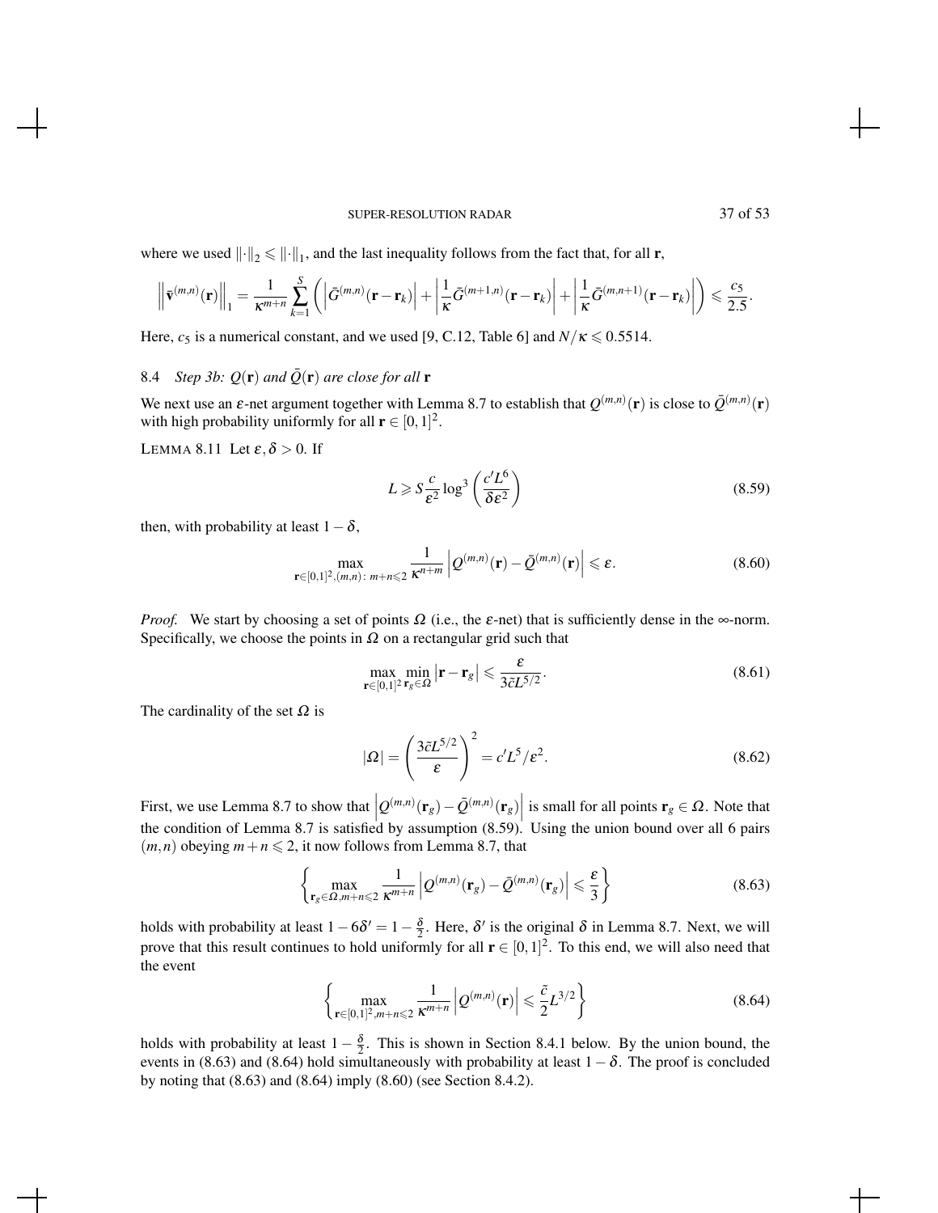where we used $\|\cdot\|_2 \leqslant \|\cdot\|_1$, and the last inequality follows from the fact that, for all $\mathbf{r}$,

$$\left\|\bar{\mathbf{v}}^{(m,n)}(\mathbf{r})\right\|_1 = \frac{1}{\kappa^{m+n}} \sum_{k=1}^{S} \left( \left|\bar{G}^{(m,n)}(\mathbf{r}-\mathbf{r}_k)\right| + \left|\frac{1}{\kappa}\bar{G}^{(m+1,n)}(\mathbf{r}-\mathbf{r}_k)\right| + \left|\frac{1}{\kappa}\bar{G}^{(m,n+1)}(\mathbf{r}-\mathbf{r}_k)\right| \right) \leqslant \frac{c_5}{2.5}.$$

Here, $c_5$ is a numerical constant, and we used [9, C.12, Table 6] and $N/\kappa \leqslant 0.5514$.

## 8.4 *Step 3b: $Q(\mathbf{r})$ and $\bar{Q}(\mathbf{r})$ are close for all $\mathbf{r}$*

We next use an $\varepsilon$-net argument together with Lemma 8.7 to establish that $Q^{(m,n)}(\mathbf{r})$ is close to $\bar{Q}^{(m,n)}(\mathbf{r})$ with high probability uniformly for all $\mathbf{r} \in [0,1]^2$.

LEMMA 8.11 Let $\varepsilon, \delta > 0$. If

$$L \geqslant S \frac{c}{\varepsilon^2} \log^3 \left( \frac{c' L^6}{\delta \varepsilon^2} \right) \tag{8.59}$$

then, with probability at least $1-\delta$,

$$\max_{\mathbf{r}\in[0,1]^2, (m,n):\, m+n\leqslant 2} \frac{1}{\kappa^{n+m}} \left| Q^{(m,n)}(\mathbf{r}) - \bar{Q}^{(m,n)}(\mathbf{r}) \right| \leqslant \varepsilon. \tag{8.60}$$

*Proof.* We start by choosing a set of points $\Omega$ (i.e., the $\varepsilon$-net) that is sufficiently dense in the $\infty$-norm. Specifically, we choose the points in $\Omega$ on a rectangular grid such that

$$\max_{\mathbf{r}\in[0,1]^2} \min_{\mathbf{r}_g\in\Omega} \left|\mathbf{r}-\mathbf{r}_g\right| \leqslant \frac{\varepsilon}{3\tilde{c}L^{5/2}}. \tag{8.61}$$

The cardinality of the set $\Omega$ is

$$|\Omega| = \left( \frac{3\tilde{c}L^{5/2}}{\varepsilon} \right)^2 = c' L^5/\varepsilon^2. \tag{8.62}$$

First, we use Lemma 8.7 to show that $\left|Q^{(m,n)}(\mathbf{r}_g) - \bar{Q}^{(m,n)}(\mathbf{r}_g)\right|$ is small for all points $\mathbf{r}_g \in \Omega$. Note that the condition of Lemma 8.7 is satisfied by assumption (8.59). Using the union bound over all 6 pairs $(m,n)$ obeying $m+n \leqslant 2$, it now follows from Lemma 8.7, that

$$\left\{ \max_{\mathbf{r}_g\in\Omega, m+n\leqslant 2} \frac{1}{\kappa^{m+n}} \left| Q^{(m,n)}(\mathbf{r}_g) - \bar{Q}^{(m,n)}(\mathbf{r}_g) \right| \leqslant \frac{\varepsilon}{3} \right\} \tag{8.63}$$

holds with probability at least $1 - 6\delta' = 1 - \frac{\delta}{2}$. Here, $\delta'$ is the original $\delta$ in Lemma 8.7. Next, we will prove that this result continues to hold uniformly for all $\mathbf{r} \in [0,1]^2$. To this end, we will also need that the event

$$\left\{ \max_{\mathbf{r}\in[0,1]^2, m+n\leqslant 2} \frac{1}{\kappa^{m+n}} \left| Q^{(m,n)}(\mathbf{r}) \right| \leqslant \frac{\tilde{c}}{2} L^{3/2} \right\} \tag{8.64}$$

holds with probability at least $1 - \frac{\delta}{2}$. This is shown in Section 8.4.1 below. By the union bound, the events in (8.63) and (8.64) hold simultaneously with probability at least $1-\delta$. The proof is concluded by noting that (8.63) and (8.64) imply (8.60) (see Section 8.4.2).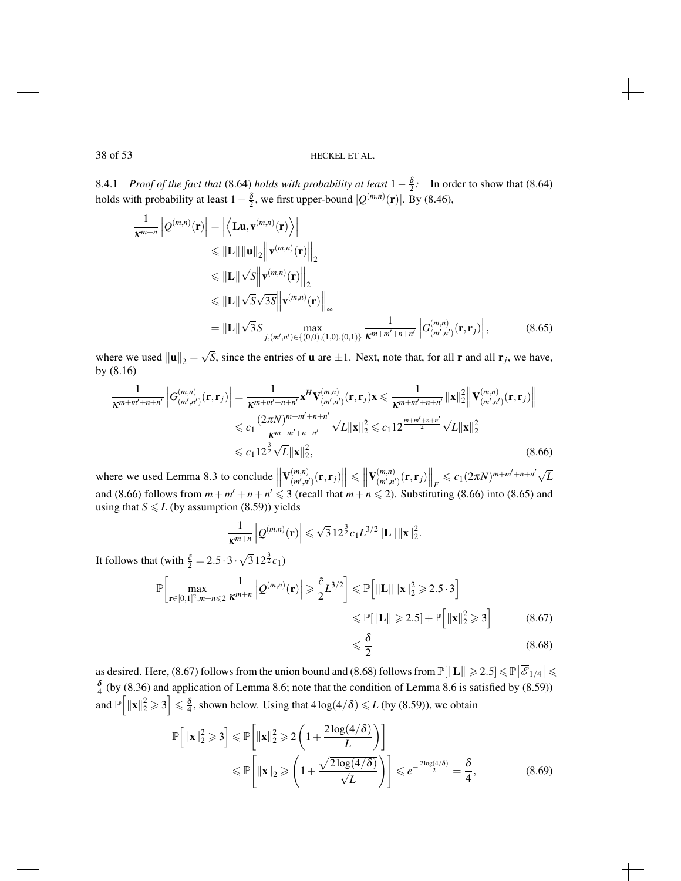8.4.1 *Proof of the fact that* (8.64) *holds with probability at least* $1-\frac{\delta}{2}$*:* In order to show that (8.64) holds with probability at least $1-\frac{\delta}{2}$, we first upper-bound $|Q^{(m,n)}(\mathbf{r})|$. By (8.46),

$$
\begin{aligned}
\frac{1}{\kappa^{m+n}}\left|Q^{(m,n)}(\mathbf{r})\right| &= \left|\left\langle \mathbf{L}\mathbf{u}, \mathbf{v}^{(m,n)}(\mathbf{r})\right\rangle\right| \\
&\leqslant \|\mathbf{L}\| \|\mathbf{u}\|_2 \left\|\mathbf{v}^{(m,n)}(\mathbf{r})\right\|_2 \\
&\leqslant \|\mathbf{L}\| \sqrt{S} \left\|\mathbf{v}^{(m,n)}(\mathbf{r})\right\|_2 \\
&\leqslant \|\mathbf{L}\| \sqrt{S}\sqrt{3S} \left\|\mathbf{v}^{(m,n)}(\mathbf{r})\right\|_\infty \\
&= \|\mathbf{L}\| \sqrt{3} S \max_{j,(m',n') \in \{(0,0),(1,0),(0,1)\}} \frac{1}{\kappa^{m+m'+n+n'}} \left|G^{(m,n)}_{(m',n')}(\mathbf{r},\mathbf{r}_j)\right|,
\end{aligned} \tag{8.65}
$$

where we used $\|\mathbf{u}\|_2 = \sqrt{S}$, since the entries of $\mathbf{u}$ are $\pm 1$. Next, note that, for all $\mathbf{r}$ and all $\mathbf{r}_j$, we have, by (8.16)

$$
\begin{aligned}
\frac{1}{\kappa^{m+m'+n+n'}}\left|G^{(m,n)}_{(m',n')}(\mathbf{r},\mathbf{r}_j)\right| &= \frac{1}{\kappa^{m+m'+n+n'}} \mathbf{x}^H \mathbf{V}^{(m,n)}_{(m',n')}(\mathbf{r},\mathbf{r}_j)\mathbf{x} \leqslant \frac{1}{\kappa^{m+m'+n+n'}} \|\mathbf{x}\|_2^2 \left\|\mathbf{V}^{(m,n)}_{(m',n')}(\mathbf{r},\mathbf{r}_j)\right\| \\
&\leqslant c_1 \frac{(2\pi N)^{m+m'+n+n'}}{\kappa^{m+m'+n+n'}} \sqrt{L} \|\mathbf{x}\|_2^2 \leqslant c_1 12^{\frac{m+m'+n+n'}{2}} \sqrt{L} \|\mathbf{x}\|_2^2 \\
&\leqslant c_1 12^{\frac{3}{2}} \sqrt{L} \|\mathbf{x}\|_2^2,
\end{aligned} \tag{8.66}
$$

where we used Lemma 8.3 to conclude $\left\|\mathbf{V}^{(m,n)}_{(m',n')}(\mathbf{r},\mathbf{r}_j)\right\| \leqslant \left\|\mathbf{V}^{(m,n)}_{(m',n')}(\mathbf{r},\mathbf{r}_j)\right\|_F \leqslant c_1 (2\pi N)^{m+m'+n+n'}\sqrt{L}$ and (8.66) follows from $m+m'+n+n' \leqslant 3$ (recall that $m+n \leqslant 2$). Substituting (8.66) into (8.65) and using that $S \leqslant L$ (by assumption (8.59)) yields

$$
\frac{1}{\kappa^{m+n}}\left|Q^{(m,n)}(\mathbf{r})\right| \leqslant \sqrt{3}\, 12^{\frac{3}{2}} c_1 L^{3/2} \|\mathbf{L}\| \|\mathbf{x}\|_2^2.
$$

It follows that (with $\frac{\tilde{c}}{2} = 2.5 \cdot 3 \cdot \sqrt{3}\, 12^{\frac{3}{2}} c_1$)

$$
\begin{aligned}
\mathbb{P}\left[\max_{\mathbf{r}\in[0,1]^2, m+n\leqslant 2} \frac{1}{\kappa^{m+n}}\left|Q^{(m,n)}(\mathbf{r})\right| \geqslant \frac{\tilde{c}}{2} L^{3/2}\right] &\leqslant \mathbb{P}\left[\|\mathbf{L}\| \|\mathbf{x}\|_2^2 \geqslant 2.5 \cdot 3\right] \\
&\leqslant \mathbb{P}[\|\mathbf{L}\| \geqslant 2.5] + \mathbb{P}\left[\|\mathbf{x}\|_2^2 \geqslant 3\right] \qquad (8.67) \\
&\leqslant \frac{\delta}{2} \qquad (8.68)
\end{aligned}
$$

as desired. Here, (8.67) follows from the union bound and (8.68) follows from $\mathbb{P}[\|\mathbf{L}\| \geqslant 2.5] \leqslant \mathbb{P}\left[\overline{\mathscr{E}}_{1/4}\right] \leqslant \frac{\delta}{4}$ (by (8.36) and application of Lemma 8.6; note that the condition of Lemma 8.6 is satisfied by (8.59)) and $\mathbb{P}\left[\|\mathbf{x}\|_2^2 \geqslant 3\right] \leqslant \frac{\delta}{4}$, shown below. Using that $4\log(4/\delta) \leqslant L$ (by (8.59)), we obtain

$$
\begin{aligned}
\mathbb{P}\left[\|\mathbf{x}\|_2^2 \geqslant 3\right] &\leqslant \mathbb{P}\left[\|\mathbf{x}\|_2^2 \geqslant 2\left(1 + \frac{2\log(4/\delta)}{L}\right)\right] \\
&\leqslant \mathbb{P}\left[\|\mathbf{x}\|_2 \geqslant \left(1 + \frac{\sqrt{2\log(4/\delta)}}{\sqrt{L}}\right)\right] \leqslant e^{-\frac{2\log(4/\delta)}{2}} = \frac{\delta}{4},
\end{aligned} \tag{8.69}
$$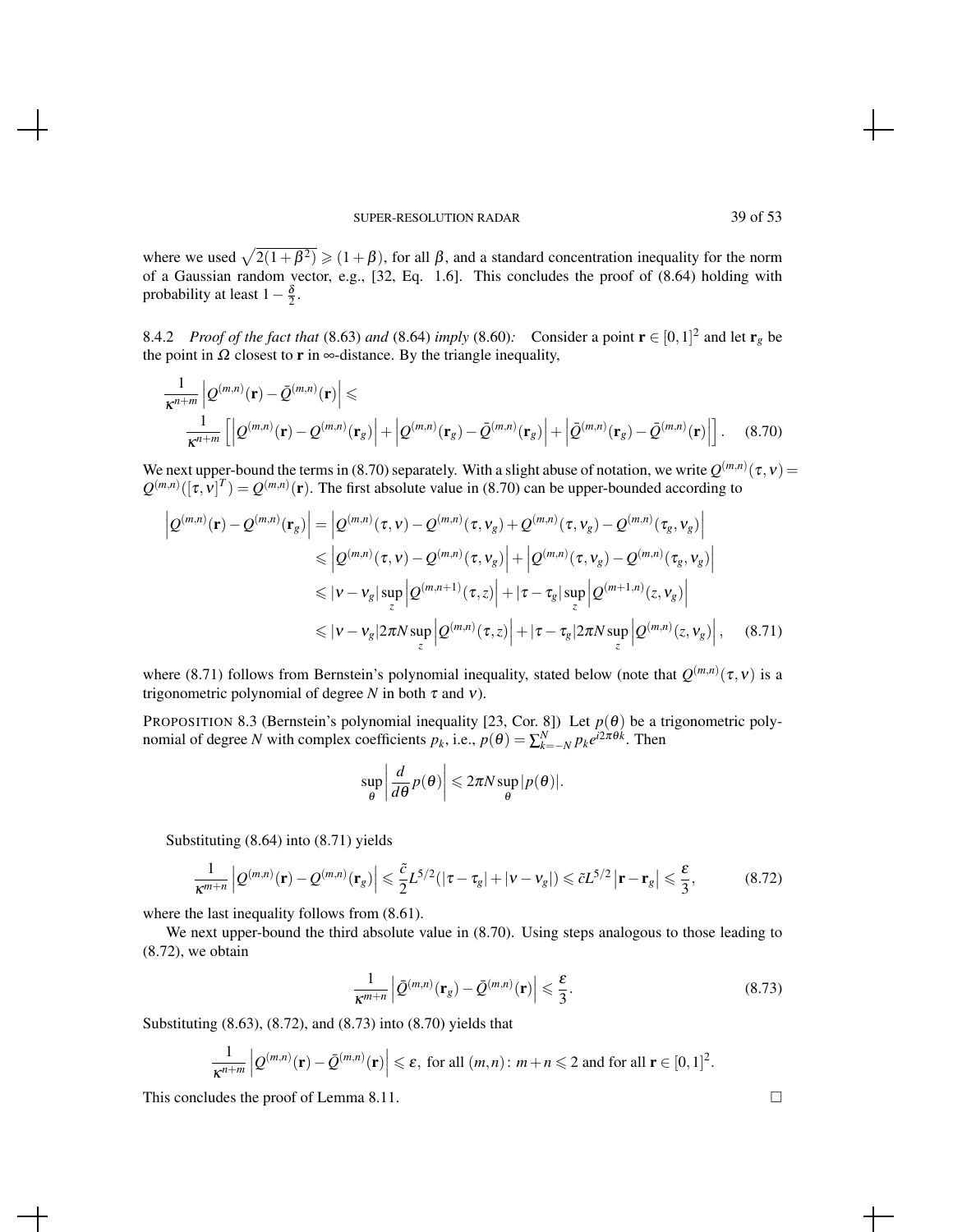where we used $\sqrt{2(1+\beta^2)} \geqslant (1+\beta)$, for all $\beta$, and a standard concentration inequality for the norm of a Gaussian random vector, e.g., [32, Eq. 1.6]. This concludes the proof of (8.64) holding with probability at least $1-\frac{\delta}{2}$.

8.4.2 *Proof of the fact that* (8.63) *and* (8.64) *imply* (8.60)*:* Consider a point $\mathbf{r} \in [0,1]^2$ and let $\mathbf{r}_g$ be the point in $\Omega$ closest to $\mathbf{r}$ in $\infty$-distance. By the triangle inequality,

$$
\begin{aligned}
&\frac{1}{\kappa^{n+m}} \left| Q^{(m,n)}(\mathbf{r}) - \bar{Q}^{(m,n)}(\mathbf{r}) \right| \leqslant \\
&\qquad \frac{1}{\kappa^{n+m}} \left[ \left| Q^{(m,n)}(\mathbf{r}) - Q^{(m,n)}(\mathbf{r}_g) \right| + \left| Q^{(m,n)}(\mathbf{r}_g) - \bar{Q}^{(m,n)}(\mathbf{r}_g) \right| + \left| \bar{Q}^{(m,n)}(\mathbf{r}_g) - \bar{Q}^{(m,n)}(\mathbf{r}) \right| \right]. \qquad (8.70)
\end{aligned}
$$

We next upper-bound the terms in (8.70) separately. With a slight abuse of notation, we write $Q^{(m,n)}(\tau,\nu) = Q^{(m,n)}([\tau,\nu]^T) = Q^{(m,n)}(\mathbf{r})$. The first absolute value in (8.70) can be upper-bounded according to

$$
\begin{aligned}
\left| Q^{(m,n)}(\mathbf{r}) - Q^{(m,n)}(\mathbf{r}_g) \right| &= \left| Q^{(m,n)}(\tau,\nu) - Q^{(m,n)}(\tau,\nu_g) + Q^{(m,n)}(\tau,\nu_g) - Q^{(m,n)}(\tau_g,\nu_g) \right| \\
&\leqslant \left| Q^{(m,n)}(\tau,\nu) - Q^{(m,n)}(\tau,\nu_g) \right| + \left| Q^{(m,n)}(\tau,\nu_g) - Q^{(m,n)}(\tau_g,\nu_g) \right| \\
&\leqslant |\nu - \nu_g| \sup_z \left| Q^{(m,n+1)}(\tau,z) \right| + |\tau - \tau_g| \sup_z \left| Q^{(m+1,n)}(z,\nu_g) \right| \\
&\leqslant |\nu - \nu_g| 2\pi N \sup_z \left| Q^{(m,n)}(\tau,z) \right| + |\tau - \tau_g| 2\pi N \sup_z \left| Q^{(m,n)}(z,\nu_g) \right|, \qquad (8.71)
\end{aligned}
$$

where (8.71) follows from Bernstein's polynomial inequality, stated below (note that $Q^{(m,n)}(\tau,\nu)$ is a trigonometric polynomial of degree $N$ in both $\tau$ and $\nu$).

PROPOSITION 8.3 (Bernstein's polynomial inequality [23, Cor. 8]) Let $p(\theta)$ be a trigonometric polynomial of degree $N$ with complex coefficients $p_k$, i.e., $p(\theta) = \sum_{k=-N}^{N} p_k e^{i2\pi\theta k}$. Then

$$
\sup_\theta \left| \frac{d}{d\theta} p(\theta) \right| \leqslant 2\pi N \sup_\theta |p(\theta)|.
$$

Substituting (8.64) into (8.71) yields

$$
\frac{1}{\kappa^{m+n}} \left| Q^{(m,n)}(\mathbf{r}) - Q^{(m,n)}(\mathbf{r}_g) \right| \leqslant \frac{\tilde{c}}{2} L^{5/2} (|\tau - \tau_g| + |\nu - \nu_g|) \leqslant \tilde{c} L^{5/2} \left| \mathbf{r} - \mathbf{r}_g \right| \leqslant \frac{\varepsilon}{3}, \qquad (8.72)
$$

where the last inequality follows from (8.61).

We next upper-bound the third absolute value in (8.70). Using steps analogous to those leading to (8.72), we obtain

$$
\frac{1}{\kappa^{m+n}} \left| \bar{Q}^{(m,n)}(\mathbf{r}_g) - \bar{Q}^{(m,n)}(\mathbf{r}) \right| \leqslant \frac{\varepsilon}{3}. \qquad (8.73)
$$

Substituting (8.63), (8.72), and (8.73) into (8.70) yields that

$$
\frac{1}{\kappa^{n+m}} \left| Q^{(m,n)}(\mathbf{r}) - \bar{Q}^{(m,n)}(\mathbf{r}) \right| \leqslant \varepsilon, \text{ for all } (m,n)\colon m+n \leqslant 2 \text{ and for all } \mathbf{r} \in [0,1]^2.
$$

This concludes the proof of Lemma 8.11. $\square$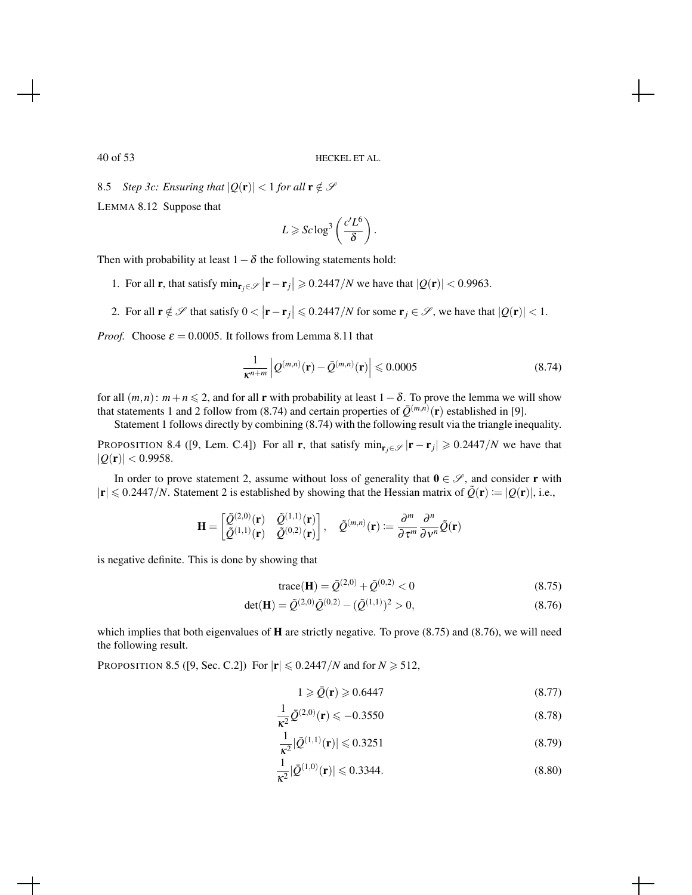### 8.5 *Step 3c: Ensuring that $|Q(\mathbf{r})| < 1$ for all $\mathbf{r} \notin \mathscr{S}$*

LEMMA 8.12 Suppose that

$$L \geqslant Sc \log^3 \left( \frac{c' L^6}{\delta} \right).$$

Then with probability at least $1 - \delta$ the following statements hold:

1. For all $\mathbf{r}$, that satisfy $\min_{\mathbf{r}_j \in \mathscr{S}} |\mathbf{r} - \mathbf{r}_j| \geqslant 0.2447/N$ we have that $|Q(\mathbf{r})| < 0.9963$.
2. For all $\mathbf{r} \notin \mathscr{S}$ that satisfy $0 < |\mathbf{r} - \mathbf{r}_j| \leqslant 0.2447/N$ for some $\mathbf{r}_j \in \mathscr{S}$, we have that $|Q(\mathbf{r})| < 1$.

*Proof.* Choose $\varepsilon = 0.0005$. It follows from Lemma 8.11 that

$$\frac{1}{\kappa^{n+m}} \left| Q^{(m,n)}(\mathbf{r}) - \bar{Q}^{(m,n)}(\mathbf{r}) \right| \leqslant 0.0005 \tag{8.74}$$

for all $(m,n)\colon m+n \leqslant 2$, and for all $\mathbf{r}$ with probability at least $1-\delta$. To prove the lemma we will show that statements 1 and 2 follow from (8.74) and certain properties of $\bar{Q}^{(m,n)}(\mathbf{r})$ established in [9].

Statement 1 follows directly by combining (8.74) with the following result via the triangle inequality.

PROPOSITION 8.4 ([9, Lem. C.4]) For all $\mathbf{r}$, that satisfy $\min_{\mathbf{r}_j \in \mathscr{S}} |\mathbf{r} - \mathbf{r}_j| \geqslant 0.2447/N$ we have that $|Q(\mathbf{r})| < 0.9958$.

In order to prove statement 2, assume without loss of generality that $\mathbf{0} \in \mathscr{S}$, and consider $\mathbf{r}$ with $|\mathbf{r}| \leqslant 0.2447/N$. Statement 2 is established by showing that the Hessian matrix of $\tilde{Q}(\mathbf{r}) := |Q(\mathbf{r})|$, i.e.,

$$\mathbf{H} = \begin{bmatrix} \tilde{Q}^{(2,0)}(\mathbf{r}) & \tilde{Q}^{(1,1)}(\mathbf{r}) \\ \tilde{Q}^{(1,1)}(\mathbf{r}) & \tilde{Q}^{(0,2)}(\mathbf{r}) \end{bmatrix}, \quad \tilde{Q}^{(m,n)}(\mathbf{r}) := \frac{\partial^m}{\partial \tau^m} \frac{\partial^n}{\partial \nu^n} \tilde{Q}(\mathbf{r})$$

is negative definite. This is done by showing that

$$\operatorname{trace}(\mathbf{H}) = \tilde{Q}^{(2,0)} + \tilde{Q}^{(0,2)} < 0 \tag{8.75}$$

$$\det(\mathbf{H}) = \tilde{Q}^{(2,0)} \tilde{Q}^{(0,2)} - (\tilde{Q}^{(1,1)})^2 > 0, \tag{8.76}$$

which implies that both eigenvalues of $\mathbf{H}$ are strictly negative. To prove (8.75) and (8.76), we will need the following result.

PROPOSITION 8.5 ([9, Sec. C.2]) For $|\mathbf{r}| \leqslant 0.2447/N$ and for $N \geqslant 512$,

$$1 \geqslant \bar{Q}(\mathbf{r}) \geqslant 0.6447 \tag{8.77}$$

$$\frac{1}{\kappa^2} \bar{Q}^{(2,0)}(\mathbf{r}) \leqslant -0.3550 \tag{8.78}$$

$$\frac{1}{\kappa^2} |\bar{Q}^{(1,1)}(\mathbf{r})| \leqslant 0.3251 \tag{8.79}$$

$$\frac{1}{\kappa^2} |\bar{Q}^{(1,0)}(\mathbf{r})| \leqslant 0.3344. \tag{8.80}$$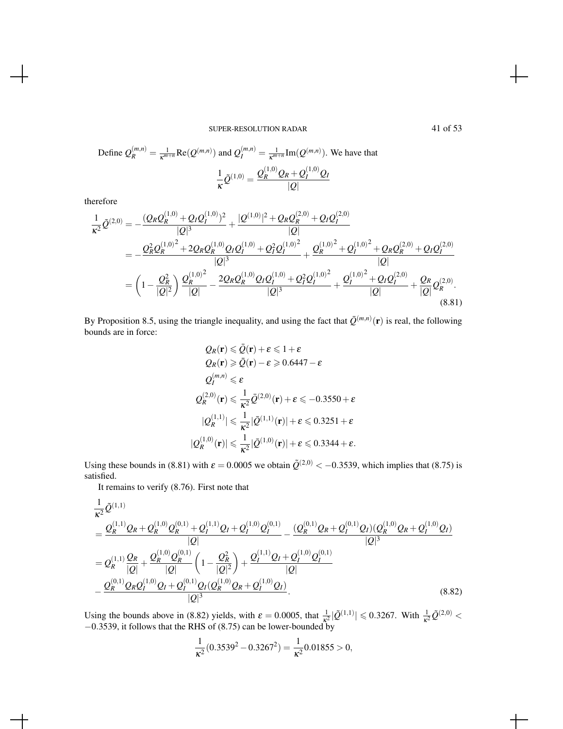Define $Q_R^{(m,n)} = \frac{1}{\kappa^{m+n}} \mathrm{Re}(Q^{(m,n)})$ and $Q_I^{(m,n)} = \frac{1}{\kappa^{m+n}} \mathrm{Im}(Q^{(m,n)})$. We have that

$$\frac{1}{\kappa}\tilde{Q}^{(1,0)} = \frac{Q_R^{(1,0)} Q_R + Q_I^{(1,0)} Q_I}{|Q|}$$

therefore

$$\begin{aligned}
\frac{1}{\kappa^2}\tilde{Q}^{(2,0)} &= -\frac{(Q_R Q_R^{(1,0)} + Q_I Q_I^{(1,0)})^2}{|Q|^3} + \frac{|Q^{(1,0)}|^2 + Q_R Q_R^{(2,0)} + Q_I Q_I^{(2,0)}}{|Q|} \\
&= -\frac{Q_R^2 {Q_R^{(1,0)}}^2 + 2Q_R Q_R^{(1,0)} Q_I Q_I^{(1,0)} + Q_I^2 {Q_I^{(1,0)}}^2}{|Q|^3} + \frac{{Q_R^{(1,0)}}^2 + {Q_I^{(1,0)}}^2 + Q_R Q_R^{(2,0)} + Q_I Q_I^{(2,0)}}{|Q|} \\
&= \left(1 - \frac{Q_R^2}{|Q|^2}\right) \frac{{Q_R^{(1,0)}}^2}{|Q|} - \frac{2Q_R Q_R^{(1,0)} Q_I Q_I^{(1,0)} + Q_I^2 {Q_I^{(1,0)}}^2}{|Q|^3} + \frac{{Q_I^{(1,0)}}^2 + Q_I Q_I^{(2,0)}}{|Q|} + \frac{Q_R}{|Q|} Q_R^{(2,0)}.
\end{aligned} \tag{8.81}$$

By Proposition 8.5, using the triangle inequality, and using the fact that $\bar{Q}^{(m,n)}(\mathbf{r})$ is real, the following bounds are in force:

$$\begin{aligned}
Q_R(\mathbf{r}) &\leqslant \bar{Q}(\mathbf{r}) + \varepsilon \leqslant 1 + \varepsilon \\
Q_R(\mathbf{r}) &\geqslant \bar{Q}(\mathbf{r}) - \varepsilon \geqslant 0.6447 - \varepsilon \\
Q_I^{(m,n)} &\leqslant \varepsilon \\
Q_R^{(2,0)}(\mathbf{r}) &\leqslant \frac{1}{\kappa^2}\bar{Q}^{(2,0)}(\mathbf{r}) + \varepsilon \leqslant -0.3550 + \varepsilon \\
|Q_R^{(1,1)}| &\leqslant \frac{1}{\kappa^2}|\bar{Q}^{(1,1)}(\mathbf{r})| + \varepsilon \leqslant 0.3251 + \varepsilon \\
|Q_R^{(1,0)}(\mathbf{r})| &\leqslant \frac{1}{\kappa^2}|\bar{Q}^{(1,0)}(\mathbf{r})| + \varepsilon \leqslant 0.3344 + \varepsilon.
\end{aligned}$$

Using these bounds in (8.81) with $\varepsilon = 0.0005$ we obtain $\tilde{Q}^{(2,0)} < -0.3539$, which implies that (8.75) is satisfied.

It remains to verify (8.76). First note that

$$\begin{aligned}
&\frac{1}{\kappa^2}\tilde{Q}^{(1,1)} \\
&= \frac{Q_R^{(1,1)} Q_R + Q_R^{(1,0)} Q_R^{(0,1)} + Q_I^{(1,1)} Q_I + Q_I^{(1,0)} Q_I^{(0,1)}}{|Q|} - \frac{(Q_R^{(0,1)} Q_R + Q_I^{(0,1)} Q_I)(Q_R^{(1,0)} Q_R + Q_I^{(1,0)} Q_I)}{|Q|^3} \\
&= Q_R^{(1,1)} \frac{Q_R}{|Q|} + \frac{Q_R^{(1,0)} Q_R^{(0,1)}}{|Q|} \left(1 - \frac{Q_R^2}{|Q|^2}\right) + \frac{Q_I^{(1,1)} Q_I + Q_I^{(1,0)} Q_I^{(0,1)}}{|Q|} \\
&\quad - \frac{Q_R^{(0,1)} Q_R Q_I^{(1,0)} Q_I + Q_I^{(0,1)} Q_I (Q_R^{(1,0)} Q_R + Q_I^{(1,0)} Q_I)}{|Q|^3}.
\end{aligned} \tag{8.82}$$

Using the bounds above in (8.82) yields, with $\varepsilon = 0.0005$, that $\frac{1}{\kappa^2}|\tilde{Q}^{(1,1)}| \leqslant 0.3267$. With $\frac{1}{\kappa^2}\tilde{Q}^{(2,0)} < -0.3539$, it follows that the RHS of (8.75) can be lower-bounded by

$$\frac{1}{\kappa^2}(0.3539^2 - 0.3267^2) = \frac{1}{\kappa^2} 0.01855 > 0,$$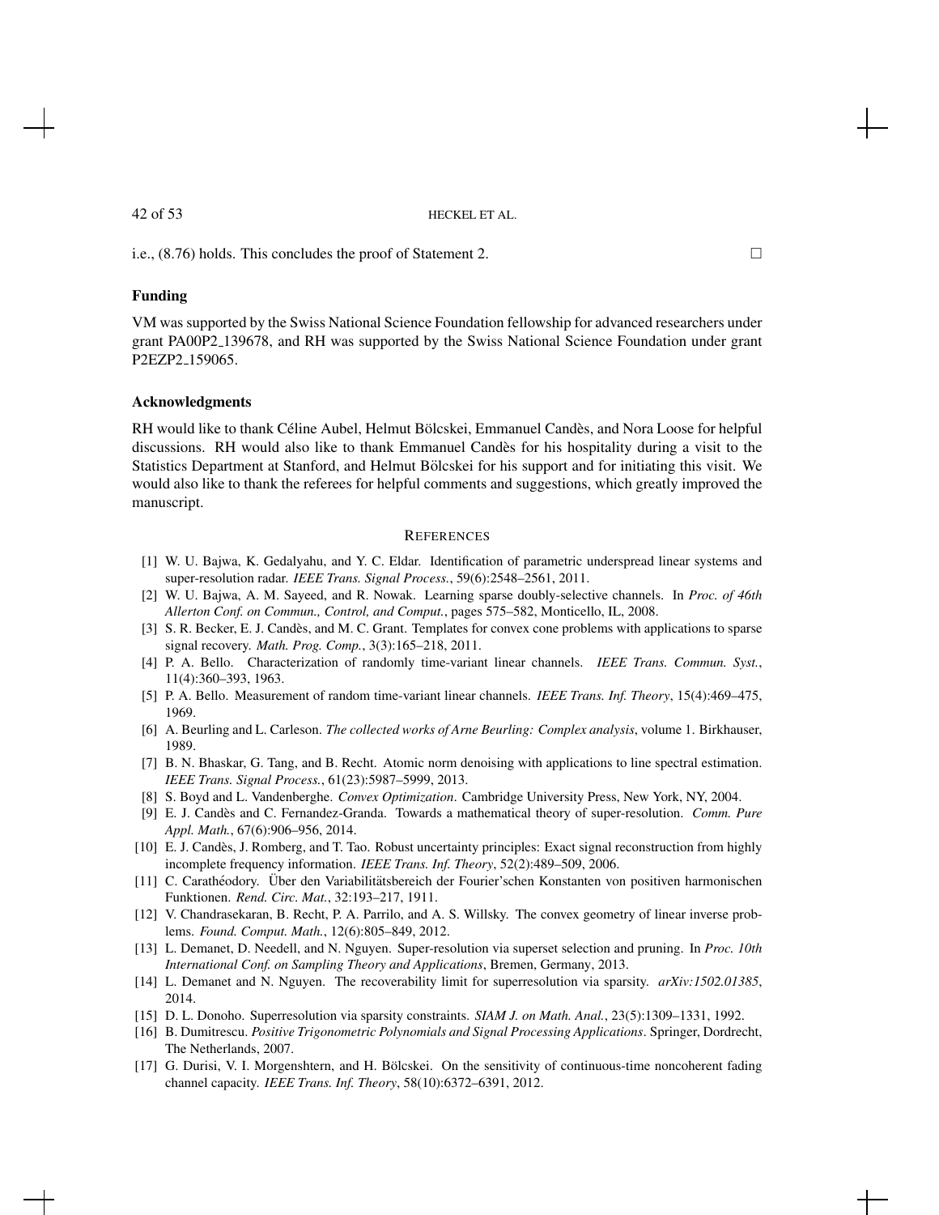i.e., (8.76) holds. This concludes the proof of Statement 2. □

### Funding

VM was supported by the Swiss National Science Foundation fellowship for advanced researchers under grant PA00P2_139678, and RH was supported by the Swiss National Science Foundation under grant P2EZP2_159065.

### Acknowledgments

RH would like to thank Céline Aubel, Helmut Bölcskei, Emmanuel Candès, and Nora Loose for helpful discussions. RH would also like to thank Emmanuel Candès for his hospitality during a visit to the Statistics Department at Stanford, and Helmut Bölcskei for his support and for initiating this visit. We would also like to thank the referees for helpful comments and suggestions, which greatly improved the manuscript.

## REFERENCES

[1] W. U. Bajwa, K. Gedalyahu, and Y. C. Eldar. Identification of parametric underspread linear systems and super-resolution radar. *IEEE Trans. Signal Process.*, 59(6):2548–2561, 2011.

[2] W. U. Bajwa, A. M. Sayeed, and R. Nowak. Learning sparse doubly-selective channels. In *Proc. of 46th Allerton Conf. on Commun., Control, and Comput.*, pages 575–582, Monticello, IL, 2008.

[3] S. R. Becker, E. J. Candès, and M. C. Grant. Templates for convex cone problems with applications to sparse signal recovery. *Math. Prog. Comp.*, 3(3):165–218, 2011.

[4] P. A. Bello. Characterization of randomly time-variant linear channels. *IEEE Trans. Commun. Syst.*, 11(4):360–393, 1963.

[5] P. A. Bello. Measurement of random time-variant linear channels. *IEEE Trans. Inf. Theory*, 15(4):469–475, 1969.

[6] A. Beurling and L. Carleson. *The collected works of Arne Beurling: Complex analysis*, volume 1. Birkhauser, 1989.

[7] B. N. Bhaskar, G. Tang, and B. Recht. Atomic norm denoising with applications to line spectral estimation. *IEEE Trans. Signal Process.*, 61(23):5987–5999, 2013.

[8] S. Boyd and L. Vandenberghe. *Convex Optimization*. Cambridge University Press, New York, NY, 2004.

[9] E. J. Candès and C. Fernandez-Granda. Towards a mathematical theory of super-resolution. *Comm. Pure Appl. Math.*, 67(6):906–956, 2014.

[10] E. J. Candès, J. Romberg, and T. Tao. Robust uncertainty principles: Exact signal reconstruction from highly incomplete frequency information. *IEEE Trans. Inf. Theory*, 52(2):489–509, 2006.

[11] C. Carathéodory. Über den Variabilitätsbereich der Fourier'schen Konstanten von positiven harmonischen Funktionen. *Rend. Circ. Mat.*, 32:193–217, 1911.

[12] V. Chandrasekaran, B. Recht, P. A. Parrilo, and A. S. Willsky. The convex geometry of linear inverse problems. *Found. Comput. Math.*, 12(6):805–849, 2012.

[13] L. Demanet, D. Needell, and N. Nguyen. Super-resolution via superset selection and pruning. In *Proc. 10th International Conf. on Sampling Theory and Applications*, Bremen, Germany, 2013.

[14] L. Demanet and N. Nguyen. The recoverability limit for superresolution via sparsity. *arXiv:1502.01385*, 2014.

[15] D. L. Donoho. Superresolution via sparsity constraints. *SIAM J. on Math. Anal.*, 23(5):1309–1331, 1992.

[16] B. Dumitrescu. *Positive Trigonometric Polynomials and Signal Processing Applications*. Springer, Dordrecht, The Netherlands, 2007.

[17] G. Durisi, V. I. Morgenshtern, and H. Bölcskei. On the sensitivity of continuous-time noncoherent fading channel capacity. *IEEE Trans. Inf. Theory*, 58(10):6372–6391, 2012.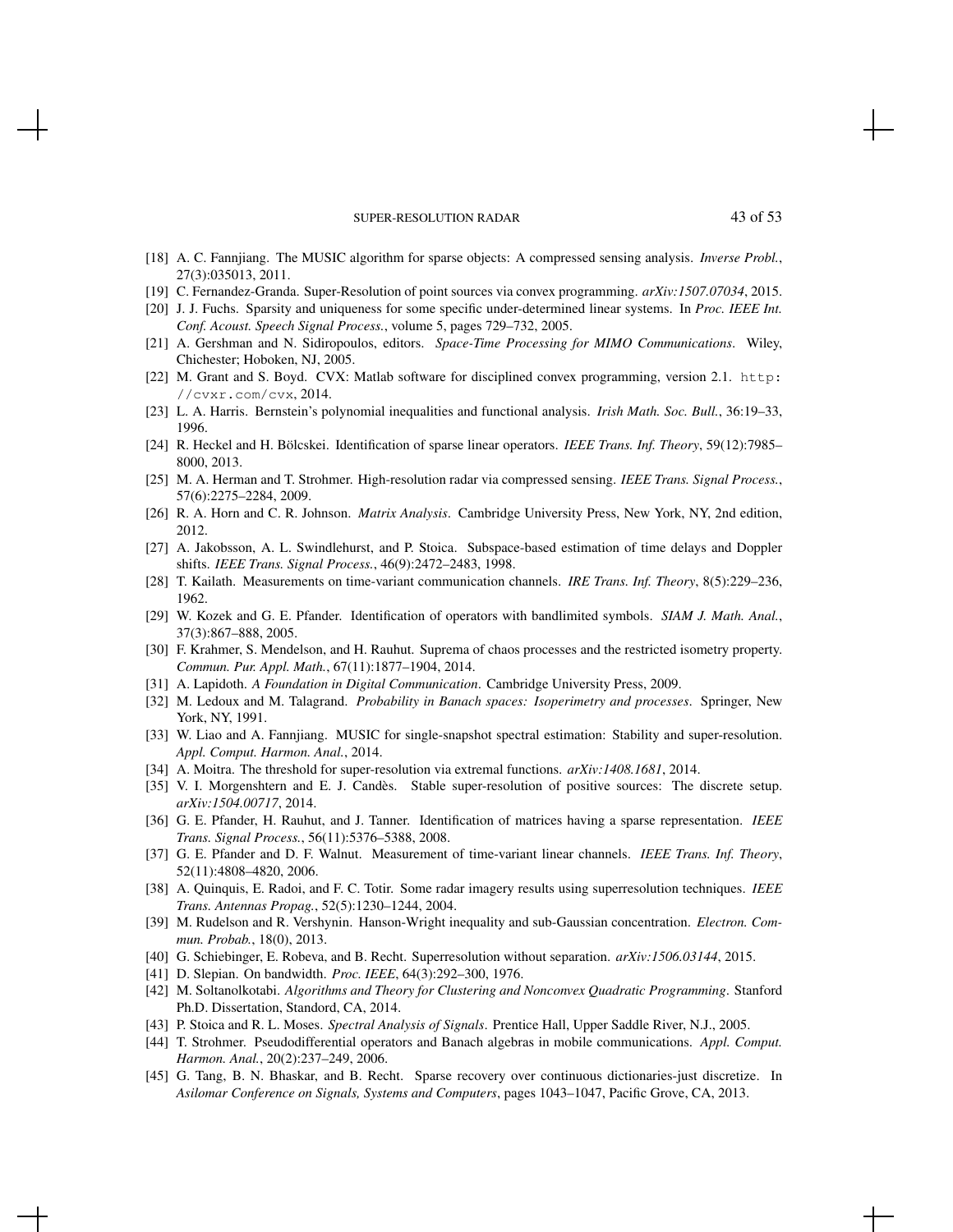[18] A. C. Fannjiang. The MUSIC algorithm for sparse objects: A compressed sensing analysis. *Inverse Probl.*, 27(3):035013, 2011.

[19] C. Fernandez-Granda. Super-Resolution of point sources via convex programming. *arXiv:1507.07034*, 2015.

[20] J. J. Fuchs. Sparsity and uniqueness for some specific under-determined linear systems. In *Proc. IEEE Int. Conf. Acoust. Speech Signal Process.*, volume 5, pages 729–732, 2005.

[21] A. Gershman and N. Sidiropoulos, editors. *Space-Time Processing for MIMO Communications*. Wiley, Chichester; Hoboken, NJ, 2005.

[22] M. Grant and S. Boyd. CVX: Matlab software for disciplined convex programming, version 2.1. `http://cvxr.com/cvx`, 2014.

[23] L. A. Harris. Bernstein's polynomial inequalities and functional analysis. *Irish Math. Soc. Bull.*, 36:19–33, 1996.

[24] R. Heckel and H. Bölcskei. Identification of sparse linear operators. *IEEE Trans. Inf. Theory*, 59(12):7985–8000, 2013.

[25] M. A. Herman and T. Strohmer. High-resolution radar via compressed sensing. *IEEE Trans. Signal Process.*, 57(6):2275–2284, 2009.

[26] R. A. Horn and C. R. Johnson. *Matrix Analysis*. Cambridge University Press, New York, NY, 2nd edition, 2012.

[27] A. Jakobsson, A. L. Swindlehurst, and P. Stoica. Subspace-based estimation of time delays and Doppler shifts. *IEEE Trans. Signal Process.*, 46(9):2472–2483, 1998.

[28] T. Kailath. Measurements on time-variant communication channels. *IRE Trans. Inf. Theory*, 8(5):229–236, 1962.

[29] W. Kozek and G. E. Pfander. Identification of operators with bandlimited symbols. *SIAM J. Math. Anal.*, 37(3):867–888, 2005.

[30] F. Krahmer, S. Mendelson, and H. Rauhut. Suprema of chaos processes and the restricted isometry property. *Commun. Pur. Appl. Math.*, 67(11):1877–1904, 2014.

[31] A. Lapidoth. *A Foundation in Digital Communication*. Cambridge University Press, 2009.

[32] M. Ledoux and M. Talagrand. *Probability in Banach spaces: Isoperimetry and processes*. Springer, New York, NY, 1991.

[33] W. Liao and A. Fannjiang. MUSIC for single-snapshot spectral estimation: Stability and super-resolution. *Appl. Comput. Harmon. Anal.*, 2014.

[34] A. Moitra. The threshold for super-resolution via extremal functions. *arXiv:1408.1681*, 2014.

[35] V. I. Morgenshtern and E. J. Candès. Stable super-resolution of positive sources: The discrete setup. *arXiv:1504.00717*, 2014.

[36] G. E. Pfander, H. Rauhut, and J. Tanner. Identification of matrices having a sparse representation. *IEEE Trans. Signal Process.*, 56(11):5376–5388, 2008.

[37] G. E. Pfander and D. F. Walnut. Measurement of time-variant linear channels. *IEEE Trans. Inf. Theory*, 52(11):4808–4820, 2006.

[38] A. Quinquis, E. Radoi, and F. C. Totir. Some radar imagery results using superresolution techniques. *IEEE Trans. Antennas Propag.*, 52(5):1230–1244, 2004.

[39] M. Rudelson and R. Vershynin. Hanson-Wright inequality and sub-Gaussian concentration. *Electron. Commun. Probab.*, 18(0), 2013.

[40] G. Schiebinger, E. Robeva, and B. Recht. Superresolution without separation. *arXiv:1506.03144*, 2015.

[41] D. Slepian. On bandwidth. *Proc. IEEE*, 64(3):292–300, 1976.

[42] M. Soltanolkotabi. *Algorithms and Theory for Clustering and Nonconvex Quadratic Programming*. Stanford Ph.D. Dissertation, Standord, CA, 2014.

[43] P. Stoica and R. L. Moses. *Spectral Analysis of Signals*. Prentice Hall, Upper Saddle River, N.J., 2005.

[44] T. Strohmer. Pseudodifferential operators and Banach algebras in mobile communications. *Appl. Comput. Harmon. Anal.*, 20(2):237–249, 2006.

[45] G. Tang, B. N. Bhaskar, and B. Recht. Sparse recovery over continuous dictionaries-just discretize. In *Asilomar Conference on Signals, Systems and Computers*, pages 1043–1047, Pacific Grove, CA, 2013.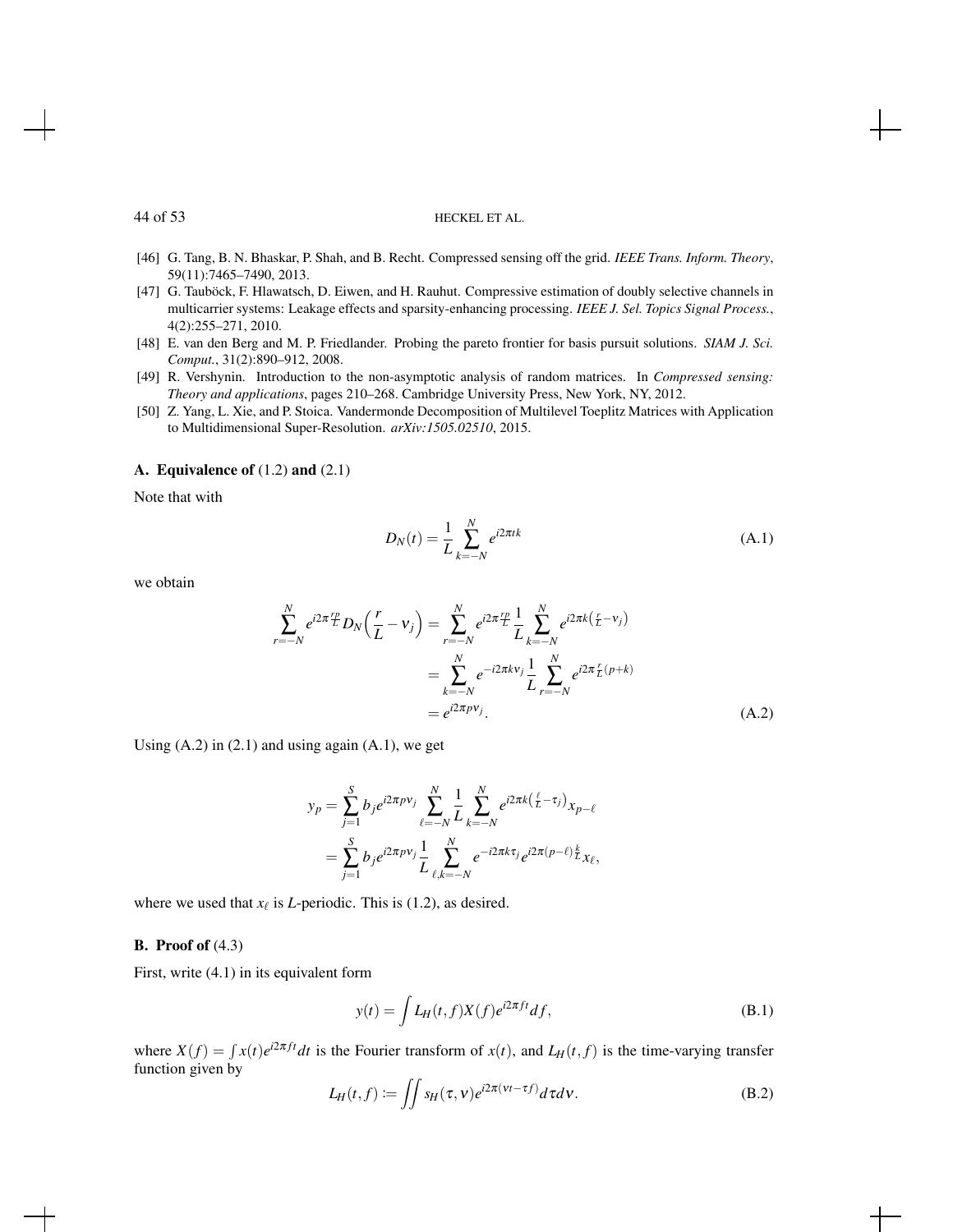[46] G. Tang, B. N. Bhaskar, P. Shah, and B. Recht. Compressed sensing off the grid. *IEEE Trans. Inform. Theory*, 59(11):7465–7490, 2013.

[47] G. Tauböck, F. Hlawatsch, D. Eiwen, and H. Rauhut. Compressive estimation of doubly selective channels in multicarrier systems: Leakage effects and sparsity-enhancing processing. *IEEE J. Sel. Topics Signal Process.*, 4(2):255–271, 2010.

[48] E. van den Berg and M. P. Friedlander. Probing the pareto frontier for basis pursuit solutions. *SIAM J. Sci. Comput.*, 31(2):890–912, 2008.

[49] R. Vershynin. Introduction to the non-asymptotic analysis of random matrices. In *Compressed sensing: Theory and applications*, pages 210–268. Cambridge University Press, New York, NY, 2012.

[50] Z. Yang, L. Xie, and P. Stoica. Vandermonde Decomposition of Multilevel Toeplitz Matrices with Application to Multidimensional Super-Resolution. *arXiv:1505.02510*, 2015.

## A. Equivalence of (1.2) and (2.1)

Note that with

$$D_N(t) = \frac{1}{L}\sum_{k=-N}^{N} e^{i2\pi tk} \tag{A.1}$$

we obtain

$$\begin{aligned}
\sum_{r=-N}^{N} e^{i2\pi \frac{rp}{L}} D_N\Big(\frac{r}{L}-\nu_j\Big) &= \sum_{r=-N}^{N} e^{i2\pi \frac{rp}{L}} \frac{1}{L}\sum_{k=-N}^{N} e^{i2\pi k\left(\frac{r}{L}-\nu_j\right)} \\
&= \sum_{k=-N}^{N} e^{-i2\pi k\nu_j} \frac{1}{L}\sum_{r=-N}^{N} e^{i2\pi \frac{r}{L}(p+k)} \\
&= e^{i2\pi p\nu_j}.
\end{aligned} \tag{A.2}$$

Using (A.2) in (2.1) and using again (A.1), we get

$$\begin{aligned}
y_p &= \sum_{j=1}^{S} b_j e^{i2\pi p\nu_j} \sum_{\ell=-N}^{N} \frac{1}{L}\sum_{k=-N}^{N} e^{i2\pi k\left(\frac{\ell}{L}-\tau_j\right)} x_{p-\ell} \\
&= \sum_{j=1}^{S} b_j e^{i2\pi p\nu_j} \frac{1}{L}\sum_{\ell,k=-N}^{N} e^{-i2\pi k\tau_j} e^{i2\pi(p-\ell)\frac{k}{L}} x_\ell,
\end{aligned}$$

where we used that $x_\ell$ is $L$-periodic. This is (1.2), as desired.

## B. Proof of (4.3)

First, write (4.1) in its equivalent form

$$y(t) = \int L_H(t,f) X(f) e^{i2\pi ft} df, \tag{B.1}$$

where $X(f) = \int x(t) e^{i2\pi ft} dt$ is the Fourier transform of $x(t)$, and $L_H(t,f)$ is the time-varying transfer function given by

$$L_H(t,f) := \iint s_H(\tau,\nu) e^{i2\pi(\nu t - \tau f)} d\tau d\nu. \tag{B.2}$$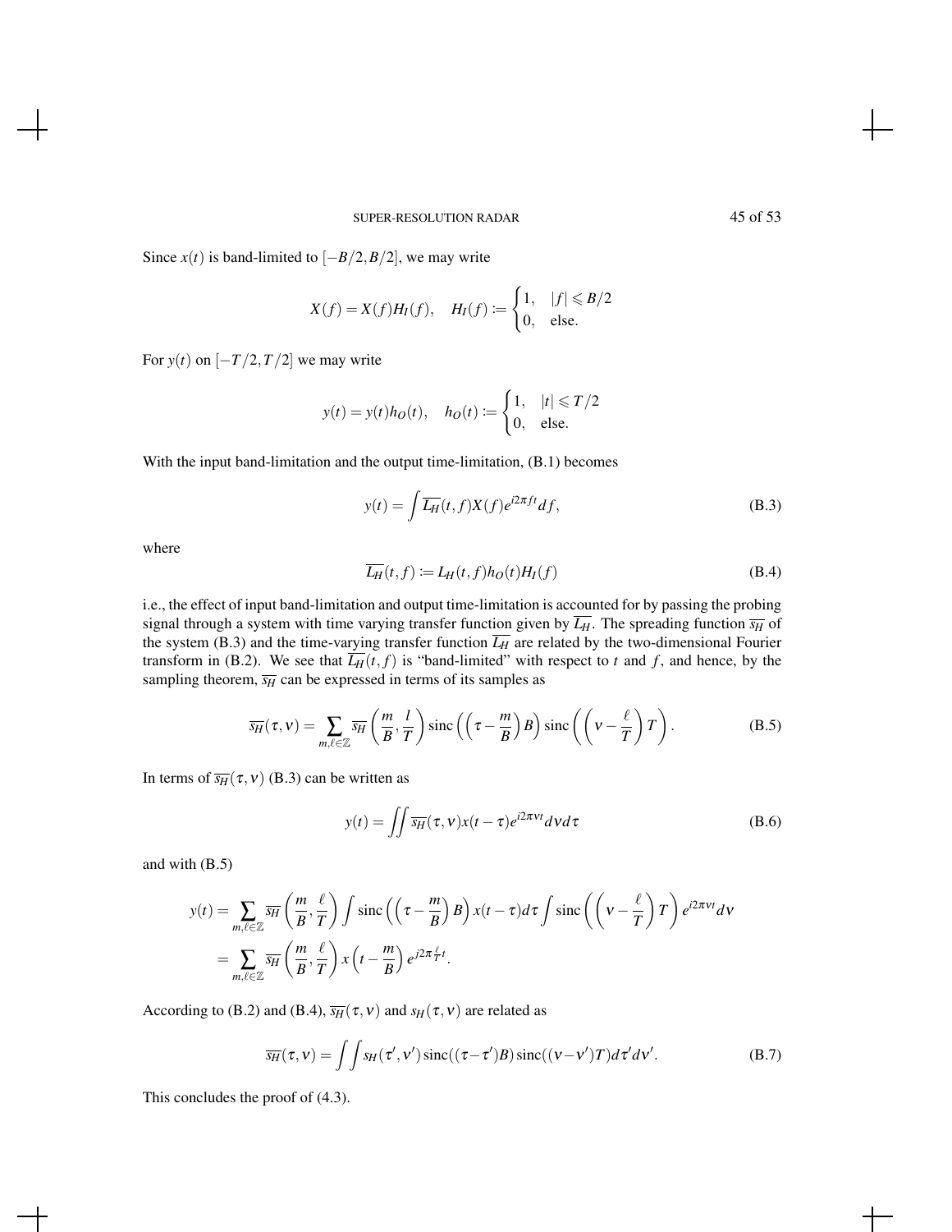Since $x(t)$ is band-limited to $[-B/2, B/2]$, we may write

$$X(f) = X(f)H_I(f), \quad H_I(f) \coloneqq \begin{cases} 1, & |f| \leqslant B/2 \\ 0, & \text{else.} \end{cases}$$

For $y(t)$ on $[-T/2, T/2]$ we may write

$$y(t) = y(t)h_O(t), \quad h_O(t) \coloneqq \begin{cases} 1, & |t| \leqslant T/2 \\ 0, & \text{else.} \end{cases}$$

With the input band-limitation and the output time-limitation, (B.1) becomes

$$y(t) = \int \overline{L_H}(t,f) X(f) e^{i2\pi ft} df, \tag{B.3}$$

where

$$\overline{L_H}(t,f) \coloneqq L_H(t,f) h_O(t) H_I(f) \tag{B.4}$$

i.e., the effect of input band-limitation and output time-limitation is accounted for by passing the probing signal through a system with time varying transfer function given by $\overline{L_H}$. The spreading function $\overline{s_H}$ of the system (B.3) and the time-varying transfer function $\overline{L_H}$ are related by the two-dimensional Fourier transform in (B.2). We see that $\overline{L_H}(t,f)$ is "band-limited" with respect to $t$ and $f$, and hence, by the sampling theorem, $\overline{s_H}$ can be expressed in terms of its samples as

$$\overline{s_H}(\tau, \nu) = \sum_{m,\ell \in \mathbb{Z}} \overline{s_H}\left(\frac{m}{B}, \frac{l}{T}\right) \operatorname{sinc}\left(\left(\tau - \frac{m}{B}\right)B\right) \operatorname{sinc}\left(\left(\nu - \frac{\ell}{T}\right)T\right). \tag{B.5}$$

In terms of $\overline{s_H}(\tau, \nu)$ (B.3) can be written as

$$y(t) = \iint \overline{s_H}(\tau, \nu) x(t-\tau) e^{i2\pi\nu t} d\nu d\tau \tag{B.6}$$

and with (B.5)

$$\begin{aligned} y(t) &= \sum_{m,\ell \in \mathbb{Z}} \overline{s_H}\left(\frac{m}{B}, \frac{\ell}{T}\right) \int \operatorname{sinc}\left(\left(\tau - \frac{m}{B}\right)B\right) x(t-\tau) d\tau \int \operatorname{sinc}\left(\left(\nu - \frac{\ell}{T}\right)T\right) e^{i2\pi\nu t} d\nu \\ &= \sum_{m,\ell \in \mathbb{Z}} \overline{s_H}\left(\frac{m}{B}, \frac{\ell}{T}\right) x\left(t - \frac{m}{B}\right) e^{j2\pi \frac{\ell}{T} t}. \end{aligned}$$

According to (B.2) and (B.4), $\overline{s_H}(\tau, \nu)$ and $s_H(\tau, \nu)$ are related as

$$\overline{s_H}(\tau, \nu) = \int\int s_H(\tau', \nu') \operatorname{sinc}((\tau - \tau')B) \operatorname{sinc}((\nu - \nu')T) d\tau' d\nu'. \tag{B.7}$$

This concludes the proof of (4.3).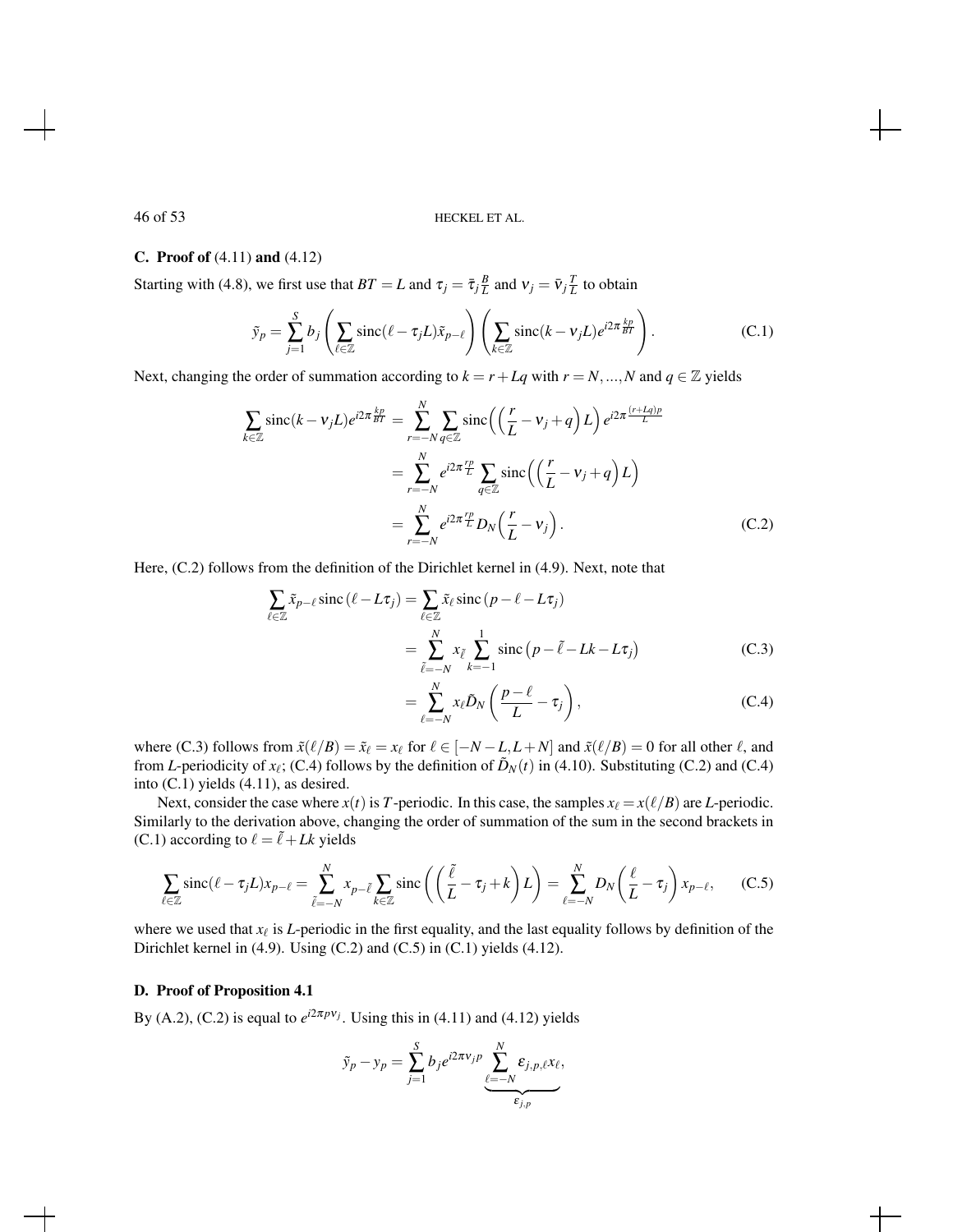### C. Proof of (4.11) and (4.12)

Starting with (4.8), we first use that $BT = L$ and $\tau_j = \bar{\tau}_j \frac{B}{L}$ and $\nu_j = \bar{\nu}_j \frac{T}{L}$ to obtain

$$\tilde{y}_p = \sum_{j=1}^{S} b_j \left( \sum_{\ell \in \mathbb{Z}} \operatorname{sinc}(\ell - \tau_j L) \tilde{x}_{p-\ell} \right) \left( \sum_{k \in \mathbb{Z}} \operatorname{sinc}(k - \nu_j L) e^{i2\pi \frac{kp}{BT}} \right). \tag{C.1}$$

Next, changing the order of summation according to $k = r + Lq$ with $r = N, ..., N$ and $q \in \mathbb{Z}$ yields

$$\begin{aligned}
\sum_{k \in \mathbb{Z}} \operatorname{sinc}(k - \nu_j L) e^{i2\pi \frac{kp}{BT}} &= \sum_{r=-N}^{N} \sum_{q \in \mathbb{Z}} \operatorname{sinc}\left( \left( \frac{r}{L} - \nu_j + q \right) L \right) e^{i2\pi \frac{(r+Lq)p}{L}} \\
&= \sum_{r=-N}^{N} e^{i2\pi \frac{rp}{L}} \sum_{q \in \mathbb{Z}} \operatorname{sinc}\left( \left( \frac{r}{L} - \nu_j + q \right) L \right) \\
&= \sum_{r=-N}^{N} e^{i2\pi \frac{rp}{L}} D_N\left( \frac{r}{L} - \nu_j \right). \qquad \text{(C.2)}
\end{aligned}$$

Here, (C.2) follows from the definition of the Dirichlet kernel in (4.9). Next, note that

$$\begin{aligned}
\sum_{\ell \in \mathbb{Z}} \tilde{x}_{p-\ell} \operatorname{sinc}(\ell - L\tau_j) &= \sum_{\ell \in \mathbb{Z}} \tilde{x}_\ell \operatorname{sinc}(p - \ell - L\tau_j) \\
&= \sum_{\tilde{\ell}=-N}^{N} x_{\tilde{\ell}} \sum_{k=-1}^{1} \operatorname{sinc}\left(p - \tilde{\ell} - Lk - L\tau_j\right) \qquad \text{(C.3)} \\
&= \sum_{\ell=-N}^{N} x_\ell \tilde{D}_N\left( \frac{p-\ell}{L} - \tau_j \right), \qquad \text{(C.4)}
\end{aligned}$$

where (C.3) follows from $\tilde{x}(\ell/B) = \tilde{x}_\ell = x_\ell$ for $\ell \in [-N-L, L+N]$ and $\tilde{x}(\ell/B) = 0$ for all other $\ell$, and from $L$-periodicity of $x_\ell$; (C.4) follows by the definition of $\tilde{D}_N(t)$ in (4.10). Substituting (C.2) and (C.4) into (C.1) yields (4.11), as desired.

Next, consider the case where $x(t)$ is $T$-periodic. In this case, the samples $x_\ell = x(\ell/B)$ are $L$-periodic. Similarly to the derivation above, changing the order of summation of the sum in the second brackets in (C.1) according to $\ell = \tilde{\ell} + Lk$ yields

$$\sum_{\ell \in \mathbb{Z}} \operatorname{sinc}(\ell - \tau_j L) x_{p-\ell} = \sum_{\tilde{\ell}=-N}^{N} x_{p-\tilde{\ell}} \sum_{k \in \mathbb{Z}} \operatorname{sinc}\left( \left( \frac{\tilde{\ell}}{L} - \tau_j + k \right) L \right) = \sum_{\ell=-N}^{N} D_N\left( \frac{\ell}{L} - \tau_j \right) x_{p-\ell}, \tag{C.5}$$

where we used that $x_\ell$ is $L$-periodic in the first equality, and the last equality follows by definition of the Dirichlet kernel in (4.9). Using (C.2) and (C.5) in (C.1) yields (4.12).

### D. Proof of Proposition 4.1

By (A.2), (C.2) is equal to $e^{i2\pi p \nu_j}$. Using this in (4.11) and (4.12) yields

$$\tilde{y}_p - y_p = \sum_{j=1}^{S} b_j e^{i2\pi \nu_j p} \underbrace{\sum_{\ell=-N}^{N} \varepsilon_{j,p,\ell} x_\ell}_{\varepsilon_{j,p}},$$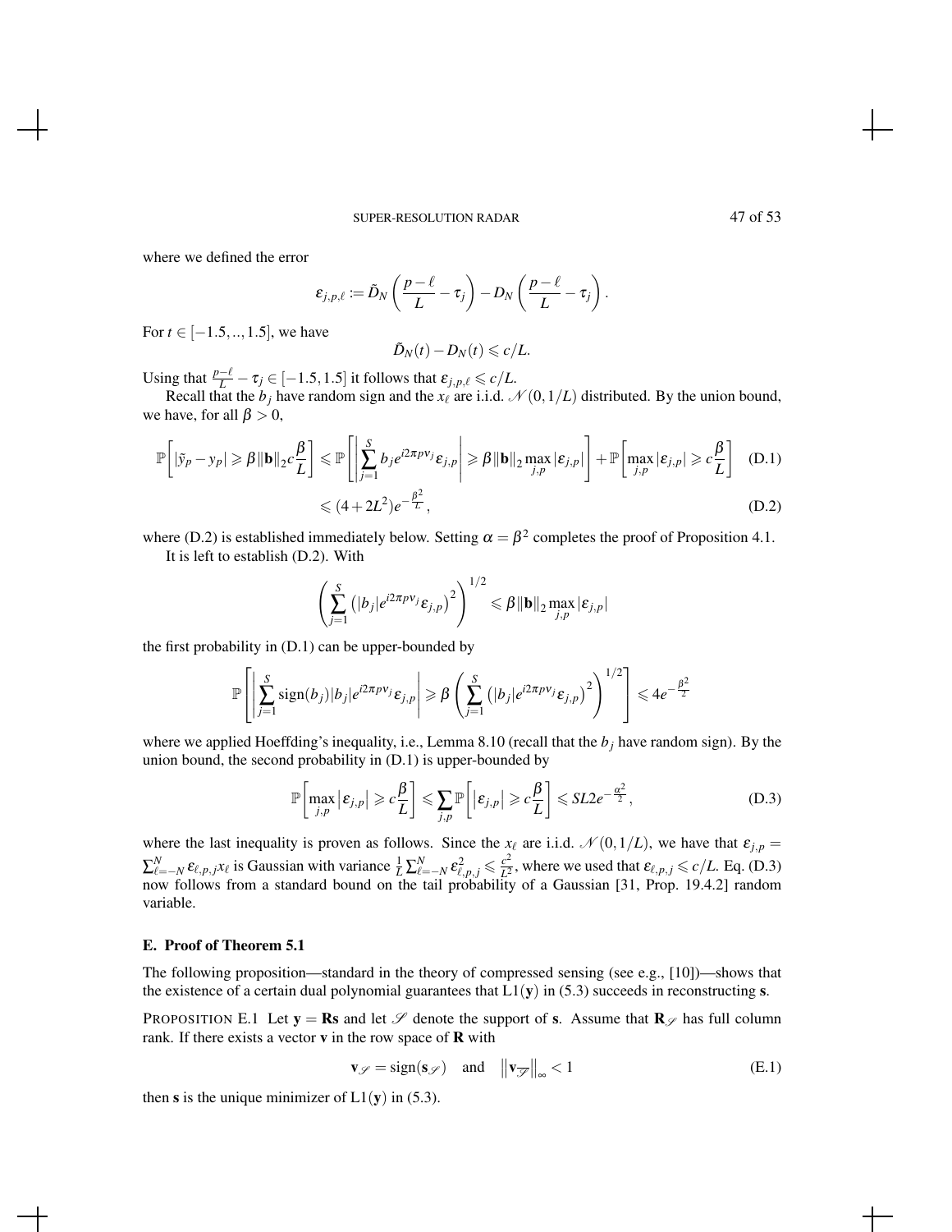where we defined the error

$$\varepsilon_{j,p,\ell} := \tilde{D}_N\left(\frac{p-\ell}{L} - \tau_j\right) - D_N\left(\frac{p-\ell}{L} - \tau_j\right).$$

For $t \in [-1.5, .., 1.5]$, we have

$$\tilde{D}_N(t) - D_N(t) \leqslant c/L.$$

Using that $\frac{p-\ell}{L} - \tau_j \in [-1.5, 1.5]$ it follows that $\varepsilon_{j,p,\ell} \leqslant c/L$.

Recall that the $b_j$ have random sign and the $x_\ell$ are i.i.d. $\mathcal{N}(0, 1/L)$ distributed. By the union bound, we have, for all $\beta > 0$,

$$\mathbb{P}\left[|\tilde{y}_p - y_p| \geqslant \beta \|\mathbf{b}\|_2 c\frac{\beta}{L}\right] \leqslant \mathbb{P}\left[\left|\sum_{j=1}^{S} b_j e^{i2\pi p \nu_j} \varepsilon_{j,p}\right| \geqslant \beta \|\mathbf{b}\|_2 \max_{j,p} |\varepsilon_{j,p}|\right] + \mathbb{P}\left[\max_{j,p} |\varepsilon_{j,p}| \geqslant c\frac{\beta}{L}\right] \quad \text{(D.1)}$$

$$\leqslant (4 + 2L^2) e^{-\frac{\beta^2}{L}}, \quad \text{(D.2)}$$

where (D.2) is established immediately below. Setting $\alpha = \beta^2$ completes the proof of Proposition 4.1.

It is left to establish (D.2). With

$$\left(\sum_{j=1}^{S} \left(|b_j| e^{i2\pi p \nu_j} \varepsilon_{j,p}\right)^2\right)^{1/2} \leqslant \beta \|\mathbf{b}\|_2 \max_{j,p} |\varepsilon_{j,p}|$$

the first probability in (D.1) can be upper-bounded by

$$\mathbb{P}\left[\left|\sum_{j=1}^{S} \operatorname{sign}(b_j) |b_j| e^{i2\pi p \nu_j} \varepsilon_{j,p}\right| \geqslant \beta \left(\sum_{j=1}^{S} \left(|b_j| e^{i2\pi p \nu_j} \varepsilon_{j,p}\right)^2\right)^{1/2}\right] \leqslant 4 e^{-\frac{\beta^2}{2}}$$

where we applied Hoeffding's inequality, i.e., Lemma 8.10 (recall that the $b_j$ have random sign). By the union bound, the second probability in (D.1) is upper-bounded by

$$\mathbb{P}\left[\max_{j,p} |\varepsilon_{j,p}| \geqslant c\frac{\beta}{L}\right] \leqslant \sum_{j,p} \mathbb{P}\left[|\varepsilon_{j,p}| \geqslant c\frac{\beta}{L}\right] \leqslant SL2e^{-\frac{\alpha^2}{2}}, \quad \text{(D.3)}$$

where the last inequality is proven as follows. Since the $x_\ell$ are i.i.d. $\mathcal{N}(0, 1/L)$, we have that $\varepsilon_{j,p} = \sum_{\ell=-N}^{N} \varepsilon_{\ell,p,j} x_\ell$ is Gaussian with variance $\frac{1}{L} \sum_{\ell=-N}^{N} \varepsilon_{\ell,p,j}^2 \leqslant \frac{c^2}{L^2}$, where we used that $\varepsilon_{\ell,p,j} \leqslant c/L$. Eq. (D.3) now follows from a standard bound on the tail probability of a Gaussian [31, Prop. 19.4.2] random variable.

## E. Proof of Theorem 5.1

The following proposition—standard in the theory of compressed sensing (see e.g., [10])—shows that the existence of a certain dual polynomial guarantees that L1($\mathbf{y}$) in (5.3) succeeds in reconstructing $\mathbf{s}$.

PROPOSITION E.1 Let $\mathbf{y} = \mathbf{R}\mathbf{s}$ and let $\mathscr{S}$ denote the support of $\mathbf{s}$. Assume that $\mathbf{R}_{\mathscr{S}}$ has full column rank. If there exists a vector $\mathbf{v}$ in the row space of $\mathbf{R}$ with

$$\mathbf{v}_{\mathscr{S}} = \operatorname{sign}(\mathbf{s}_{\mathscr{S}}) \quad \text{and} \quad \left\|\mathbf{v}_{\overline{\mathscr{S}}}\right\|_\infty < 1 \quad \text{(E.1)}$$

then $\mathbf{s}$ is the unique minimizer of L1($\mathbf{y}$) in (5.3).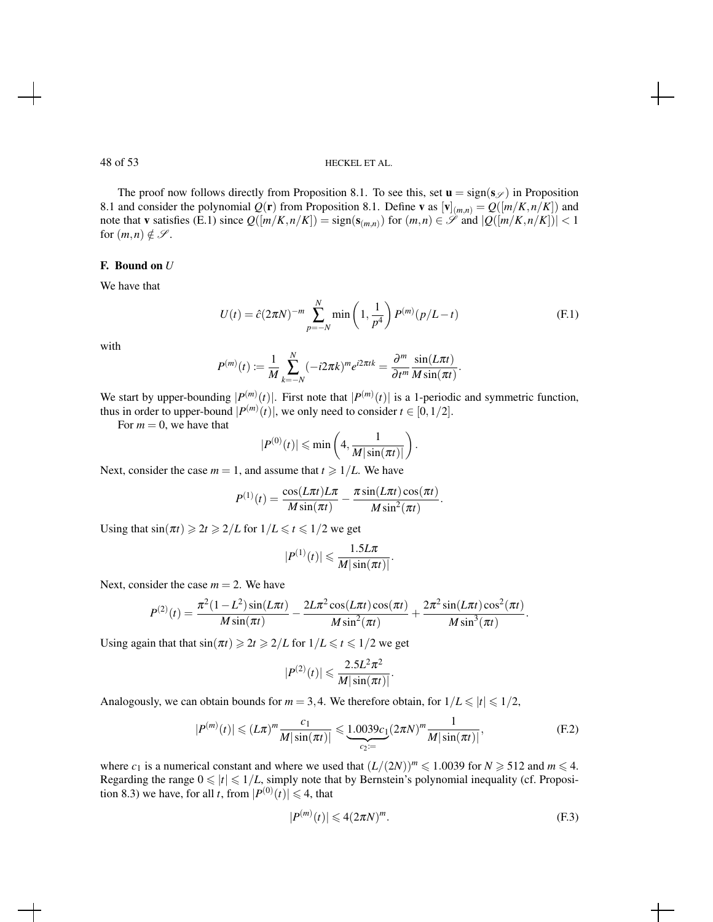The proof now follows directly from Proposition 8.1. To see this, set $\mathbf{u} = \text{sign}(\mathbf{s}_{\mathscr{S}})$ in Proposition 8.1 and consider the polynomial $Q(\mathbf{r})$ from Proposition 8.1. Define $\mathbf{v}$ as $[\mathbf{v}]_{(m,n)} = Q([m/K, n/K])$ and note that $\mathbf{v}$ satisfies (E.1) since $Q([m/K, n/K]) = \text{sign}(\mathbf{s}_{(m,n)})$ for $(m,n) \in \mathscr{S}$ and $|Q([m/K, n/K])| < 1$ for $(m,n) \notin \mathscr{S}$.

## F. Bound on $U$

We have that

$$U(t) = \hat{c}(2\pi N)^{-m} \sum_{p=-N}^{N} \min\left(1, \frac{1}{p^4}\right) P^{(m)}(p/L - t) \tag{F.1}$$

with

$$P^{(m)}(t) := \frac{1}{M} \sum_{k=-N}^{N} (-i2\pi k)^m e^{i2\pi tk} = \frac{\partial^m}{\partial t^m} \frac{\sin(L\pi t)}{M \sin(\pi t)}.$$

We start by upper-bounding $|P^{(m)}(t)|$. First note that $|P^{(m)}(t)|$ is a 1-periodic and symmetric function, thus in order to upper-bound $|P^{(m)}(t)|$, we only need to consider $t \in [0, 1/2]$.

For $m = 0$, we have that

$$|P^{(0)}(t)| \leqslant \min\left(4, \frac{1}{M|\sin(\pi t)|}\right).$$

Next, consider the case $m = 1$, and assume that $t \geqslant 1/L$. We have

$$P^{(1)}(t) = \frac{\cos(L\pi t) L\pi}{M \sin(\pi t)} - \frac{\pi \sin(L\pi t) \cos(\pi t)}{M \sin^2(\pi t)}.$$

Using that $\sin(\pi t) \geqslant 2t \geqslant 2/L$ for $1/L \leqslant t \leqslant 1/2$ we get

$$|P^{(1)}(t)| \leqslant \frac{1.5 L\pi}{M|\sin(\pi t)|}.$$

Next, consider the case $m = 2$. We have

$$P^{(2)}(t) = \frac{\pi^2(1 - L^2)\sin(L\pi t)}{M \sin(\pi t)} - \frac{2L\pi^2 \cos(L\pi t)\cos(\pi t)}{M \sin^2(\pi t)} + \frac{2\pi^2 \sin(L\pi t)\cos^2(\pi t)}{M \sin^3(\pi t)}.$$

Using again that that $\sin(\pi t) \geqslant 2t \geqslant 2/L$ for $1/L \leqslant t \leqslant 1/2$ we get

$$|P^{(2)}(t)| \leqslant \frac{2.5 L^2 \pi^2}{M|\sin(\pi t)|}.$$

Analogously, we can obtain bounds for $m = 3, 4$. We therefore obtain, for $1/L \leqslant |t| \leqslant 1/2$,

$$|P^{(m)}(t)| \leqslant (L\pi)^m \frac{c_1}{M|\sin(\pi t)|} \leqslant \underbrace{1.0039 c_1}_{c_2 :=} (2\pi N)^m \frac{1}{M|\sin(\pi t)|}, \tag{F.2}$$

where $c_1$ is a numerical constant and where we used that $(L/(2N))^m \leqslant 1.0039$ for $N \geqslant 512$ and $m \leqslant 4$. Regarding the range $0 \leqslant |t| \leqslant 1/L$, simply note that by Bernstein's polynomial inequality (cf. Proposition 8.3) we have, for all $t$, from $|P^{(0)}(t)| \leqslant 4$, that

$$|P^{(m)}(t)| \leqslant 4(2\pi N)^m. \tag{F.3}$$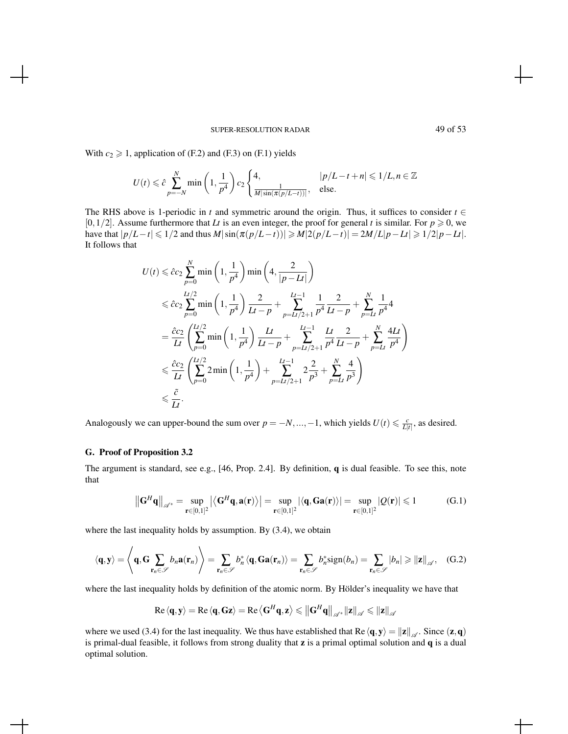With $c_2 \geqslant 1$, application of (F.2) and (F.3) on (F.1) yields

$$
U(t) \leqslant \hat{c} \sum_{p=-N}^{N} \min\left(1, \frac{1}{p^4}\right) c_2 \begin{cases} 4, & |p/L - t + n| \leqslant 1/L, n \in \mathbb{Z} \\ \frac{1}{M|\sin(\pi(p/L-t))|}, & \text{else.} \end{cases}
$$

The RHS above is 1-periodic in $t$ and symmetric around the origin. Thus, it suffices to consider $t \in [0, 1/2]$. Assume furthermore that $Lt$ is an even integer, the proof for general $t$ is similar. For $p \geqslant 0$, we have that $|p/L - t| \leqslant 1/2$ and thus $M|\sin(\pi(p/L-t))| \geqslant M|2(p/L-t)| = 2M/L|p - Lt| \geqslant 1/2|p - Lt|$. It follows that

$$
\begin{aligned}
U(t) &\leqslant \hat{c}c_2 \sum_{p=0}^{N} \min\left(1, \frac{1}{p^4}\right) \min\left(4, \frac{2}{|p - Lt|}\right) \\
&\leqslant \hat{c}c_2 \sum_{p=0}^{Lt/2} \min\left(1, \frac{1}{p^4}\right) \frac{2}{Lt - p} + \sum_{p=Lt/2+1}^{Lt-1} \frac{1}{p^4} \frac{2}{Lt - p} + \sum_{p=Lt}^{N} \frac{1}{p^4} 4 \\
&= \frac{\hat{c}c_2}{Lt} \left( \sum_{p=0}^{Lt/2} \min\left(1, \frac{1}{p^4}\right) \frac{Lt}{Lt - p} + \sum_{p=Lt/2+1}^{Lt-1} \frac{Lt}{p^4} \frac{2}{Lt - p} + \sum_{p=Lt}^{N} \frac{4Lt}{p^4} \right) \\
&\leqslant \frac{\hat{c}c_2}{Lt} \left( \sum_{p=0}^{Lt/2} 2 \min\left(1, \frac{1}{p^4}\right) + \sum_{p=Lt/2+1}^{Lt-1} 2 \frac{2}{p^3} + \sum_{p=Lt}^{N} \frac{4}{p^3} \right) \\
&\leqslant \frac{\tilde{c}}{Lt}.
\end{aligned}
$$

Analogously we can upper-bound the sum over $p = -N, \ldots, -1$, which yields $U(t) \leqslant \frac{c}{L|t|}$, as desired.

### G. Proof of Proposition 3.2

The argument is standard, see e.g., [46, Prop. 2.4]. By definition, $\mathbf{q}$ is dual feasible. To see this, note that

$$
\left\|\mathbf{G}^H \mathbf{q}\right\|_{\mathscr{A}^*} = \sup_{\mathbf{r} \in [0,1]^2} \left|\left\langle \mathbf{G}^H \mathbf{q}, \mathbf{a}(\mathbf{r}) \right\rangle\right| = \sup_{\mathbf{r} \in [0,1]^2} \left|\left\langle \mathbf{q}, \mathbf{G}\mathbf{a}(\mathbf{r}) \right\rangle\right| = \sup_{\mathbf{r} \in [0,1]^2} |Q(\mathbf{r})| \leqslant 1 \tag{G.1}
$$

where the last inequality holds by assumption. By (3.4), we obtain

$$
\langle \mathbf{q}, \mathbf{y} \rangle = \left\langle \mathbf{q}, \mathbf{G} \sum_{\mathbf{r}_n \in \mathscr{S}} b_n \mathbf{a}(\mathbf{r}_n) \right\rangle = \sum_{\mathbf{r}_n \in \mathscr{S}} b_n^* \langle \mathbf{q}, \mathbf{G}\mathbf{a}(\mathbf{r}_n) \rangle = \sum_{\mathbf{r}_n \in \mathscr{S}} b_n^* \mathrm{sign}(b_n) = \sum_{\mathbf{r}_n \in \mathscr{S}} |b_n| \geqslant \|\mathbf{z}\|_{\mathscr{A}}, \tag{G.2}
$$

where the last inequality holds by definition of the atomic norm. By Hölder's inequality we have that

$$
\mathrm{Re}\, \langle \mathbf{q}, \mathbf{y} \rangle = \mathrm{Re}\, \langle \mathbf{q}, \mathbf{G}\mathbf{z} \rangle = \mathrm{Re} \left\langle \mathbf{G}^H \mathbf{q}, \mathbf{z} \right\rangle \leqslant \left\|\mathbf{G}^H \mathbf{q}\right\|_{\mathscr{A}^*} \|\mathbf{z}\|_{\mathscr{A}} \leqslant \|\mathbf{z}\|_{\mathscr{A}}
$$

where we used (3.4) for the last inequality. We thus have established that $\mathrm{Re}\, \langle \mathbf{q}, \mathbf{y} \rangle = \|\mathbf{z}\|_{\mathscr{A}}$. Since $(\mathbf{z}, \mathbf{q})$ is primal-dual feasible, it follows from strong duality that $\mathbf{z}$ is a primal optimal solution and $\mathbf{q}$ is a dual optimal solution.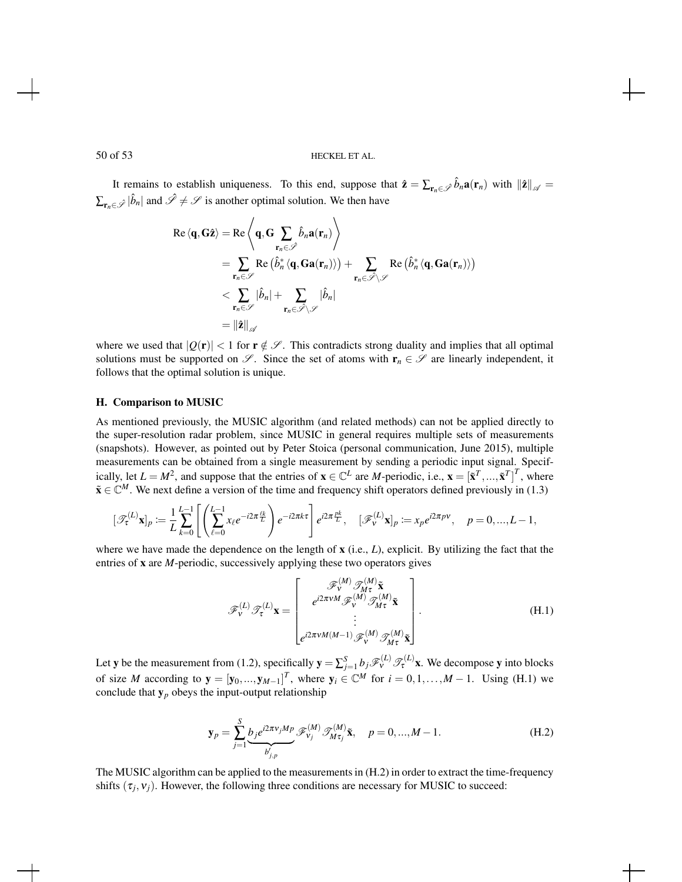It remains to establish uniqueness. To this end, suppose that $\hat{\mathbf{z}} = \sum_{\mathbf{r}_n \in \hat{\mathscr{S}}} \hat{b}_n \mathbf{a}(\mathbf{r}_n)$ with $\|\hat{\mathbf{z}}\|_{\mathscr{A}} = \sum_{\mathbf{r}_n \in \hat{\mathscr{S}}} |\hat{b}_n|$ and $\hat{\mathscr{S}} \neq \mathscr{S}$ is another optimal solution. We then have

$$
\begin{aligned}
\operatorname{Re}\langle \mathbf{q}, \mathbf{G}\hat{\mathbf{z}} \rangle &= \operatorname{Re}\left\langle \mathbf{q}, \mathbf{G} \sum_{\mathbf{r}_n \in \hat{\mathscr{S}}} \hat{b}_n \mathbf{a}(\mathbf{r}_n) \right\rangle \\
&= \sum_{\mathbf{r}_n \in \mathscr{S}} \operatorname{Re}\left(\hat{b}_n^* \langle \mathbf{q}, \mathbf{G}\mathbf{a}(\mathbf{r}_n) \rangle\right) + \sum_{\mathbf{r}_n \in \hat{\mathscr{S}} \setminus \mathscr{S}} \operatorname{Re}\left(\hat{b}_n^* \langle \mathbf{q}, \mathbf{G}\mathbf{a}(\mathbf{r}_n) \rangle\right) \\
&< \sum_{\mathbf{r}_n \in \mathscr{S}} |\hat{b}_n| + \sum_{\mathbf{r}_n \in \hat{\mathscr{S}} \setminus \mathscr{S}} |\hat{b}_n| \\
&= \|\hat{\mathbf{z}}\|_{\mathscr{A}}
\end{aligned}
$$

where we used that $|Q(\mathbf{r})| < 1$ for $\mathbf{r} \notin \mathscr{S}$. This contradicts strong duality and implies that all optimal solutions must be supported on $\mathscr{S}$. Since the set of atoms with $\mathbf{r}_n \in \mathscr{S}$ are linearly independent, it follows that the optimal solution is unique.

### H. Comparison to MUSIC

As mentioned previously, the MUSIC algorithm (and related methods) can not be applied directly to the super-resolution radar problem, since MUSIC in general requires multiple sets of measurements (snapshots). However, as pointed out by Peter Stoica (personal communication, June 2015), multiple measurements can be obtained from a single measurement by sending a periodic input signal. Specifically, let $L = M^2$, and suppose that the entries of $\mathbf{x} \in \mathbb{C}^L$ are $M$-periodic, i.e., $\mathbf{x} = [\tilde{\mathbf{x}}^T, ..., \tilde{\mathbf{x}}^T]^T$, where $\tilde{\mathbf{x}} \in \mathbb{C}^M$. We next define a version of the time and frequency shift operators defined previously in (1.3)

$$
[\mathscr{T}_\tau^{(L)} \mathbf{x}]_p := \frac{1}{L} \sum_{k=0}^{L-1} \left[ \left( \sum_{\ell=0}^{L-1} x_\ell e^{-i2\pi \frac{\ell k}{L}} \right) e^{-i2\pi k \tau} \right] e^{i2\pi \frac{pk}{L}}, \quad [\mathscr{F}_\nu^{(L)} \mathbf{x}]_p := x_p e^{i2\pi p \nu}, \quad p = 0, ..., L-1,
$$

where we have made the dependence on the length of $\mathbf{x}$ (i.e., $L$), explicit. By utilizing the fact that the entries of $\mathbf{x}$ are $M$-periodic, successively applying these two operators gives

$$
\mathscr{F}_\nu^{(L)} \mathscr{T}_\tau^{(L)} \mathbf{x} = \begin{bmatrix} \mathscr{F}_\nu^{(M)} \mathscr{T}_{M\tau}^{(M)} \tilde{\mathbf{x}} \\ e^{i2\pi \nu M} \mathscr{F}_\nu^{(M)} \mathscr{T}_{M\tau}^{(M)} \tilde{\mathbf{x}} \\ \vdots \\ e^{i2\pi \nu M(M-1)} \mathscr{F}_\nu^{(M)} \mathscr{T}_{M\tau}^{(M)} \tilde{\mathbf{x}} \end{bmatrix}. \tag{H.1}
$$

Let $\mathbf{y}$ be the measurement from (1.2), specifically $\mathbf{y} = \sum_{j=1}^{S} b_j \mathscr{F}_\nu^{(L)} \mathscr{T}_\tau^{(L)} \mathbf{x}$. We decompose $\mathbf{y}$ into blocks of size $M$ according to $\mathbf{y} = [\mathbf{y}_0, ..., \mathbf{y}_{M-1}]^T$, where $\mathbf{y}_i \in \mathbb{C}^M$ for $i = 0, 1, \ldots, M-1$. Using (H.1) we conclude that $\mathbf{y}_p$ obeys the input-output relationship

$$
\mathbf{y}_p = \sum_{j=1}^{S} \underbrace{b_j e^{i2\pi \nu_j M p}}_{b'_{j,p}} \mathscr{F}_{\nu_j}^{(M)} \mathscr{T}_{M\tau_j}^{(M)} \tilde{\mathbf{x}}, \quad p = 0, ..., M-1. \tag{H.2}
$$

The MUSIC algorithm can be applied to the measurements in (H.2) in order to extract the time-frequency shifts $(\tau_j, \nu_j)$. However, the following three conditions are necessary for MUSIC to succeed: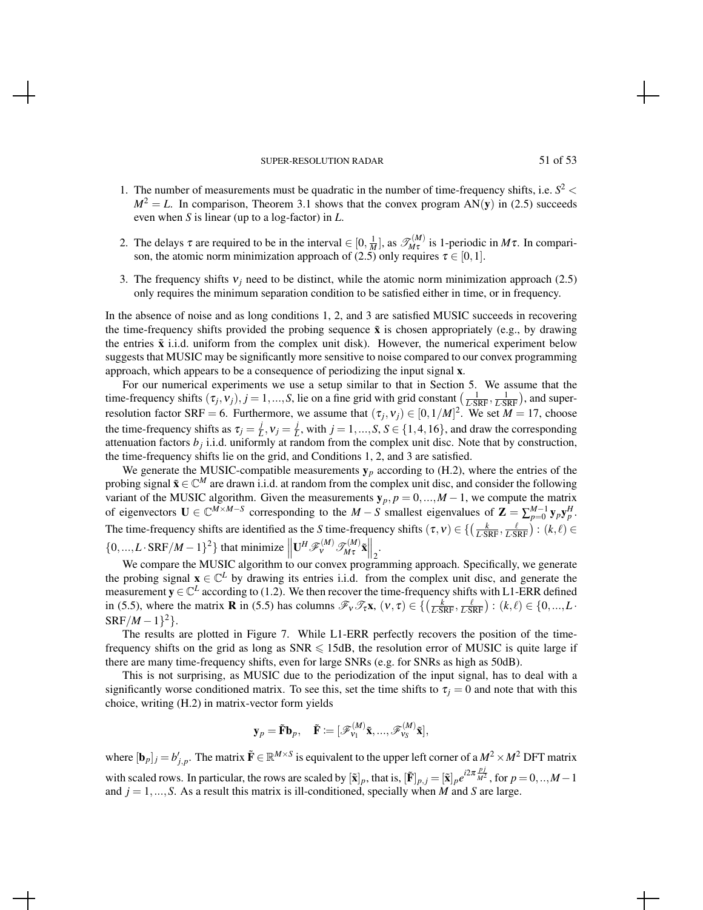1. The number of measurements must be quadratic in the number of time-frequency shifts, i.e. $S^2 < M^2 = L$. In comparison, Theorem 3.1 shows that the convex program $\text{AN}(\mathbf{y})$ in (2.5) succeeds even when $S$ is linear (up to a log-factor) in $L$.

2. The delays $\tau$ are required to be in the interval $\in [0, \frac{1}{M}]$, as $\mathscr{T}_{M\tau}^{(M)}$ is 1-periodic in $M\tau$. In comparison, the atomic norm minimization approach of (2.5) only requires $\tau \in [0,1]$.

3. The frequency shifts $\nu_j$ need to be distinct, while the atomic norm minimization approach (2.5) only requires the minimum separation condition to be satisfied either in time, or in frequency.

In the absence of noise and as long conditions 1, 2, and 3 are satisfied MUSIC succeeds in recovering the time-frequency shifts provided the probing sequence $\tilde{\mathbf{x}}$ is chosen appropriately (e.g., by drawing the entries $\tilde{\mathbf{x}}$ i.i.d. uniform from the complex unit disk). However, the numerical experiment below suggests that MUSIC may be significantly more sensitive to noise compared to our convex programming approach, which appears to be a consequence of periodizing the input signal $\mathbf{x}$.

For our numerical experiments we use a setup similar to that in Section 5. We assume that the time-frequency shifts $(\tau_j, \nu_j)$, $j = 1,...,S$, lie on a fine grid with grid constant $\left(\frac{1}{L \cdot \text{SRF}}, \frac{1}{L \cdot \text{SRF}}\right)$, and super-resolution factor $\text{SRF} = 6$. Furthermore, we assume that $(\tau_j, \nu_j) \in [0, 1/M]^2$. We set $M = 17$, choose the time-frequency shifts as $\tau_j = \frac{j}{L}, \nu_j = \frac{j}{L}$, with $j = 1,...,S$, $S \in \{1,4,16\}$, and draw the corresponding attenuation factors $b_j$ i.i.d. uniformly at random from the complex unit disc. Note that by construction, the time-frequency shifts lie on the grid, and Conditions 1, 2, and 3 are satisfied.

We generate the MUSIC-compatible measurements $\mathbf{y}_p$ according to (H.2), where the entries of the probing signal $\tilde{\mathbf{x}} \in \mathbb{C}^M$ are drawn i.i.d. at random from the complex unit disc, and consider the following variant of the MUSIC algorithm. Given the measurements $\mathbf{y}_p, p = 0,...,M-1$, we compute the matrix of eigenvectors $\mathbf{U} \in \mathbb{C}^{M \times M-S}$ corresponding to the $M - S$ smallest eigenvalues of $\mathbf{Z} = \sum_{p=0}^{M-1} \mathbf{y}_p \mathbf{y}_p^H$. The time-frequency shifts are identified as the $S$ time-frequency shifts $(\tau, \nu) \in \{\left(\frac{k}{L \cdot \text{SRF}}, \frac{\ell}{L \cdot \text{SRF}}\right) : (k,\ell) \in \{0,...,L \cdot \text{SRF}/M - 1\}^2\}$ that minimize $\left\|\mathbf{U}^H \mathscr{F}_{\nu}^{(M)} \mathscr{T}_{M\tau}^{(M)} \tilde{\mathbf{x}}\right\|_2$.

We compare the MUSIC algorithm to our convex programming approach. Specifically, we generate the probing signal $\mathbf{x} \in \mathbb{C}^L$ by drawing its entries i.i.d. from the complex unit disc, and generate the measurement $\mathbf{y} \in \mathbb{C}^L$ according to (1.2). We then recover the time-frequency shifts with L1-ERR defined in (5.5), where the matrix $\mathbf{R}$ in (5.5) has columns $\mathscr{F}_{\nu} \mathscr{T}_{\tau} \mathbf{x}$, $(\nu, \tau) \in \{\left(\frac{k}{L \cdot \text{SRF}}, \frac{\ell}{L \cdot \text{SRF}}\right) : (k,\ell) \in \{0,...,L \cdot \text{SRF}/M - 1\}^2\}$.

The results are plotted in Figure 7. While L1-ERR perfectly recovers the position of the time-frequency shifts on the grid as long as $\text{SNR} \leqslant 15\text{dB}$, the resolution error of MUSIC is quite large if there are many time-frequency shifts, even for large SNRs (e.g. for SNRs as high as 50dB).

This is not surprising, as MUSIC due to the periodization of the input signal, has to deal with a significantly worse conditioned matrix. To see this, set the time shifts to $\tau_j = 0$ and note that with this choice, writing (H.2) in matrix-vector form yields

$$\mathbf{y}_p = \tilde{\mathbf{F}} \mathbf{b}_p, \quad \tilde{\mathbf{F}} := [\mathscr{F}_{\nu_1}^{(M)} \tilde{\mathbf{x}}, ..., \mathscr{F}_{\nu_S}^{(M)} \tilde{\mathbf{x}}],$$

where $[\mathbf{b}_p]_j = b'_{j,p}$. The matrix $\tilde{\mathbf{F}} \in \mathbb{R}^{M \times S}$ is equivalent to the upper left corner of a $M^2 \times M^2$ DFT matrix with scaled rows. In particular, the rows are scaled by $[\tilde{\mathbf{x}}]_p$, that is, $[\tilde{\mathbf{F}}]_{p,j} = [\tilde{\mathbf{x}}]_p e^{i2\pi \frac{pj}{M^2}}$, for $p = 0,..,M-1$ and $j = 1,...,S$. As a result this matrix is ill-conditioned, specially when $M$ and $S$ are large.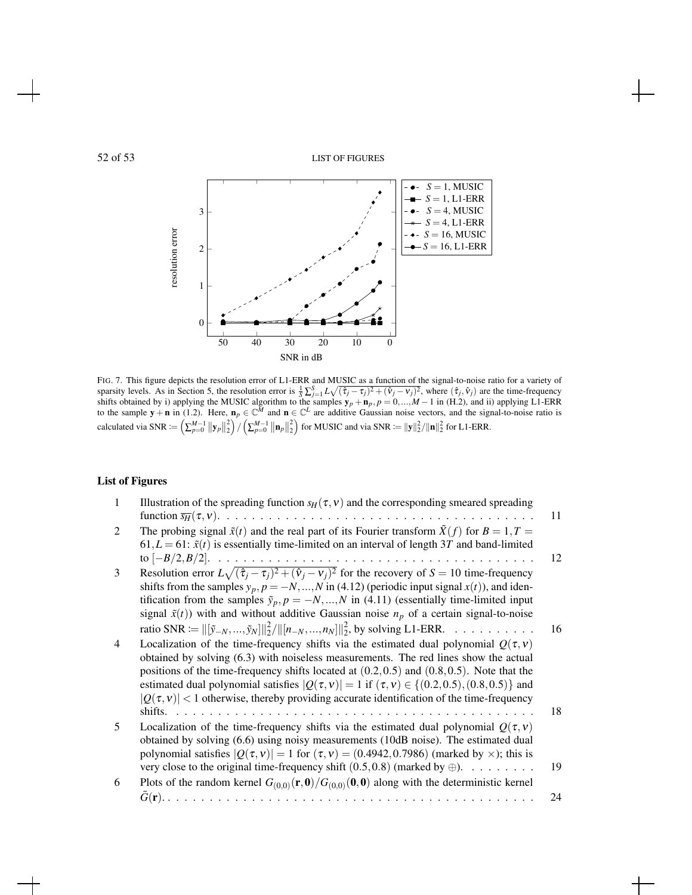FIG. 7. This figure depicts the resolution error of L1-ERR and MUSIC as a function of the signal-to-noise ratio for a variety of sparsity levels. As in Section 5, the resolution error is $\frac{1}{S}\sum_{j=1}^{S} L\sqrt{(\hat{\tau}_j - \tau_j)^2 + (\hat{\nu}_j - \nu_j)^2}$, where $(\hat{\tau}_j, \hat{\nu}_j)$ are the time-frequency shifts obtained by i) applying the MUSIC algorithm to the samples $\mathbf{y}_p + \mathbf{n}_p, p = 0,\dots,M-1$ in (H.2), and ii) applying L1-ERR to the sample $\mathbf{y} + \mathbf{n}$ in (1.2). Here, $\mathbf{n}_p \in \mathbb{C}^M$ and $\mathbf{n} \in \mathbb{C}^L$ are additive Gaussian noise vectors, and the signal-to-noise ratio is calculated via $\mathrm{SNR} := \left(\sum_{p=0}^{M-1} \|\mathbf{y}_p\|_2^2\right) / \left(\sum_{p=0}^{M-1} \|\mathbf{n}_p\|_2^2\right)$ for MUSIC and via $\mathrm{SNR} := \|\mathbf{y}\|_2^2 / \|\mathbf{n}\|_2^2$ for L1-ERR.

## List of Figures

1. Illustration of the spreading function $s_H(\tau, \nu)$ and the corresponding smeared spreading function $\overline{s_H}(\tau, \nu)$. . . . 11
2. The probing signal $\tilde{x}(t)$ and the real part of its Fourier transform $\tilde{X}(f)$ for $B = 1, T = 61, L = 61$: $\tilde{x}(t)$ is essentially time-limited on an interval of length $3T$ and band-limited to $[-B/2, B/2]$. . . . 12
3. Resolution error $L\sqrt{(\hat{\tau}_j - \tau_j)^2 + (\hat{\nu}_j - \nu_j)^2}$ for the recovery of $S = 10$ time-frequency shifts from the samples $y_p, p = -N,\dots,N$ in (4.12) (periodic input signal $x(t)$), and identification from the samples $\tilde{y}_p, p = -N,\dots,N$ in (4.11) (essentially time-limited input signal $\tilde{x}(t)$) with and without additive Gaussian noise $n_p$ of a certain signal-to-noise ratio $\mathrm{SNR} := \|[\tilde{y}_{-N},\dots,\tilde{y}_N]\|_2^2 / \|[n_{-N},\dots,n_N]\|_2^2$, by solving L1-ERR. . . . 16
4. Localization of the time-frequency shifts via the estimated dual polynomial $Q(\tau, \nu)$ obtained by solving (6.3) with noiseless measurements. The red lines show the actual positions of the time-frequency shifts located at $(0.2, 0.5)$ and $(0.8, 0.5)$. Note that the estimated dual polynomial satisfies $|Q(\tau, \nu)| = 1$ if $(\tau, \nu) \in \{(0.2, 0.5), (0.8, 0.5)\}$ and $|Q(\tau, \nu)| < 1$ otherwise, thereby providing accurate identification of the time-frequency shifts. . . . 18
5. Localization of the time-frequency shifts via the estimated dual polynomial $Q(\tau, \nu)$ obtained by solving (6.6) using noisy measurements (10dB noise). The estimated dual polynomial satisfies $|Q(\tau, \nu)| = 1$ for $(\tau, \nu) = (0.4942, 0.7986)$ (marked by $\times$); this is very close to the original time-frequency shift $(0.5, 0.8)$ (marked by $\oplus$). . . . 19
6. Plots of the random kernel $G_{(0,0)}(\mathbf{r}, \mathbf{0}) / G_{(0,0)}(\mathbf{0}, \mathbf{0})$ along with the deterministic kernel $\bar{G}(\mathbf{r})$. . . . 24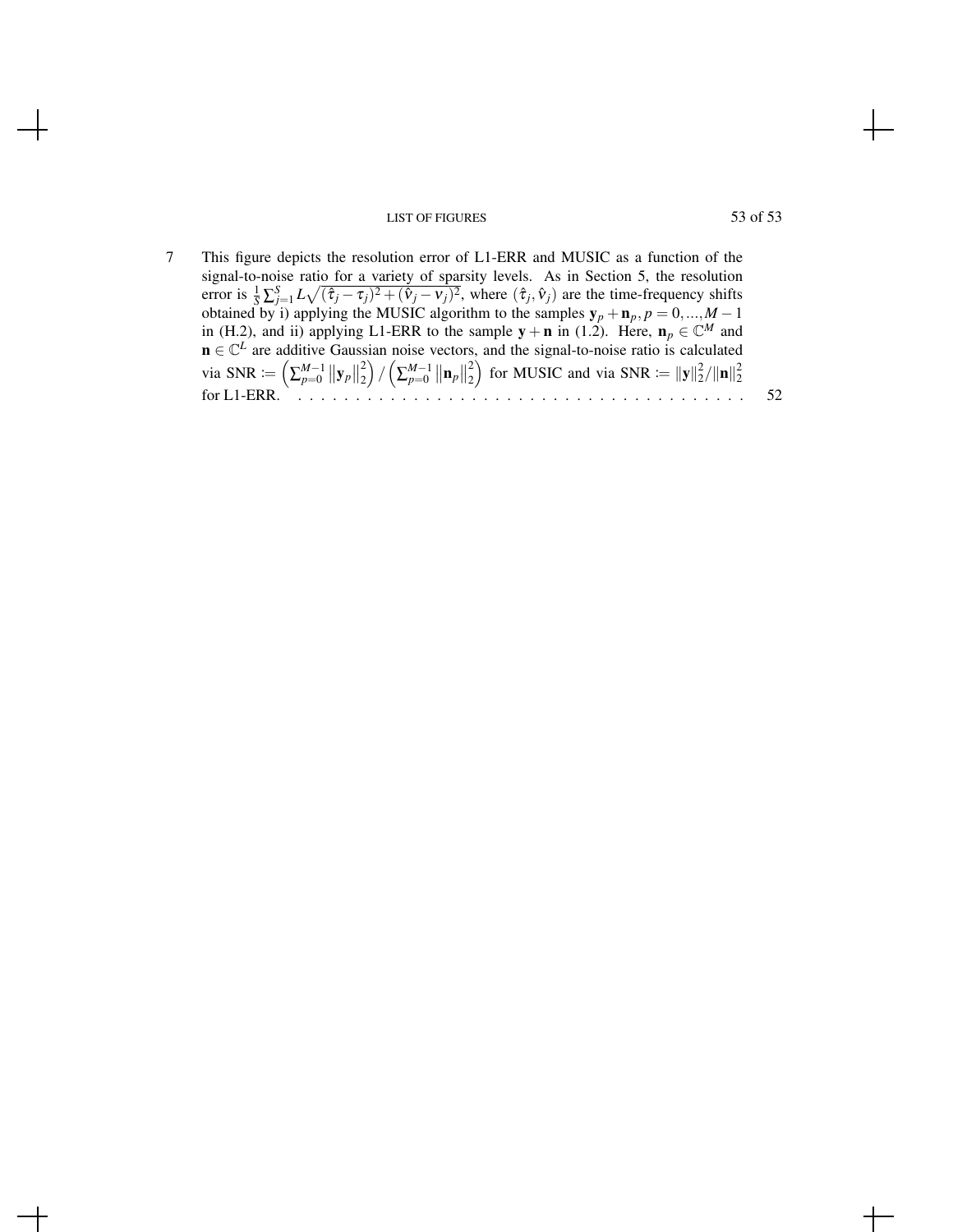7 This figure depicts the resolution error of L1-ERR and MUSIC as a function of the signal-to-noise ratio for a variety of sparsity levels. As in Section 5, the resolution error is $\frac{1}{S}\sum_{j=1}^{S} L\sqrt{(\hat{\tau}_j - \tau_j)^2 + (\hat{\nu}_j - \nu_j)^2}$, where $(\hat{\tau}_j, \hat{\nu}_j)$ are the time-frequency shifts obtained by i) applying the MUSIC algorithm to the samples $\mathbf{y}_p + \mathbf{n}_p, p = 0, \ldots, M-1$ in (H.2), and ii) applying L1-ERR to the sample $\mathbf{y} + \mathbf{n}$ in (1.2). Here, $\mathbf{n}_p \in \mathbb{C}^M$ and $\mathbf{n} \in \mathbb{C}^L$ are additive Gaussian noise vectors, and the signal-to-noise ratio is calculated via $\mathrm{SNR} \coloneqq \left(\sum_{p=0}^{M-1} \|\mathbf{y}_p\|_2^2\right) / \left(\sum_{p=0}^{M-1} \|\mathbf{n}_p\|_2^2\right)$ for MUSIC and via $\mathrm{SNR} \coloneqq \|\mathbf{y}\|_2^2 / \|\mathbf{n}\|_2^2$ for L1-ERR. . . . . . . . . . . . . . . . . . . . . . . . . . . . . . . . . . . . . . . 52